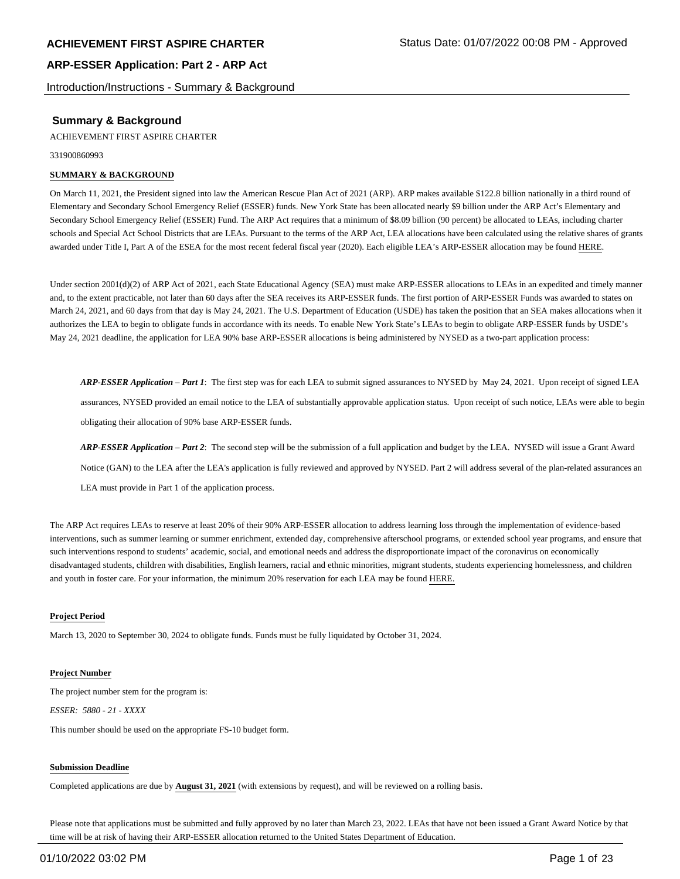## Summary & Background

ACHIEVEMENT FIRST ASPIRE CHARTER

331900860993

**SUMMARY & BACKGROUND**

On March 11, 2021, the President signed into law the American Rescue Plan Act of 2021 (ARP). ARP makes available $122.8 billion nationally in a third round of Elementary and Secondary School Emergency Relief (ESSER) funds. New York State has been allocated nearly $9 billion under the ARP Act's Elementary and Secondary School Emergency Relief (ESSER) Fund. The ARP Act requires that a minimum of $8.09 billion (90 percent) be allocated to LEAs, including charter schools and Special Act School Districts that are LEAs. Pursuant to the terms of the ARP Act, LEA allocations have been calculated using the relative shares of grants awarded under Title I, Part A of the ESEA for the most recent federal fiscal year (2020). Each eligible LEA's ARP-ESSER allocation may be found HERE.

Under section 2001(d)(2) of ARP Act of 2021, each State Educational Agency (SEA) must make ARP-ESSER allocations to LEAs in an expedited and timely manner and, to the extent practicable, not later than 60 days after the SEA receives its ARP-ESSER funds. The first portion of ARP-ESSER Funds was awarded to states on March 24, 2021, and 60 days from that day is May 24, 2021. The U.S. Department of Education (USDE) has taken the position that an SEA makes allocations when it authorizes the LEA to begin to obligate funds in accordance with its needs. To enable New York State's LEAs to begin to obligate ARP-ESSER funds by USDE's May 24, 2021 deadline, the application for LEA 90% base ARP-ESSER allocations is being administered by NYSED as a two-part application process:

> ***ARP-ESSER Application – Part 1***: The first step was for each LEA to submit signed assurances to NYSED by May 24, 2021. Upon receipt of signed LEA assurances, NYSED provided an email notice to the LEA of substantially approvable application status. Upon receipt of such notice, LEAs were able to begin obligating their allocation of 90% base ARP-ESSER funds.
>
> ***ARP-ESSER Application – Part 2***: The second step will be the submission of a full application and budget by the LEA. NYSED will issue a Grant Award Notice (GAN) to the LEA after the LEA's application is fully reviewed and approved by NYSED. Part 2 will address several of the plan-related assurances an LEA must provide in Part 1 of the application process.

The ARP Act requires LEAs to reserve at least 20% of their 90% ARP-ESSER allocation to address learning loss through the implementation of evidence-based interventions, such as summer learning or summer enrichment, extended day, comprehensive afterschool programs, or extended school year programs, and ensure that such interventions respond to students' academic, social, and emotional needs and address the disproportionate impact of the coronavirus on economically disadvantaged students, children with disabilities, English learners, racial and ethnic minorities, migrant students, students experiencing homelessness, and children and youth in foster care. For your information, the minimum 20% reservation for each LEA may be found HERE.

**Project Period**

March 13, 2020 to September 30, 2024 to obligate funds. Funds must be fully liquidated by October 31, 2024.

**Project Number**

The project number stem for the program is:

*ESSER: 5880 - 21 - XXXX*

This number should be used on the appropriate FS-10 budget form.

**Submission Deadline**

Completed applications are due by **August 31, 2021** (with extensions by request), and will be reviewed on a rolling basis.

Please note that applications must be submitted and fully approved by no later than March 23, 2022. LEAs that have not been issued a Grant Award Notice by that time will be at risk of having their ARP-ESSER allocation returned to the United States Department of Education.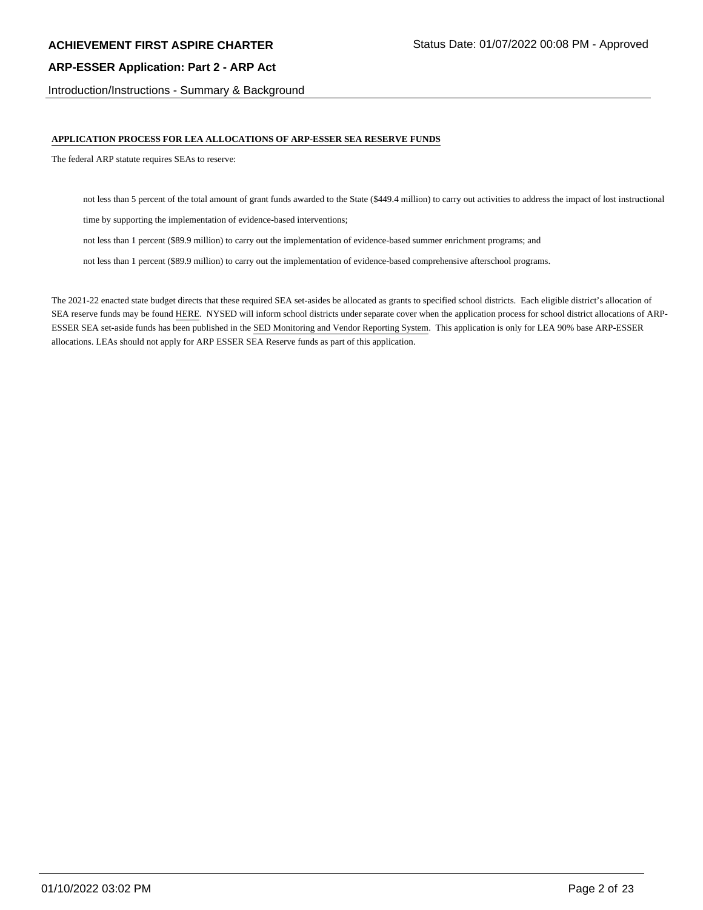Introduction/Instructions - Summary & Background

**APPLICATION PROCESS FOR LEA ALLOCATIONS OF ARP-ESSER SEA RESERVE FUNDS**

The federal ARP statute requires SEAs to reserve:

- not less than 5 percent of the total amount of grant funds awarded to the State ($449.4 million) to carry out activities to address the impact of lost instructional time by supporting the implementation of evidence-based interventions;
- not less than 1 percent ($89.9 million) to carry out the implementation of evidence-based summer enrichment programs; and
- not less than 1 percent ($89.9 million) to carry out the implementation of evidence-based comprehensive afterschool programs.

The 2021-22 enacted state budget directs that these required SEA set-asides be allocated as grants to specified school districts. Each eligible district's allocation of SEA reserve funds may be found HERE. NYSED will inform school districts under separate cover when the application process for school district allocations of ARP-ESSER SEA set-aside funds has been published in the SED Monitoring and Vendor Reporting System. This application is only for LEA 90% base ARP-ESSER allocations. LEAs should not apply for ARP ESSER SEA Reserve funds as part of this application.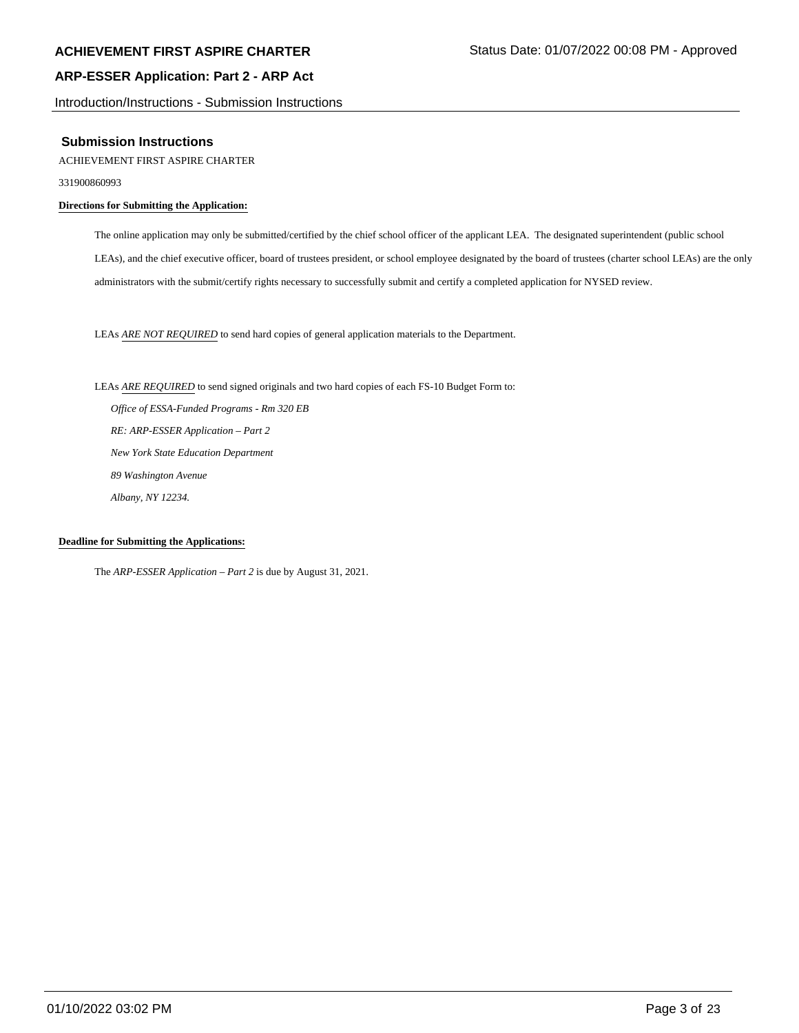## Submission Instructions

ACHIEVEMENT FIRST ASPIRE CHARTER

331900860993

**Directions for Submitting the Application:**

The online application may only be submitted/certified by the chief school officer of the applicant LEA. The designated superintendent (public school LEAs), and the chief executive officer, board of trustees president, or school employee designated by the board of trustees (charter school LEAs) are the only administrators with the submit/certify rights necessary to successfully submit and certify a completed application for NYSED review.

LEAs *ARE NOT REQUIRED* to send hard copies of general application materials to the Department.

LEAs *ARE REQUIRED* to send signed originals and two hard copies of each FS-10 Budget Form to:

*Office of ESSA-Funded Programs - Rm 320 EB*
*RE: ARP-ESSER Application – Part 2*
*New York State Education Department*
*89 Washington Avenue*
*Albany, NY 12234.*

**Deadline for Submitting the Applications:**

The *ARP-ESSER Application – Part 2* is due by August 31, 2021.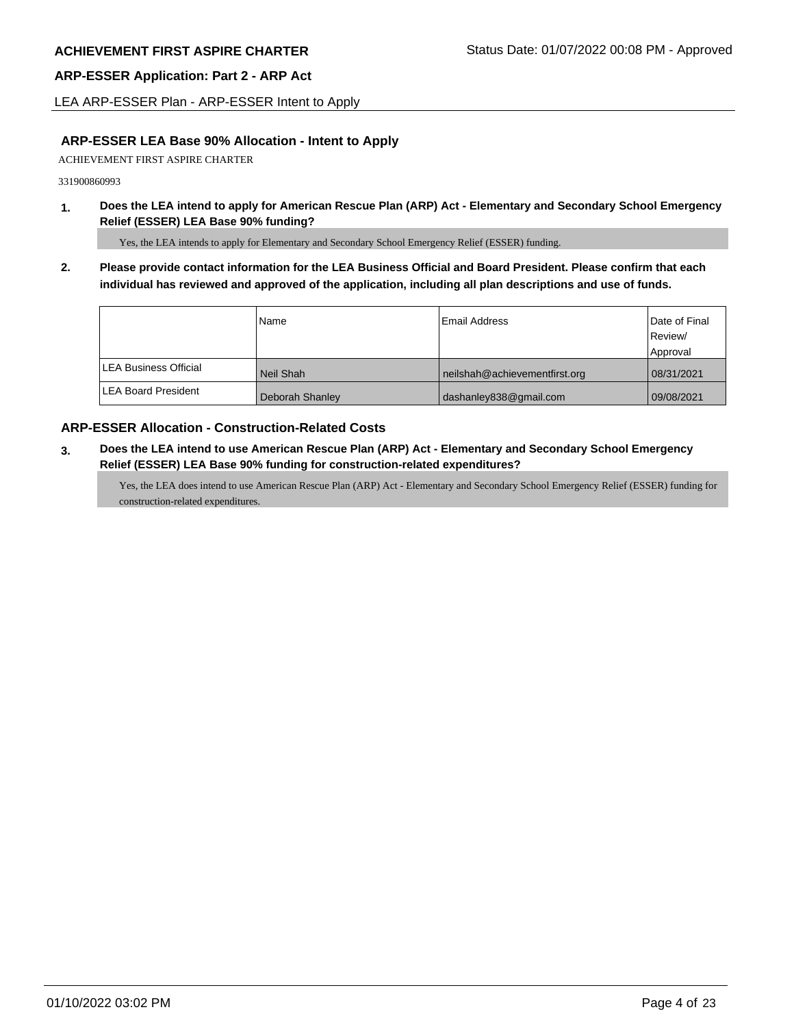**ACHIEVEMENT FIRST ASPIRE CHARTER**

Status Date: 01/07/2022 00:08 PM - Approved

**ARP-ESSER Application: Part 2 - ARP Act**

LEA ARP-ESSER Plan - ARP-ESSER Intent to Apply

## ARP-ESSER LEA Base 90% Allocation - Intent to Apply

ACHIEVEMENT FIRST ASPIRE CHARTER

331900860993

**1. Does the LEA intend to apply for American Rescue Plan (ARP) Act - Elementary and Secondary School Emergency Relief (ESSER) LEA Base 90% funding?**

Yes, the LEA intends to apply for Elementary and Secondary School Emergency Relief (ESSER) funding.

**2. Please provide contact information for the LEA Business Official and Board President. Please confirm that each individual has reviewed and approved of the application, including all plan descriptions and use of funds.**

| | Name | Email Address | Date of Final Review/ Approval |
|---|---|---|---|
| LEA Business Official | Neil Shah | neilshah@achievementfirst.org | 08/31/2021 |
| LEA Board President | Deborah Shanley | dashanley838@gmail.com | 09/08/2021 |

## ARP-ESSER Allocation - Construction-Related Costs

**3. Does the LEA intend to use American Rescue Plan (ARP) Act - Elementary and Secondary School Emergency Relief (ESSER) LEA Base 90% funding for construction-related expenditures?**

Yes, the LEA does intend to use American Rescue Plan (ARP) Act - Elementary and Secondary School Emergency Relief (ESSER) funding for construction-related expenditures.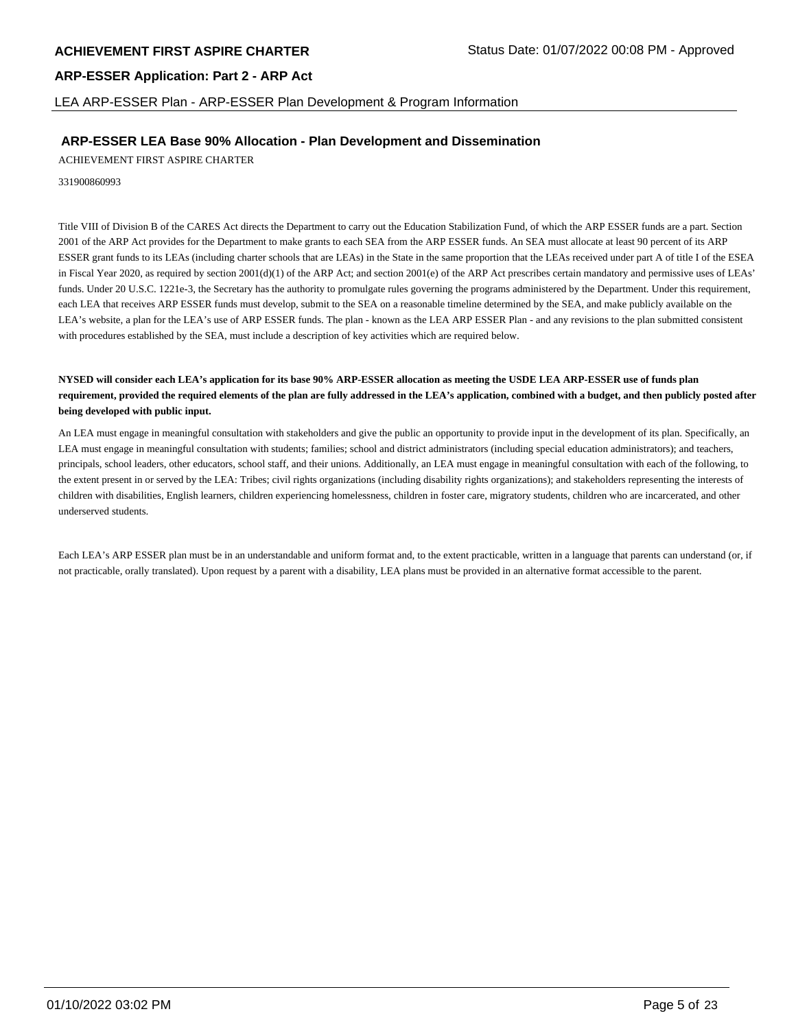## ARP-ESSER LEA Base 90% Allocation - Plan Development and Dissemination

ACHIEVEMENT FIRST ASPIRE CHARTER

331900860993

Title VIII of Division B of the CARES Act directs the Department to carry out the Education Stabilization Fund, of which the ARP ESSER funds are a part. Section 2001 of the ARP Act provides for the Department to make grants to each SEA from the ARP ESSER funds. An SEA must allocate at least 90 percent of its ARP ESSER grant funds to its LEAs (including charter schools that are LEAs) in the State in the same proportion that the LEAs received under part A of title I of the ESEA in Fiscal Year 2020, as required by section 2001(d)(1) of the ARP Act; and section 2001(e) of the ARP Act prescribes certain mandatory and permissive uses of LEAs' funds. Under 20 U.S.C. 1221e-3, the Secretary has the authority to promulgate rules governing the programs administered by the Department. Under this requirement, each LEA that receives ARP ESSER funds must develop, submit to the SEA on a reasonable timeline determined by the SEA, and make publicly available on the LEA's website, a plan for the LEA's use of ARP ESSER funds. The plan - known as the LEA ARP ESSER Plan - and any revisions to the plan submitted consistent with procedures established by the SEA, must include a description of key activities which are required below.

**NYSED will consider each LEA's application for its base 90% ARP-ESSER allocation as meeting the USDE LEA ARP-ESSER use of funds plan requirement, provided the required elements of the plan are fully addressed in the LEA's application, combined with a budget, and then publicly posted after being developed with public input.**

An LEA must engage in meaningful consultation with stakeholders and give the public an opportunity to provide input in the development of its plan. Specifically, an LEA must engage in meaningful consultation with students; families; school and district administrators (including special education administrators); and teachers, principals, school leaders, other educators, school staff, and their unions. Additionally, an LEA must engage in meaningful consultation with each of the following, to the extent present in or served by the LEA: Tribes; civil rights organizations (including disability rights organizations); and stakeholders representing the interests of children with disabilities, English learners, children experiencing homelessness, children in foster care, migratory students, children who are incarcerated, and other underserved students.

Each LEA's ARP ESSER plan must be in an understandable and uniform format and, to the extent practicable, written in a language that parents can understand (or, if not practicable, orally translated). Upon request by a parent with a disability, LEA plans must be provided in an alternative format accessible to the parent.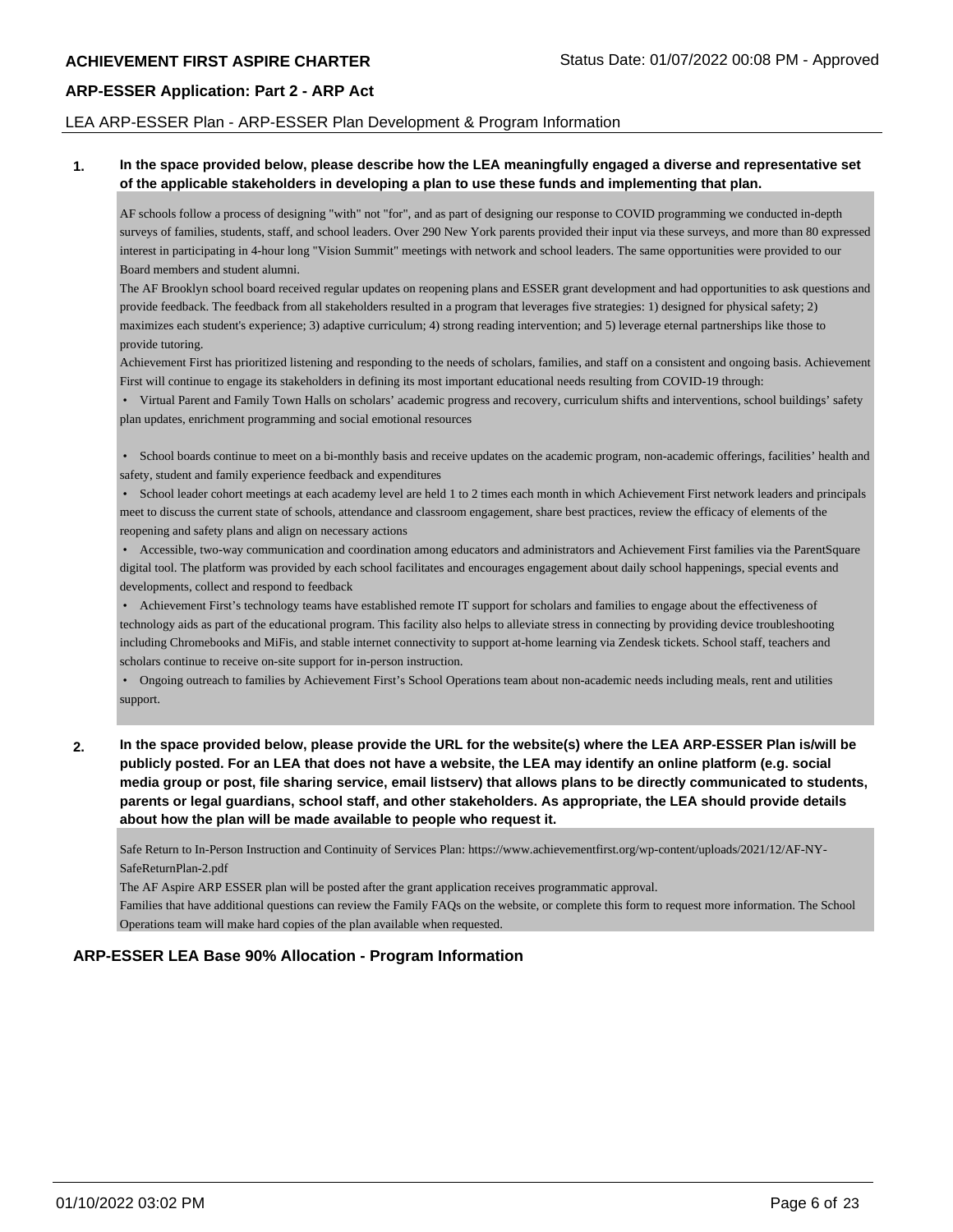## LEA ARP-ESSER Plan - ARP-ESSER Plan Development & Program Information

**1. In the space provided below, please describe how the LEA meaningfully engaged a diverse and representative set of the applicable stakeholders in developing a plan to use these funds and implementing that plan.**

AF schools follow a process of designing "with" not "for", and as part of designing our response to COVID programming we conducted in-depth surveys of families, students, staff, and school leaders. Over 290 New York parents provided their input via these surveys, and more than 80 expressed interest in participating in 4-hour long "Vision Summit" meetings with network and school leaders. The same opportunities were provided to our Board members and student alumni.

The AF Brooklyn school board received regular updates on reopening plans and ESSER grant development and had opportunities to ask questions and provide feedback. The feedback from all stakeholders resulted in a program that leverages five strategies: 1) designed for physical safety; 2) maximizes each student's experience; 3) adaptive curriculum; 4) strong reading intervention; and 5) leverage eternal partnerships like those to provide tutoring.

Achievement First has prioritized listening and responding to the needs of scholars, families, and staff on a consistent and ongoing basis. Achievement First will continue to engage its stakeholders in defining its most important educational needs resulting from COVID-19 through:

- Virtual Parent and Family Town Halls on scholars' academic progress and recovery, curriculum shifts and interventions, school buildings' safety plan updates, enrichment programming and social emotional resources
- School boards continue to meet on a bi-monthly basis and receive updates on the academic program, non-academic offerings, facilities' health and safety, student and family experience feedback and expenditures
- School leader cohort meetings at each academy level are held 1 to 2 times each month in which Achievement First network leaders and principals meet to discuss the current state of schools, attendance and classroom engagement, share best practices, review the efficacy of elements of the reopening and safety plans and align on necessary actions
- Accessible, two-way communication and coordination among educators and administrators and Achievement First families via the ParentSquare digital tool. The platform was provided by each school facilitates and encourages engagement about daily school happenings, special events and developments, collect and respond to feedback
- Achievement First's technology teams have established remote IT support for scholars and families to engage about the effectiveness of technology aids as part of the educational program. This facility also helps to alleviate stress in connecting by providing device troubleshooting including Chromebooks and MiFis, and stable internet connectivity to support at-home learning via Zendesk tickets. School staff, teachers and scholars continue to receive on-site support for in-person instruction.
- Ongoing outreach to families by Achievement First's School Operations team about non-academic needs including meals, rent and utilities support.

**2. In the space provided below, please provide the URL for the website(s) where the LEA ARP-ESSER Plan is/will be publicly posted. For an LEA that does not have a website, the LEA may identify an online platform (e.g. social media group or post, file sharing service, email listserv) that allows plans to be directly communicated to students, parents or legal guardians, school staff, and other stakeholders. As appropriate, the LEA should provide details about how the plan will be made available to people who request it.**

Safe Return to In-Person Instruction and Continuity of Services Plan: https://www.achievementfirst.org/wp-content/uploads/2021/12/AF-NY-SafeReturnPlan-2.pdf

The AF Aspire ARP ESSER plan will be posted after the grant application receives programmatic approval.

Families that have additional questions can review the Family FAQs on the website, or complete this form to request more information. The School Operations team will make hard copies of the plan available when requested.

## ARP-ESSER LEA Base 90% Allocation - Program Information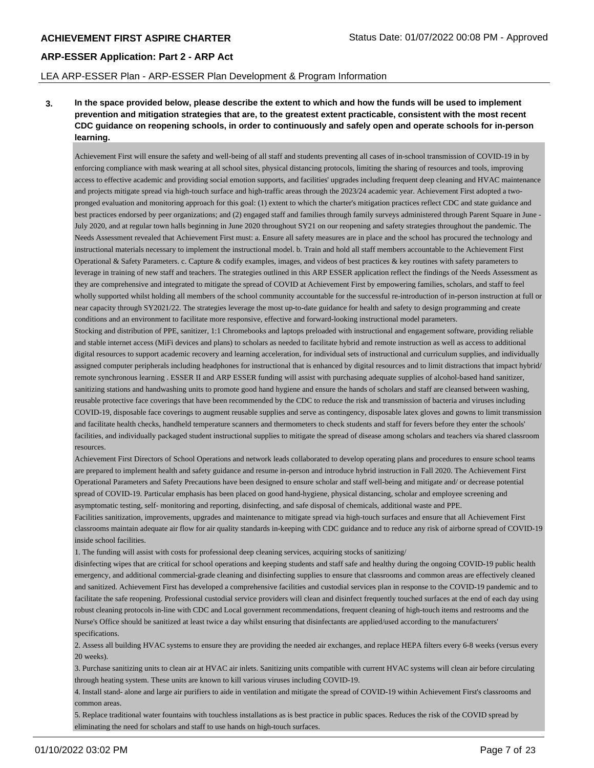**ACHIEVEMENT FIRST ASPIRE CHARTER** Status Date: 01/07/2022 00:08 PM - Approved

**ARP-ESSER Application: Part 2 - ARP Act**

LEA ARP-ESSER Plan - ARP-ESSER Plan Development & Program Information

**3. In the space provided below, please describe the extent to which and how the funds will be used to implement prevention and mitigation strategies that are, to the greatest extent practicable, consistent with the most recent CDC guidance on reopening schools, in order to continuously and safely open and operate schools for in-person learning.**

Achievement First will ensure the safety and well-being of all staff and students preventing all cases of in-school transmission of COVID-19 in by enforcing compliance with mask wearing at all school sites, physical distancing protocols, limiting the sharing of resources and tools, improving access to effective academic and providing social emotion supports, and facilities' upgrades including frequent deep cleaning and HVAC maintenance and projects mitigate spread via high-touch surface and high-traffic areas through the 2023/24 academic year. Achievement First adopted a two-pronged evaluation and monitoring approach for this goal: (1) extent to which the charter's mitigation practices reflect CDC and state guidance and best practices endorsed by peer organizations; and (2) engaged staff and families through family surveys administered through Parent Square in June - July 2020, and at regular town halls beginning in June 2020 throughout SY21 on our reopening and safety strategies throughout the pandemic. The Needs Assessment revealed that Achievement First must: a. Ensure all safety measures are in place and the school has procured the technology and instructional materials necessary to implement the instructional model. b. Train and hold all staff members accountable to the Achievement First Operational & Safety Parameters. c. Capture & codify examples, images, and videos of best practices & key routines with safety parameters to leverage in training of new staff and teachers. The strategies outlined in this ARP ESSER application reflect the findings of the Needs Assessment as they are comprehensive and integrated to mitigate the spread of COVID at Achievement First by empowering families, scholars, and staff to feel wholly supported whilst holding all members of the school community accountable for the successful re-introduction of in-person instruction at full or near capacity through SY2021/22. The strategies leverage the most up-to-date guidance for health and safety to design programming and create conditions and an environment to facilitate more responsive, effective and forward-looking instructional model parameters.

Stocking and distribution of PPE, sanitizer, 1:1 Chromebooks and laptops preloaded with instructional and engagement software, providing reliable and stable internet access (MiFi devices and plans) to scholars as needed to facilitate hybrid and remote instruction as well as access to additional digital resources to support academic recovery and learning acceleration, for individual sets of instructional and curriculum supplies, and individually assigned computer peripherals including headphones for instructional that is enhanced by digital resources and to limit distractions that impact hybrid/ remote synchronous learning . ESSER II and ARP ESSER funding will assist with purchasing adequate supplies of alcohol-based hand sanitizer, sanitizing stations and handwashing units to promote good hand hygiene and ensure the hands of scholars and staff are cleansed between washing, reusable protective face coverings that have been recommended by the CDC to reduce the risk and transmission of bacteria and viruses including COVID-19, disposable face coverings to augment reusable supplies and serve as contingency, disposable latex gloves and gowns to limit transmission and facilitate health checks, handheld temperature scanners and thermometers to check students and staff for fevers before they enter the schools' facilities, and individually packaged student instructional supplies to mitigate the spread of disease among scholars and teachers via shared classroom resources.

Achievement First Directors of School Operations and network leads collaborated to develop operating plans and procedures to ensure school teams are prepared to implement health and safety guidance and resume in-person and introduce hybrid instruction in Fall 2020. The Achievement First Operational Parameters and Safety Precautions have been designed to ensure scholar and staff well-being and mitigate and/ or decrease potential spread of COVID-19. Particular emphasis has been placed on good hand-hygiene, physical distancing, scholar and employee screening and asymptomatic testing, self- monitoring and reporting, disinfecting, and safe disposal of chemicals, additional waste and PPE.

Facilities sanitization, improvements, upgrades and maintenance to mitigate spread via high-touch surfaces and ensure that all Achievement First classrooms maintain adequate air flow for air quality standards in-keeping with CDC guidance and to reduce any risk of airborne spread of COVID-19 inside school facilities.

1. The funding will assist with costs for professional deep cleaning services, acquiring stocks of sanitizing/ disinfecting wipes that are critical for school operations and keeping students and staff safe and healthy during the ongoing COVID-19 public health emergency, and additional commercial-grade cleaning and disinfecting supplies to ensure that classrooms and common areas are effectively cleaned and sanitized. Achievement First has developed a comprehensive facilities and custodial services plan in response to the COVID-19 pandemic and to facilitate the safe reopening. Professional custodial service providers will clean and disinfect frequently touched surfaces at the end of each day using robust cleaning protocols in-line with CDC and Local government recommendations, frequent cleaning of high-touch items and restrooms and the Nurse's Office should be sanitized at least twice a day whilst ensuring that disinfectants are applied/used according to the manufacturers' specifications.
2. Assess all building HVAC systems to ensure they are providing the needed air exchanges, and replace HEPA filters every 6-8 weeks (versus every 20 weeks).
3. Purchase sanitizing units to clean air at HVAC air inlets. Sanitizing units compatible with current HVAC systems will clean air before circulating through heating system. These units are known to kill various viruses including COVID-19.
4. Install stand- alone and large air purifiers to aide in ventilation and mitigate the spread of COVID-19 within Achievement First's classrooms and common areas.
5. Replace traditional water fountains with touchless installations as is best practice in public spaces. Reduces the risk of the COVID spread by eliminating the need for scholars and staff to use hands on high-touch surfaces.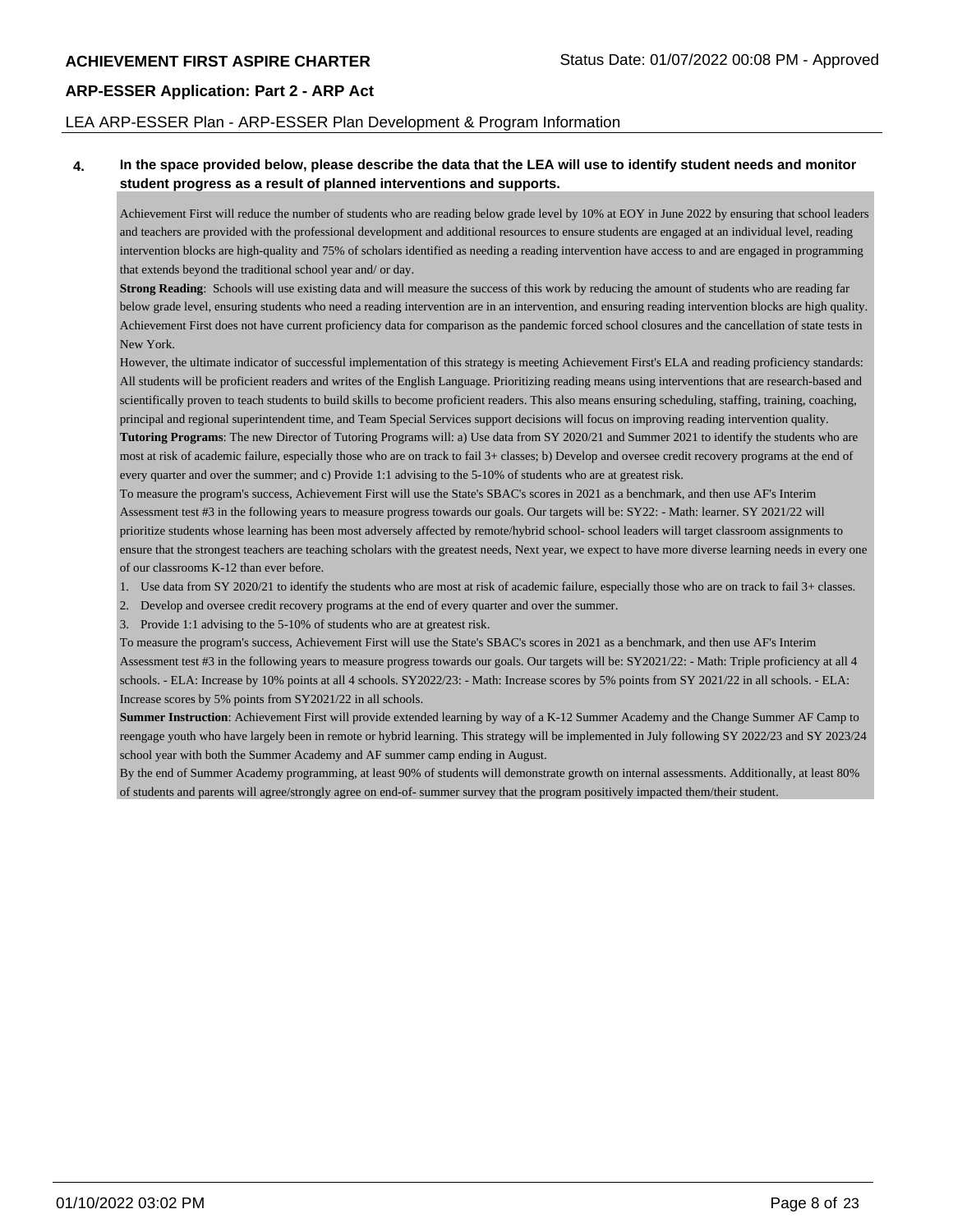**4. In the space provided below, please describe the data that the LEA will use to identify student needs and monitor student progress as a result of planned interventions and supports.**

Achievement First will reduce the number of students who are reading below grade level by 10% at EOY in June 2022 by ensuring that school leaders and teachers are provided with the professional development and additional resources to ensure students are engaged at an individual level, reading intervention blocks are high-quality and 75% of scholars identified as needing a reading intervention have access to and are engaged in programming that extends beyond the traditional school year and/ or day.

**Strong Reading**: Schools will use existing data and will measure the success of this work by reducing the amount of students who are reading far below grade level, ensuring students who need a reading intervention are in an intervention, and ensuring reading intervention blocks are high quality. Achievement First does not have current proficiency data for comparison as the pandemic forced school closures and the cancellation of state tests in New York.

However, the ultimate indicator of successful implementation of this strategy is meeting Achievement First's ELA and reading proficiency standards: All students will be proficient readers and writes of the English Language. Prioritizing reading means using interventions that are research-based and scientifically proven to teach students to build skills to become proficient readers. This also means ensuring scheduling, staffing, training, coaching, principal and regional superintendent time, and Team Special Services support decisions will focus on improving reading intervention quality.

**Tutoring Programs**: The new Director of Tutoring Programs will: a) Use data from SY 2020/21 and Summer 2021 to identify the students who are most at risk of academic failure, especially those who are on track to fail 3+ classes; b) Develop and oversee credit recovery programs at the end of every quarter and over the summer; and c) Provide 1:1 advising to the 5-10% of students who are at greatest risk.

To measure the program's success, Achievement First will use the State's SBAC's scores in 2021 as a benchmark, and then use AF's Interim Assessment test #3 in the following years to measure progress towards our goals. Our targets will be: SY22: - Math: learner. SY 2021/22 will prioritize students whose learning has been most adversely affected by remote/hybrid school- school leaders will target classroom assignments to ensure that the strongest teachers are teaching scholars with the greatest needs, Next year, we expect to have more diverse learning needs in every one of our classrooms K-12 than ever before.

1. Use data from SY 2020/21 to identify the students who are most at risk of academic failure, especially those who are on track to fail 3+ classes.
2. Develop and oversee credit recovery programs at the end of every quarter and over the summer.
3. Provide 1:1 advising to the 5-10% of students who are at greatest risk.

To measure the program's success, Achievement First will use the State's SBAC's scores in 2021 as a benchmark, and then use AF's Interim Assessment test #3 in the following years to measure progress towards our goals. Our targets will be: SY2021/22: - Math: Triple proficiency at all 4 schools. - ELA: Increase by 10% points at all 4 schools. SY2022/23: - Math: Increase scores by 5% points from SY 2021/22 in all schools. - ELA: Increase scores by 5% points from SY2021/22 in all schools.

**Summer Instruction**: Achievement First will provide extended learning by way of a K-12 Summer Academy and the Change Summer AF Camp to reengage youth who have largely been in remote or hybrid learning. This strategy will be implemented in July following SY 2022/23 and SY 2023/24 school year with both the Summer Academy and AF summer camp ending in August.

By the end of Summer Academy programming, at least 90% of students will demonstrate growth on internal assessments. Additionally, at least 80% of students and parents will agree/strongly agree on end-of- summer survey that the program positively impacted them/their student.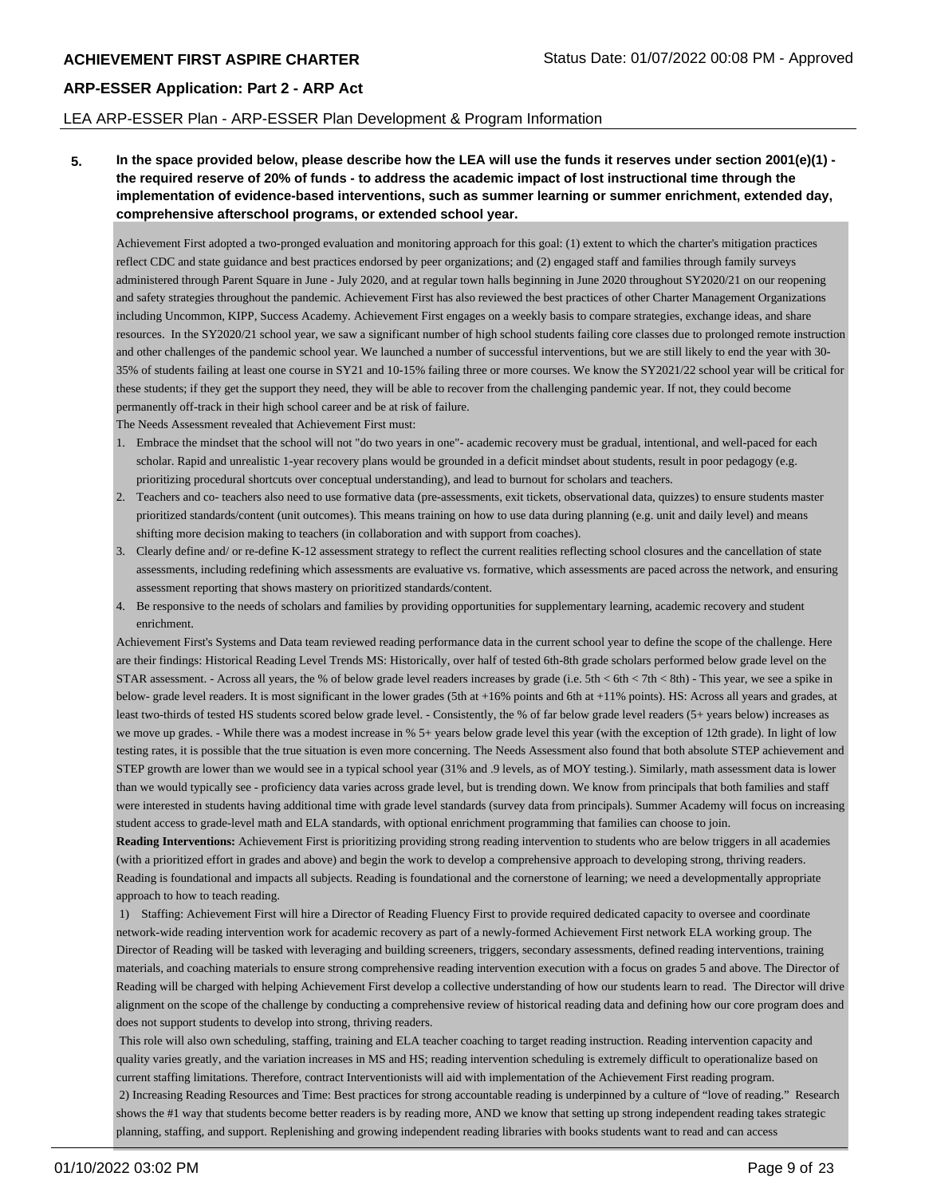**5. In the space provided below, please describe how the LEA will use the funds it reserves under section 2001(e)(1) - the required reserve of 20% of funds - to address the academic impact of lost instructional time through the implementation of evidence-based interventions, such as summer learning or summer enrichment, extended day, comprehensive afterschool programs, or extended school year.**

Achievement First adopted a two-pronged evaluation and monitoring approach for this goal: (1) extent to which the charter's mitigation practices reflect CDC and state guidance and best practices endorsed by peer organizations; and (2) engaged staff and families through family surveys administered through Parent Square in June - July 2020, and at regular town halls beginning in June 2020 throughout SY2020/21 on our reopening and safety strategies throughout the pandemic. Achievement First has also reviewed the best practices of other Charter Management Organizations including Uncommon, KIPP, Success Academy. Achievement First engages on a weekly basis to compare strategies, exchange ideas, and share resources. In the SY2020/21 school year, we saw a significant number of high school students failing core classes due to prolonged remote instruction and other challenges of the pandemic school year. We launched a number of successful interventions, but we are still likely to end the year with 30-35% of students failing at least one course in SY21 and 10-15% failing three or more courses. We know the SY2021/22 school year will be critical for these students; if they get the support they need, they will be able to recover from the challenging pandemic year. If not, they could become permanently off-track in their high school career and be at risk of failure.

The Needs Assessment revealed that Achievement First must:

1. Embrace the mindset that the school will not "do two years in one"- academic recovery must be gradual, intentional, and well-paced for each scholar. Rapid and unrealistic 1-year recovery plans would be grounded in a deficit mindset about students, result in poor pedagogy (e.g. prioritizing procedural shortcuts over conceptual understanding), and lead to burnout for scholars and teachers.
2. Teachers and co- teachers also need to use formative data (pre-assessments, exit tickets, observational data, quizzes) to ensure students master prioritized standards/content (unit outcomes). This means training on how to use data during planning (e.g. unit and daily level) and means shifting more decision making to teachers (in collaboration and with support from coaches).
3. Clearly define and/ or re-define K-12 assessment strategy to reflect the current realities reflecting school closures and the cancellation of state assessments, including redefining which assessments are evaluative vs. formative, which assessments are paced across the network, and ensuring assessment reporting that shows mastery on prioritized standards/content.
4. Be responsive to the needs of scholars and families by providing opportunities for supplementary learning, academic recovery and student enrichment.

Achievement First's Systems and Data team reviewed reading performance data in the current school year to define the scope of the challenge. Here are their findings: Historical Reading Level Trends MS: Historically, over half of tested 6th-8th grade scholars performed below grade level on the STAR assessment. - Across all years, the % of below grade level readers increases by grade (i.e. 5th < 6th < 7th < 8th) - This year, we see a spike in below- grade level readers. It is most significant in the lower grades (5th at +16% points and 6th at +11% points). HS: Across all years and grades, at least two-thirds of tested HS students scored below grade level. - Consistently, the % of far below grade level readers (5+ years below) increases as we move up grades. - While there was a modest increase in % 5+ years below grade level this year (with the exception of 12th grade). In light of low testing rates, it is possible that the true situation is even more concerning. The Needs Assessment also found that both absolute STEP achievement and STEP growth are lower than we would see in a typical school year (31% and .9 levels, as of MOY testing.). Similarly, math assessment data is lower than we would typically see - proficiency data varies across grade level, but is trending down. We know from principals that both families and staff were interested in students having additional time with grade level standards (survey data from principals). Summer Academy will focus on increasing student access to grade-level math and ELA standards, with optional enrichment programming that families can choose to join.

**Reading Interventions:** Achievement First is prioritizing providing strong reading intervention to students who are below triggers in all academies (with a prioritized effort in grades and above) and begin the work to develop a comprehensive approach to developing strong, thriving readers. Reading is foundational and impacts all subjects. Reading is foundational and the cornerstone of learning; we need a developmentally appropriate approach to how to teach reading.

1) Staffing: Achievement First will hire a Director of Reading Fluency First to provide required dedicated capacity to oversee and coordinate network-wide reading intervention work for academic recovery as part of a newly-formed Achievement First network ELA working group. The Director of Reading will be tasked with leveraging and building screeners, triggers, secondary assessments, defined reading interventions, training materials, and coaching materials to ensure strong comprehensive reading intervention execution with a focus on grades 5 and above. The Director of Reading will be charged with helping Achievement First develop a collective understanding of how our students learn to read. The Director will drive alignment on the scope of the challenge by conducting a comprehensive review of historical reading data and defining how our core program does and does not support students to develop into strong, thriving readers.

This role will also own scheduling, staffing, training and ELA teacher coaching to target reading instruction. Reading intervention capacity and quality varies greatly, and the variation increases in MS and HS; reading intervention scheduling is extremely difficult to operationalize based on current staffing limitations. Therefore, contract Interventionists will aid with implementation of the Achievement First reading program.

2) Increasing Reading Resources and Time: Best practices for strong accountable reading is underpinned by a culture of "love of reading." Research shows the #1 way that students become better readers is by reading more, AND we know that setting up strong independent reading takes strategic planning, staffing, and support. Replenishing and growing independent reading libraries with books students want to read and can access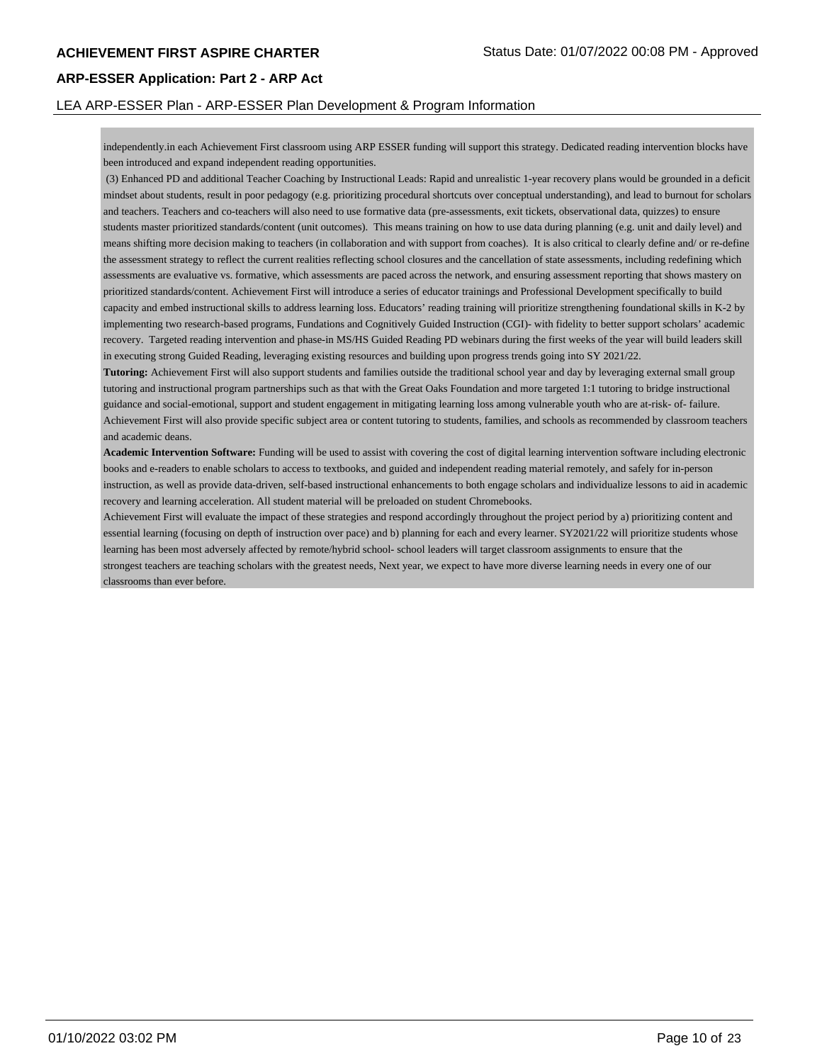independently.in each Achievement First classroom using ARP ESSER funding will support this strategy. Dedicated reading intervention blocks have been introduced and expand independent reading opportunities.

(3) Enhanced PD and additional Teacher Coaching by Instructional Leads: Rapid and unrealistic 1-year recovery plans would be grounded in a deficit mindset about students, result in poor pedagogy (e.g. prioritizing procedural shortcuts over conceptual understanding), and lead to burnout for scholars and teachers. Teachers and co-teachers will also need to use formative data (pre-assessments, exit tickets, observational data, quizzes) to ensure students master prioritized standards/content (unit outcomes). This means training on how to use data during planning (e.g. unit and daily level) and means shifting more decision making to teachers (in collaboration and with support from coaches). It is also critical to clearly define and/ or re-define the assessment strategy to reflect the current realities reflecting school closures and the cancellation of state assessments, including redefining which assessments are evaluative vs. formative, which assessments are paced across the network, and ensuring assessment reporting that shows mastery on prioritized standards/content. Achievement First will introduce a series of educator trainings and Professional Development specifically to build capacity and embed instructional skills to address learning loss. Educators' reading training will prioritize strengthening foundational skills in K-2 by implementing two research-based programs, Fundations and Cognitively Guided Instruction (CGI)- with fidelity to better support scholars' academic recovery. Targeted reading intervention and phase-in MS/HS Guided Reading PD webinars during the first weeks of the year will build leaders skill in executing strong Guided Reading, leveraging existing resources and building upon progress trends going into SY 2021/22.

**Tutoring:** Achievement First will also support students and families outside the traditional school year and day by leveraging external small group tutoring and instructional program partnerships such as that with the Great Oaks Foundation and more targeted 1:1 tutoring to bridge instructional guidance and social-emotional, support and student engagement in mitigating learning loss among vulnerable youth who are at-risk- of- failure. Achievement First will also provide specific subject area or content tutoring to students, families, and schools as recommended by classroom teachers and academic deans.

**Academic Intervention Software:** Funding will be used to assist with covering the cost of digital learning intervention software including electronic books and e-readers to enable scholars to access to textbooks, and guided and independent reading material remotely, and safely for in-person instruction, as well as provide data-driven, self-based instructional enhancements to both engage scholars and individualize lessons to aid in academic recovery and learning acceleration. All student material will be preloaded on student Chromebooks.

Achievement First will evaluate the impact of these strategies and respond accordingly throughout the project period by a) prioritizing content and essential learning (focusing on depth of instruction over pace) and b) planning for each and every learner. SY2021/22 will prioritize students whose learning has been most adversely affected by remote/hybrid school- school leaders will target classroom assignments to ensure that the strongest teachers are teaching scholars with the greatest needs, Next year, we expect to have more diverse learning needs in every one of our classrooms than ever before.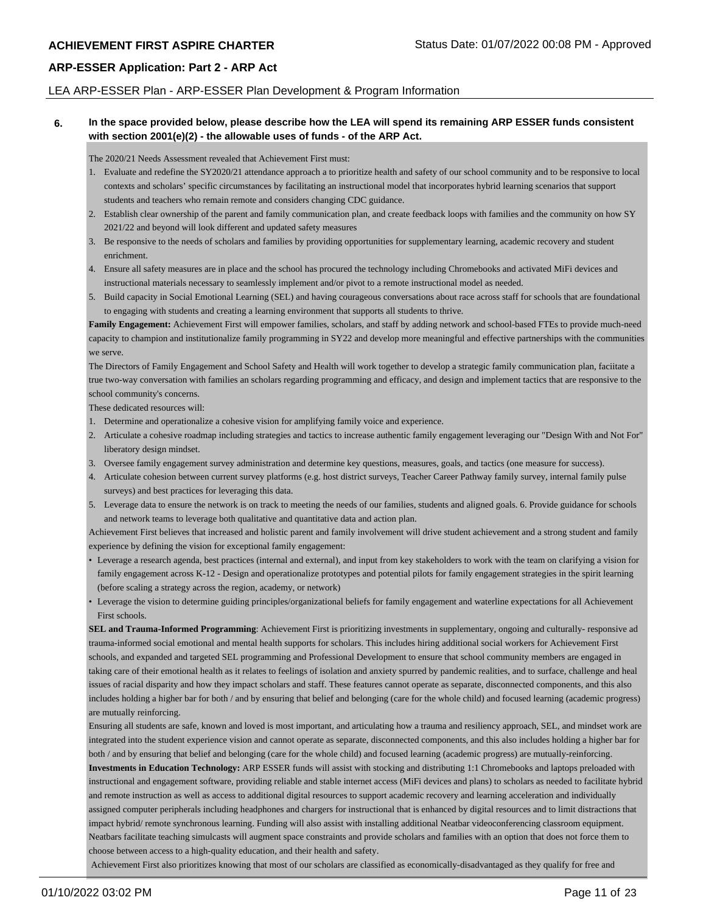**6. In the space provided below, please describe how the LEA will spend its remaining ARP ESSER funds consistent with section 2001(e)(2) - the allowable uses of funds - of the ARP Act.**

The 2020/21 Needs Assessment revealed that Achievement First must:

1. Evaluate and redefine the SY2020/21 attendance approach a to prioritize health and safety of our school community and to be responsive to local contexts and scholars' specific circumstances by facilitating an instructional model that incorporates hybrid learning scenarios that support students and teachers who remain remote and considers changing CDC guidance.
2. Establish clear ownership of the parent and family communication plan, and create feedback loops with families and the community on how SY 2021/22 and beyond will look different and updated safety measures
3. Be responsive to the needs of scholars and families by providing opportunities for supplementary learning, academic recovery and student enrichment.
4. Ensure all safety measures are in place and the school has procured the technology including Chromebooks and activated MiFi devices and instructional materials necessary to seamlessly implement and/or pivot to a remote instructional model as needed.
5. Build capacity in Social Emotional Learning (SEL) and having courageous conversations about race across staff for schools that are foundational to engaging with students and creating a learning environment that supports all students to thrive.

**Family Engagement:** Achievement First will empower families, scholars, and staff by adding network and school-based FTEs to provide much-need capacity to champion and institutionalize family programming in SY22 and develop more meaningful and effective partnerships with the communities we serve.

The Directors of Family Engagement and School Safety and Health will work together to develop a strategic family communication plan, faciitate a true two-way conversation with families an scholars regarding programming and efficacy, and design and implement tactics that are responsive to the school community's concerns.

These dedicated resources will:

1. Determine and operationalize a cohesive vision for amplifying family voice and experience.
2. Articulate a cohesive roadmap including strategies and tactics to increase authentic family engagement leveraging our "Design With and Not For" liberatory design mindset.
3. Oversee family engagement survey administration and determine key questions, measures, goals, and tactics (one measure for success).
4. Articulate cohesion between current survey platforms (e.g. host district surveys, Teacher Career Pathway family survey, internal family pulse surveys) and best practices for leveraging this data.
5. Leverage data to ensure the network is on track to meeting the needs of our families, students and aligned goals. 6. Provide guidance for schools and network teams to leverage both qualitative and quantitative data and action plan.

Achievement First believes that increased and holistic parent and family involvement will drive student achievement and a strong student and family experience by defining the vision for exceptional family engagement:

- Leverage a research agenda, best practices (internal and external), and input from key stakeholders to work with the team on clarifying a vision for family engagement across K-12 - Design and operationalize prototypes and potential pilots for family engagement strategies in the spirit learning (before scaling a strategy across the region, academy, or network)
- Leverage the vision to determine guiding principles/organizational beliefs for family engagement and waterline expectations for all Achievement First schools.

**SEL and Trauma-Informed Programming**: Achievement First is prioritizing investments in supplementary, ongoing and culturally- responsive ad trauma-informed social emotional and mental health supports for scholars. This includes hiring additional social workers for Achievement First schools, and expanded and targeted SEL programming and Professional Development to ensure that school community members are engaged in taking care of their emotional health as it relates to feelings of isolation and anxiety spurred by pandemic realities, and to surface, challenge and heal issues of racial disparity and how they impact scholars and staff. These features cannot operate as separate, disconnected components, and this also includes holding a higher bar for both / and by ensuring that belief and belonging (care for the whole child) and focused learning (academic progress) are mutually reinforcing.

Ensuring all students are safe, known and loved is most important, and articulating how a trauma and resiliency approach, SEL, and mindset work are integrated into the student experience vision and cannot operate as separate, disconnected components, and this also includes holding a higher bar for both / and by ensuring that belief and belonging (care for the whole child) and focused learning (academic progress) are mutually-reinforcing.

**Investments in Education Technology:** ARP ESSER funds will assist with stocking and distributing 1:1 Chromebooks and laptops preloaded with instructional and engagement software, providing reliable and stable internet access (MiFi devices and plans) to scholars as needed to facilitate hybrid and remote instruction as well as access to additional digital resources to support academic recovery and learning acceleration and individually assigned computer peripherals including headphones and chargers for instructional that is enhanced by digital resources and to limit distractions that impact hybrid/ remote synchronous learning. Funding will also assist with installing additional Neatbar videoconferencing classroom equipment. Neatbars facilitate teaching simulcasts will augment space constraints and provide scholars and families with an option that does not force them to choose between access to a high-quality education, and their health and safety.

Achievement First also prioritizes knowing that most of our scholars are classified as economically-disadvantaged as they qualify for free and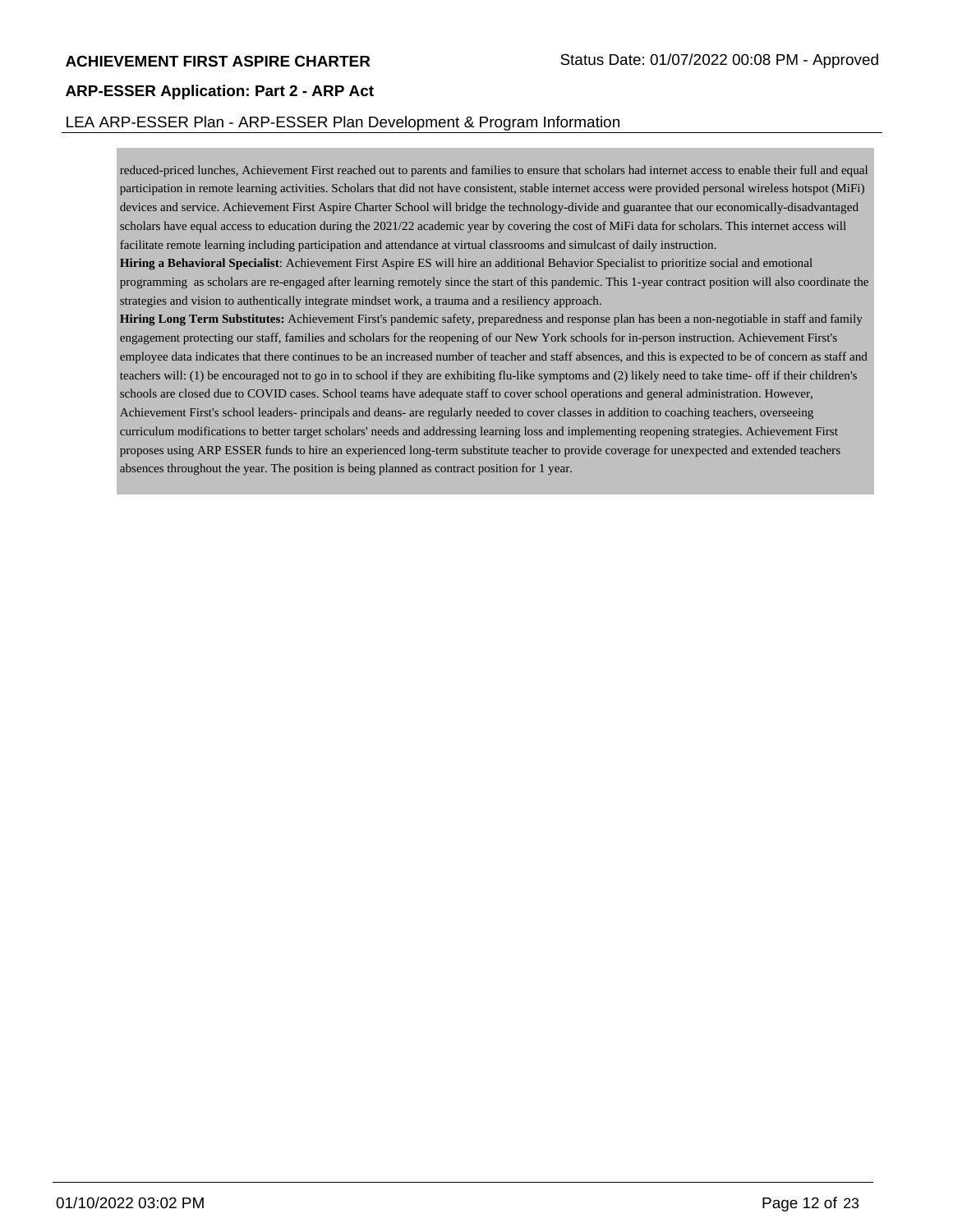reduced-priced lunches, Achievement First reached out to parents and families to ensure that scholars had internet access to enable their full and equal participation in remote learning activities. Scholars that did not have consistent, stable internet access were provided personal wireless hotspot (MiFi) devices and service. Achievement First Aspire Charter School will bridge the technology-divide and guarantee that our economically-disadvantaged scholars have equal access to education during the 2021/22 academic year by covering the cost of MiFi data for scholars. This internet access will facilitate remote learning including participation and attendance at virtual classrooms and simulcast of daily instruction.

**Hiring a Behavioral Specialist**: Achievement First Aspire ES will hire an additional Behavior Specialist to prioritize social and emotional programming as scholars are re-engaged after learning remotely since the start of this pandemic. This 1-year contract position will also coordinate the strategies and vision to authentically integrate mindset work, a trauma and a resiliency approach.

**Hiring Long Term Substitutes:** Achievement First's pandemic safety, preparedness and response plan has been a non-negotiable in staff and family engagement protecting our staff, families and scholars for the reopening of our New York schools for in-person instruction. Achievement First's employee data indicates that there continues to be an increased number of teacher and staff absences, and this is expected to be of concern as staff and teachers will: (1) be encouraged not to go in to school if they are exhibiting flu-like symptoms and (2) likely need to take time- off if their children's schools are closed due to COVID cases. School teams have adequate staff to cover school operations and general administration. However, Achievement First's school leaders- principals and deans- are regularly needed to cover classes in addition to coaching teachers, overseeing curriculum modifications to better target scholars' needs and addressing learning loss and implementing reopening strategies. Achievement First proposes using ARP ESSER funds to hire an experienced long-term substitute teacher to provide coverage for unexpected and extended teachers absences throughout the year. The position is being planned as contract position for 1 year.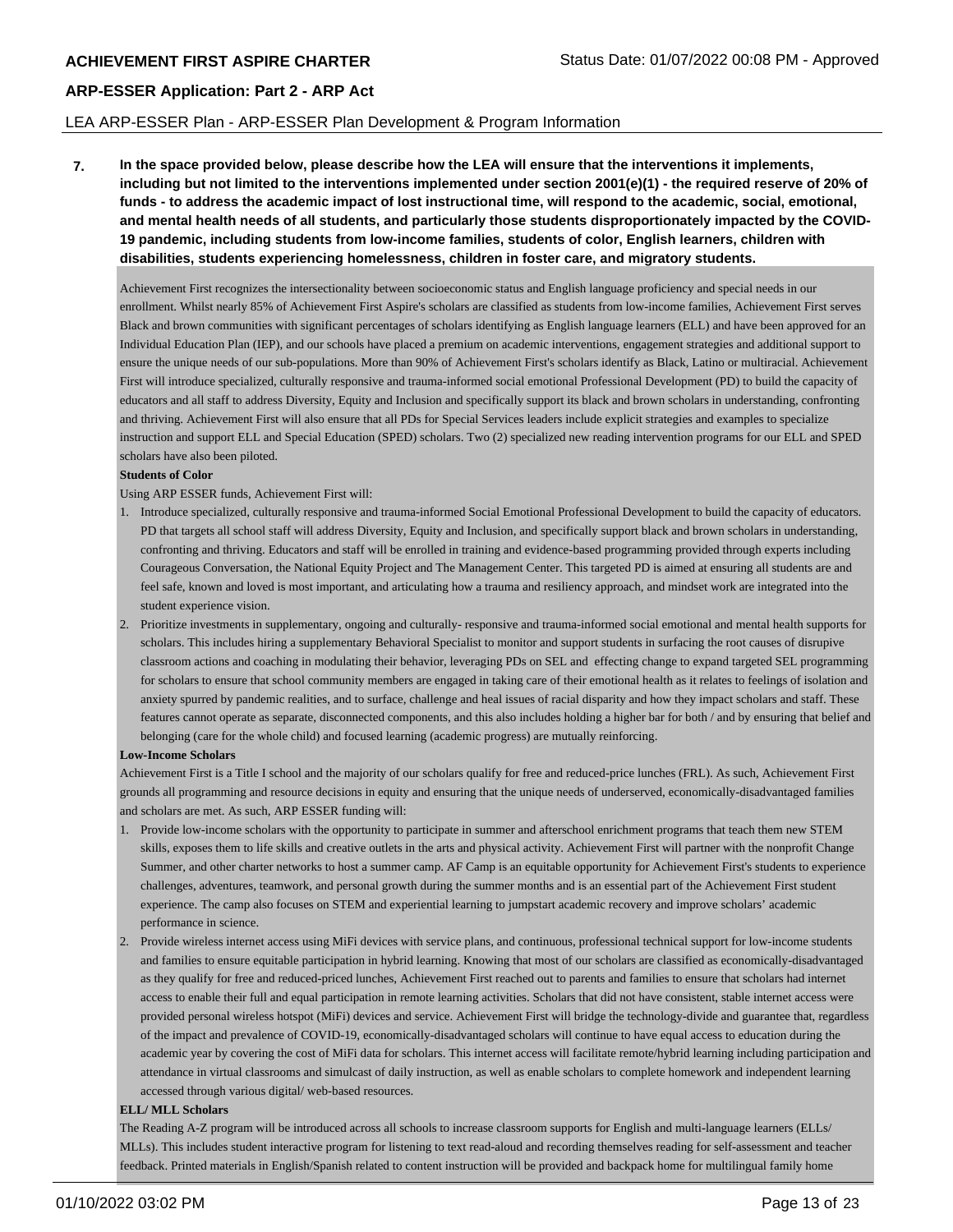**7.** **In the space provided below, please describe how the LEA will ensure that the interventions it implements, including but not limited to the interventions implemented under section 2001(e)(1) - the required reserve of 20% of funds - to address the academic impact of lost instructional time, will respond to the academic, social, emotional, and mental health needs of all students, and particularly those students disproportionately impacted by the COVID-19 pandemic, including students from low-income families, students of color, English learners, children with disabilities, students experiencing homelessness, children in foster care, and migratory students.**

Achievement First recognizes the intersectionality between socioeconomic status and English language proficiency and special needs in our enrollment. Whilst nearly 85% of Achievement First Aspire's scholars are classified as students from low-income families, Achievement First serves Black and brown communities with significant percentages of scholars identifying as English language learners (ELL) and have been approved for an Individual Education Plan (IEP), and our schools have placed a premium on academic interventions, engagement strategies and additional support to ensure the unique needs of our sub-populations. More than 90% of Achievement First's scholars identify as Black, Latino or multiracial. Achievement First will introduce specialized, culturally responsive and trauma-informed social emotional Professional Development (PD) to build the capacity of educators and all staff to address Diversity, Equity and Inclusion and specifically support its black and brown scholars in understanding, confronting and thriving. Achievement First will also ensure that all PDs for Special Services leaders include explicit strategies and examples to specialize instruction and support ELL and Special Education (SPED) scholars. Two (2) specialized new reading intervention programs for our ELL and SPED scholars have also been piloted.

**Students of Color**

Using ARP ESSER funds, Achievement First will:

1. Introduce specialized, culturally responsive and trauma-informed Social Emotional Professional Development to build the capacity of educators. PD that targets all school staff will address Diversity, Equity and Inclusion, and specifically support black and brown scholars in understanding, confronting and thriving. Educators and staff will be enrolled in training and evidence-based programming provided through experts including Courageous Conversation, the National Equity Project and The Management Center. This targeted PD is aimed at ensuring all students are and feel safe, known and loved is most important, and articulating how a trauma and resiliency approach, and mindset work are integrated into the student experience vision.
2. Prioritize investments in supplementary, ongoing and culturally- responsive and trauma-informed social emotional and mental health supports for scholars. This includes hiring a supplementary Behavioral Specialist to monitor and support students in surfacing the root causes of disrupive classroom actions and coaching in modulating their behavior, leveraging PDs on SEL and effecting change to expand targeted SEL programming for scholars to ensure that school community members are engaged in taking care of their emotional health as it relates to feelings of isolation and anxiety spurred by pandemic realities, and to surface, challenge and heal issues of racial disparity and how they impact scholars and staff. These features cannot operate as separate, disconnected components, and this also includes holding a higher bar for both / and by ensuring that belief and belonging (care for the whole child) and focused learning (academic progress) are mutually reinforcing.

**Low-Income Scholars**

Achievement First is a Title I school and the majority of our scholars qualify for free and reduced-price lunches (FRL). As such, Achievement First grounds all programming and resource decisions in equity and ensuring that the unique needs of underserved, economically-disadvantaged families and scholars are met. As such, ARP ESSER funding will:

1. Provide low-income scholars with the opportunity to participate in summer and afterschool enrichment programs that teach them new STEM skills, exposes them to life skills and creative outlets in the arts and physical activity. Achievement First will partner with the nonprofit Change Summer, and other charter networks to host a summer camp. AF Camp is an equitable opportunity for Achievement First's students to experience challenges, adventures, teamwork, and personal growth during the summer months and is an essential part of the Achievement First student experience. The camp also focuses on STEM and experiential learning to jumpstart academic recovery and improve scholars' academic performance in science.
2. Provide wireless internet access using MiFi devices with service plans, and continuous, professional technical support for low-income students and families to ensure equitable participation in hybrid learning. Knowing that most of our scholars are classified as economically-disadvantaged as they qualify for free and reduced-priced lunches, Achievement First reached out to parents and families to ensure that scholars had internet access to enable their full and equal participation in remote learning activities. Scholars that did not have consistent, stable internet access were provided personal wireless hotspot (MiFi) devices and service. Achievement First will bridge the technology-divide and guarantee that, regardless of the impact and prevalence of COVID-19, economically-disadvantaged scholars will continue to have equal access to education during the academic year by covering the cost of MiFi data for scholars. This internet access will facilitate remote/hybrid learning including participation and attendance in virtual classrooms and simulcast of daily instruction, as well as enable scholars to complete homework and independent learning accessed through various digital/ web-based resources.

**ELL/ MLL Scholars**

The Reading A-Z program will be introduced across all schools to increase classroom supports for English and multi-language learners (ELLs/ MLLs). This includes student interactive program for listening to text read-aloud and recording themselves reading for self-assessment and teacher feedback. Printed materials in English/Spanish related to content instruction will be provided and backpack home for multilingual family home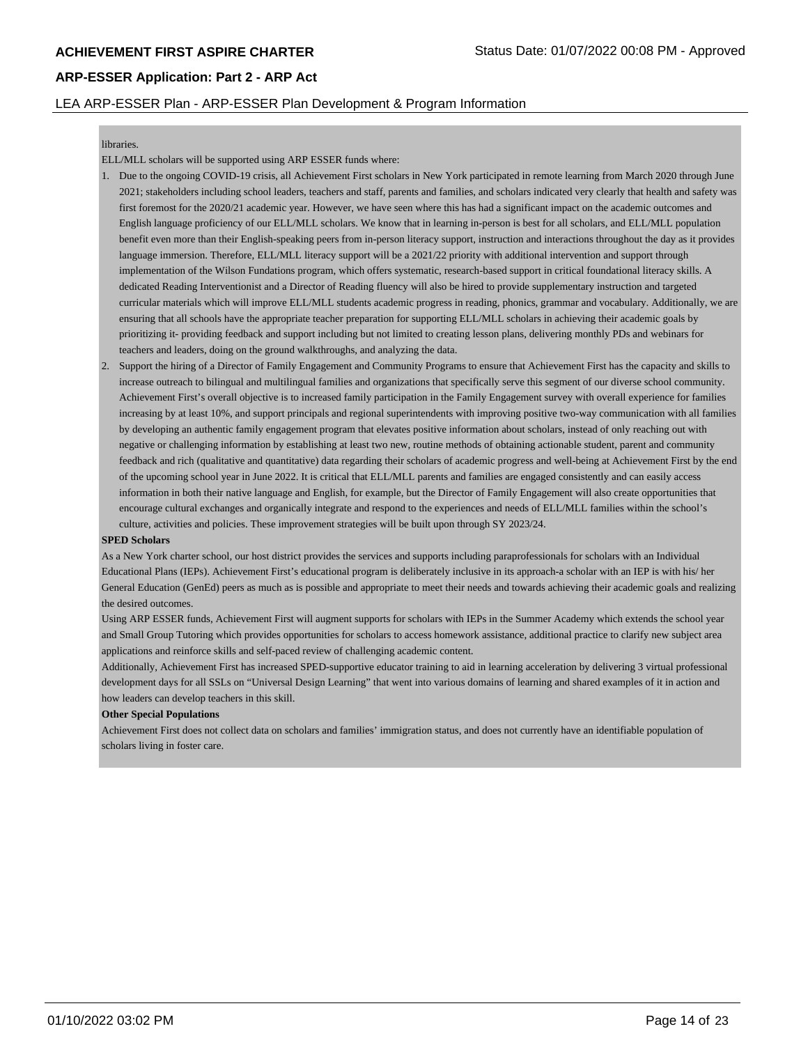libraries.

ELL/MLL scholars will be supported using ARP ESSER funds where:

1. Due to the ongoing COVID-19 crisis, all Achievement First scholars in New York participated in remote learning from March 2020 through June 2021; stakeholders including school leaders, teachers and staff, parents and families, and scholars indicated very clearly that health and safety was first foremost for the 2020/21 academic year. However, we have seen where this has had a significant impact on the academic outcomes and English language proficiency of our ELL/MLL scholars. We know that in learning in-person is best for all scholars, and ELL/MLL population benefit even more than their English-speaking peers from in-person literacy support, instruction and interactions throughout the day as it provides language immersion. Therefore, ELL/MLL literacy support will be a 2021/22 priority with additional intervention and support through implementation of the Wilson Fundations program, which offers systematic, research-based support in critical foundational literacy skills. A dedicated Reading Interventionist and a Director of Reading fluency will also be hired to provide supplementary instruction and targeted curricular materials which will improve ELL/MLL students academic progress in reading, phonics, grammar and vocabulary. Additionally, we are ensuring that all schools have the appropriate teacher preparation for supporting ELL/MLL scholars in achieving their academic goals by prioritizing it- providing feedback and support including but not limited to creating lesson plans, delivering monthly PDs and webinars for teachers and leaders, doing on the ground walkthroughs, and analyzing the data.
2. Support the hiring of a Director of Family Engagement and Community Programs to ensure that Achievement First has the capacity and skills to increase outreach to bilingual and multilingual families and organizations that specifically serve this segment of our diverse school community. Achievement First's overall objective is to increased family participation in the Family Engagement survey with overall experience for families increasing by at least 10%, and support principals and regional superintendents with improving positive two-way communication with all families by developing an authentic family engagement program that elevates positive information about scholars, instead of only reaching out with negative or challenging information by establishing at least two new, routine methods of obtaining actionable student, parent and community feedback and rich (qualitative and quantitative) data regarding their scholars of academic progress and well-being at Achievement First by the end of the upcoming school year in June 2022. It is critical that ELL/MLL parents and families are engaged consistently and can easily access information in both their native language and English, for example, but the Director of Family Engagement will also create opportunities that encourage cultural exchanges and organically integrate and respond to the experiences and needs of ELL/MLL families within the school's culture, activities and policies. These improvement strategies will be built upon through SY 2023/24.

**SPED Scholars**

As a New York charter school, our host district provides the services and supports including paraprofessionals for scholars with an Individual Educational Plans (IEPs). Achievement First's educational program is deliberately inclusive in its approach-a scholar with an IEP is with his/ her General Education (GenEd) peers as much as is possible and appropriate to meet their needs and towards achieving their academic goals and realizing the desired outcomes.

Using ARP ESSER funds, Achievement First will augment supports for scholars with IEPs in the Summer Academy which extends the school year and Small Group Tutoring which provides opportunities for scholars to access homework assistance, additional practice to clarify new subject area applications and reinforce skills and self-paced review of challenging academic content.

Additionally, Achievement First has increased SPED-supportive educator training to aid in learning acceleration by delivering 3 virtual professional development days for all SSLs on "Universal Design Learning" that went into various domains of learning and shared examples of it in action and how leaders can develop teachers in this skill.

**Other Special Populations**

Achievement First does not collect data on scholars and families' immigration status, and does not currently have an identifiable population of scholars living in foster care.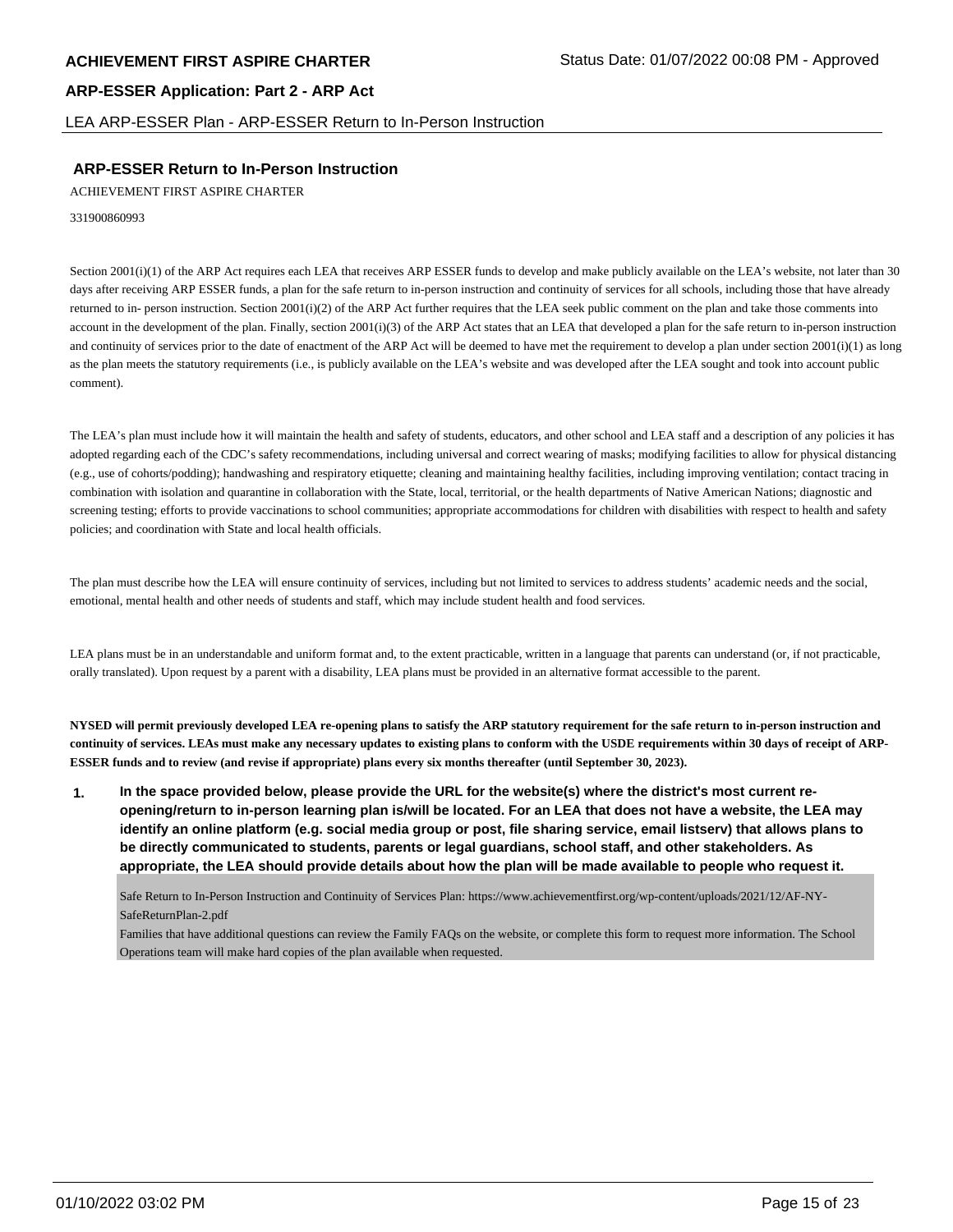## ARP-ESSER Return to In-Person Instruction

ACHIEVEMENT FIRST ASPIRE CHARTER

331900860993

Section 2001(i)(1) of the ARP Act requires each LEA that receives ARP ESSER funds to develop and make publicly available on the LEA's website, not later than 30 days after receiving ARP ESSER funds, a plan for the safe return to in-person instruction and continuity of services for all schools, including those that have already returned to in- person instruction. Section 2001(i)(2) of the ARP Act further requires that the LEA seek public comment on the plan and take those comments into account in the development of the plan. Finally, section 2001(i)(3) of the ARP Act states that an LEA that developed a plan for the safe return to in-person instruction and continuity of services prior to the date of enactment of the ARP Act will be deemed to have met the requirement to develop a plan under section 2001(i)(1) as long as the plan meets the statutory requirements (i.e., is publicly available on the LEA's website and was developed after the LEA sought and took into account public comment).

The LEA's plan must include how it will maintain the health and safety of students, educators, and other school and LEA staff and a description of any policies it has adopted regarding each of the CDC's safety recommendations, including universal and correct wearing of masks; modifying facilities to allow for physical distancing (e.g., use of cohorts/podding); handwashing and respiratory etiquette; cleaning and maintaining healthy facilities, including improving ventilation; contact tracing in combination with isolation and quarantine in collaboration with the State, local, territorial, or the health departments of Native American Nations; diagnostic and screening testing; efforts to provide vaccinations to school communities; appropriate accommodations for children with disabilities with respect to health and safety policies; and coordination with State and local health officials.

The plan must describe how the LEA will ensure continuity of services, including but not limited to services to address students' academic needs and the social, emotional, mental health and other needs of students and staff, which may include student health and food services.

LEA plans must be in an understandable and uniform format and, to the extent practicable, written in a language that parents can understand (or, if not practicable, orally translated). Upon request by a parent with a disability, LEA plans must be provided in an alternative format accessible to the parent.

**NYSED will permit previously developed LEA re-opening plans to satisfy the ARP statutory requirement for the safe return to in-person instruction and continuity of services. LEAs must make any necessary updates to existing plans to conform with the USDE requirements within 30 days of receipt of ARP-ESSER funds and to review (and revise if appropriate) plans every six months thereafter (until September 30, 2023).**

1. **In the space provided below, please provide the URL for the website(s) where the district's most current re-opening/return to in-person learning plan is/will be located. For an LEA that does not have a website, the LEA may identify an online platform (e.g. social media group or post, file sharing service, email listserv) that allows plans to be directly communicated to students, parents or legal guardians, school staff, and other stakeholders. As appropriate, the LEA should provide details about how the plan will be made available to people who request it.**

   Safe Return to In-Person Instruction and Continuity of Services Plan: https://www.achievementfirst.org/wp-content/uploads/2021/12/AF-NY-SafeReturnPlan-2.pdf
   Families that have additional questions can review the Family FAQs on the website, or complete this form to request more information. The School Operations team will make hard copies of the plan available when requested.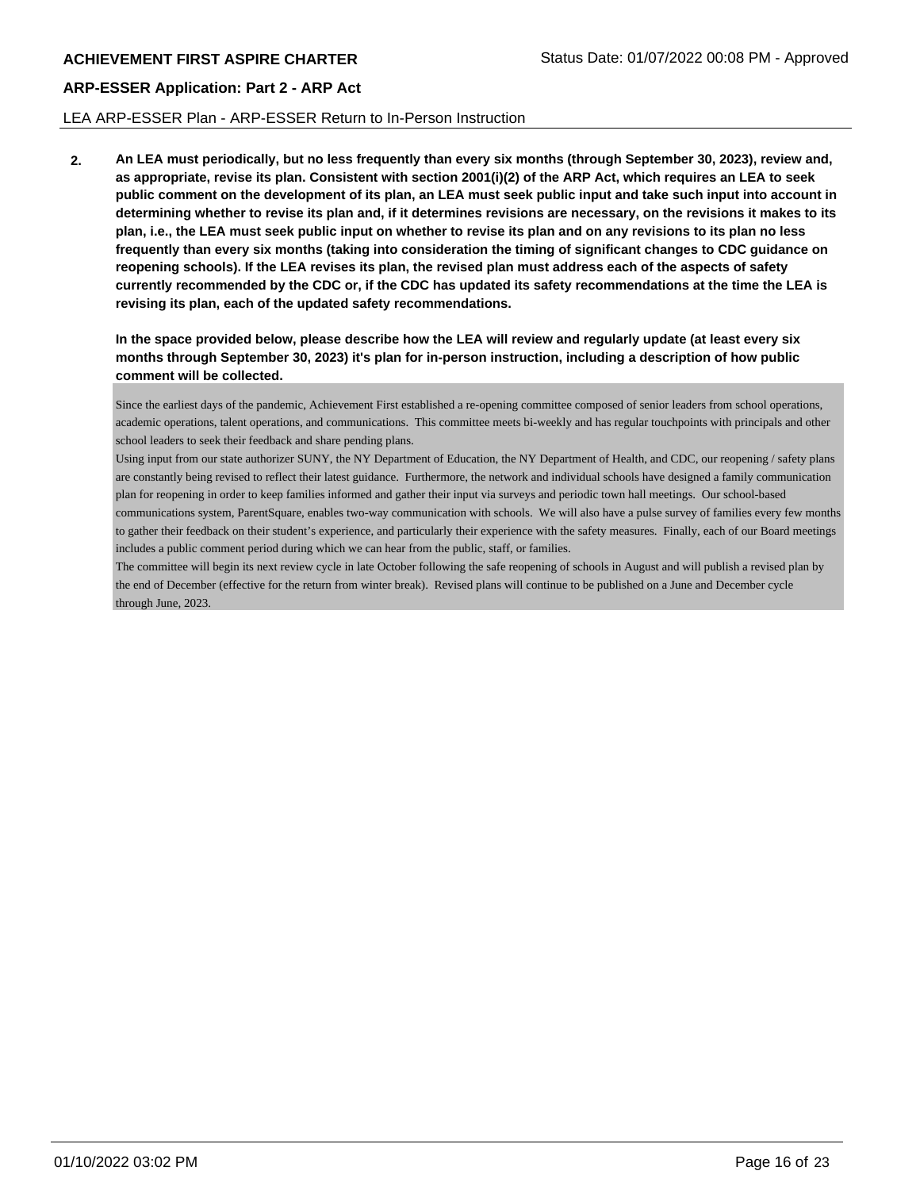**2.** **An LEA must periodically, but no less frequently than every six months (through September 30, 2023), review and, as appropriate, revise its plan. Consistent with section 2001(i)(2) of the ARP Act, which requires an LEA to seek public comment on the development of its plan, an LEA must seek public input and take such input into account in determining whether to revise its plan and, if it determines revisions are necessary, on the revisions it makes to its plan, i.e., the LEA must seek public input on whether to revise its plan and on any revisions to its plan no less frequently than every six months (taking into consideration the timing of significant changes to CDC guidance on reopening schools). If the LEA revises its plan, the revised plan must address each of the aspects of safety currently recommended by the CDC or, if the CDC has updated its safety recommendations at the time the LEA is revising its plan, each of the updated safety recommendations.**

**In the space provided below, please describe how the LEA will review and regularly update (at least every six months through September 30, 2023) it's plan for in-person instruction, including a description of how public comment will be collected.**

Since the earliest days of the pandemic, Achievement First established a re-opening committee composed of senior leaders from school operations, academic operations, talent operations, and communications. This committee meets bi-weekly and has regular touchpoints with principals and other school leaders to seek their feedback and share pending plans.

Using input from our state authorizer SUNY, the NY Department of Education, the NY Department of Health, and CDC, our reopening / safety plans are constantly being revised to reflect their latest guidance. Furthermore, the network and individual schools have designed a family communication plan for reopening in order to keep families informed and gather their input via surveys and periodic town hall meetings. Our school-based communications system, ParentSquare, enables two-way communication with schools. We will also have a pulse survey of families every few months to gather their feedback on their student's experience, and particularly their experience with the safety measures. Finally, each of our Board meetings includes a public comment period during which we can hear from the public, staff, or families.

The committee will begin its next review cycle in late October following the safe reopening of schools in August and will publish a revised plan by the end of December (effective for the return from winter break). Revised plans will continue to be published on a June and December cycle through June, 2023.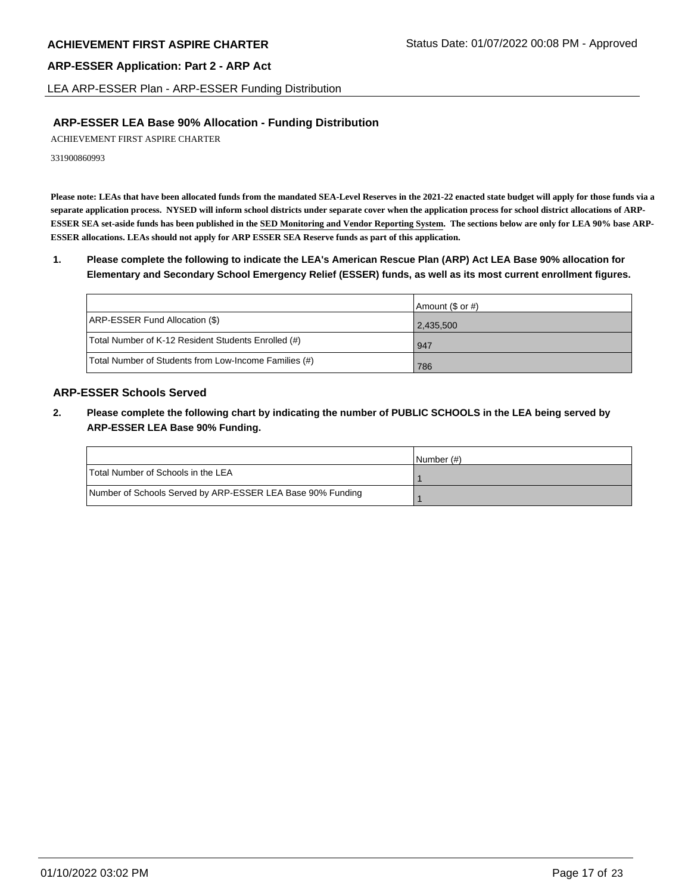## ARP-ESSER LEA Base 90% Allocation - Funding Distribution

ACHIEVEMENT FIRST ASPIRE CHARTER

331900860993

**Please note: LEAs that have been allocated funds from the mandated SEA-Level Reserves in the 2021-22 enacted state budget will apply for those funds via a separate application process. NYSED will inform school districts under separate cover when the application process for school district allocations of ARP-ESSER SEA set-aside funds has been published in the SED Monitoring and Vendor Reporting System. The sections below are only for LEA 90% base ARP-ESSER allocations. LEAs should not apply for ARP ESSER SEA Reserve funds as part of this application.**

**1. Please complete the following to indicate the LEA's American Rescue Plan (ARP) Act LEA Base 90% allocation for Elementary and Secondary School Emergency Relief (ESSER) funds, as well as its most current enrollment figures.**

| | Amount ($ or #) |
|---|---|
| ARP-ESSER Fund Allocation ($) | 2,435,500 |
| Total Number of K-12 Resident Students Enrolled (#) | 947 |
| Total Number of Students from Low-Income Families (#) | 786 |

## ARP-ESSER Schools Served

**2. Please complete the following chart by indicating the number of PUBLIC SCHOOLS in the LEA being served by ARP-ESSER LEA Base 90% Funding.**

| | Number (#) |
|---|---|
| Total Number of Schools in the LEA | 1 |
| Number of Schools Served by ARP-ESSER LEA Base 90% Funding | 1 |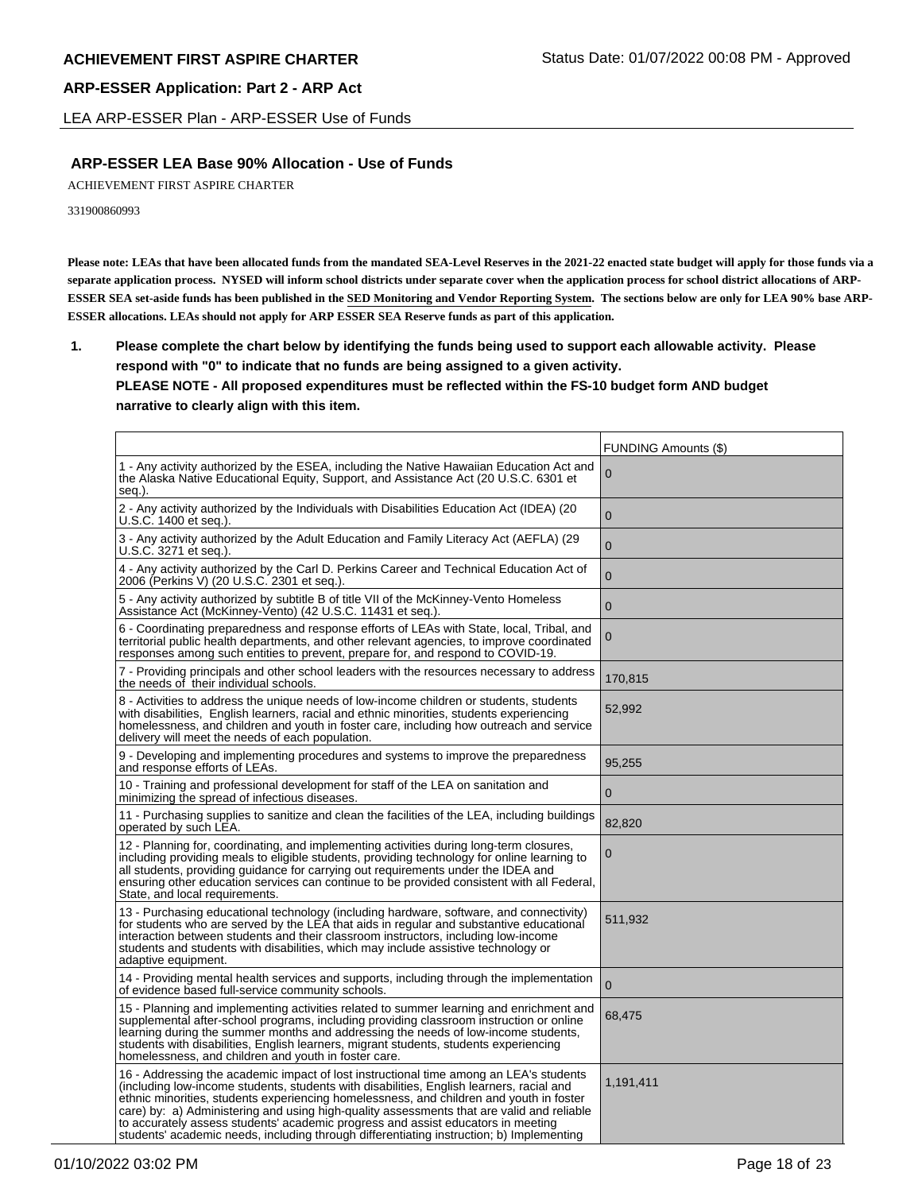## ARP-ESSER LEA Base 90% Allocation - Use of Funds

ACHIEVEMENT FIRST ASPIRE CHARTER

331900860993

**Please note: LEAs that have been allocated funds from the mandated SEA-Level Reserves in the 2021-22 enacted state budget will apply for those funds via a separate application process. NYSED will inform school districts under separate cover when the application process for school district allocations of ARP-ESSER SEA set-aside funds has been published in the SED Monitoring and Vendor Reporting System. The sections below are only for LEA 90% base ARP-ESSER allocations. LEAs should not apply for ARP ESSER SEA Reserve funds as part of this application.**

**1. Please complete the chart below by identifying the funds being used to support each allowable activity. Please respond with "0" to indicate that no funds are being assigned to a given activity.**
**PLEASE NOTE - All proposed expenditures must be reflected within the FS-10 budget form AND budget narrative to clearly align with this item.**

| | FUNDING Amounts ($) |
|---|---|
| 1 - Any activity authorized by the ESEA, including the Native Hawaiian Education Act and the Alaska Native Educational Equity, Support, and Assistance Act (20 U.S.C. 6301 et seq.). | 0 |
| 2 - Any activity authorized by the Individuals with Disabilities Education Act (IDEA) (20 U.S.C. 1400 et seq.). | 0 |
| 3 - Any activity authorized by the Adult Education and Family Literacy Act (AEFLA) (29 U.S.C. 3271 et seq.). | 0 |
| 4 - Any activity authorized by the Carl D. Perkins Career and Technical Education Act of 2006 (Perkins V) (20 U.S.C. 2301 et seq.). | 0 |
| 5 - Any activity authorized by subtitle B of title VII of the McKinney-Vento Homeless Assistance Act (McKinney-Vento) (42 U.S.C. 11431 et seq.). | 0 |
| 6 - Coordinating preparedness and response efforts of LEAs with State, local, Tribal, and territorial public health departments, and other relevant agencies, to improve coordinated responses among such entities to prevent, prepare for, and respond to COVID-19. | 0 |
| 7 - Providing principals and other school leaders with the resources necessary to address the needs of their individual schools. | 170,815 |
| 8 - Activities to address the unique needs of low-income children or students, students with disabilities, English learners, racial and ethnic minorities, students experiencing homelessness, and children and youth in foster care, including how outreach and service delivery will meet the needs of each population. | 52,992 |
| 9 - Developing and implementing procedures and systems to improve the preparedness and response efforts of LEAs. | 95,255 |
| 10 - Training and professional development for staff of the LEA on sanitation and minimizing the spread of infectious diseases. | 0 |
| 11 - Purchasing supplies to sanitize and clean the facilities of the LEA, including buildings operated by such LEA. | 82,820 |
| 12 - Planning for, coordinating, and implementing activities during long-term closures, including providing meals to eligible students, providing technology for online learning to all students, providing guidance for carrying out requirements under the IDEA and ensuring other education services can continue to be provided consistent with all Federal, State, and local requirements. | 0 |
| 13 - Purchasing educational technology (including hardware, software, and connectivity) for students who are served by the LEA that aids in regular and substantive educational interaction between students and their classroom instructors, including low-income students and students with disabilities, which may include assistive technology or adaptive equipment. | 511,932 |
| 14 - Providing mental health services and supports, including through the implementation of evidence based full-service community schools. | 0 |
| 15 - Planning and implementing activities related to summer learning and enrichment and supplemental after-school programs, including providing classroom instruction or online learning during the summer months and addressing the needs of low-income students, students with disabilities, English learners, migrant students, students experiencing homelessness, and children and youth in foster care. | 68,475 |
| 16 - Addressing the academic impact of lost instructional time among an LEA's students (including low-income students, students with disabilities, English learners, racial and ethnic minorities, students experiencing homelessness, and children and youth in foster care) by: a) Administering and using high-quality assessments that are valid and reliable to accurately assess students' academic progress and assist educators in meeting students' academic needs, including through differentiating instruction; b) Implementing | 1,191,411 |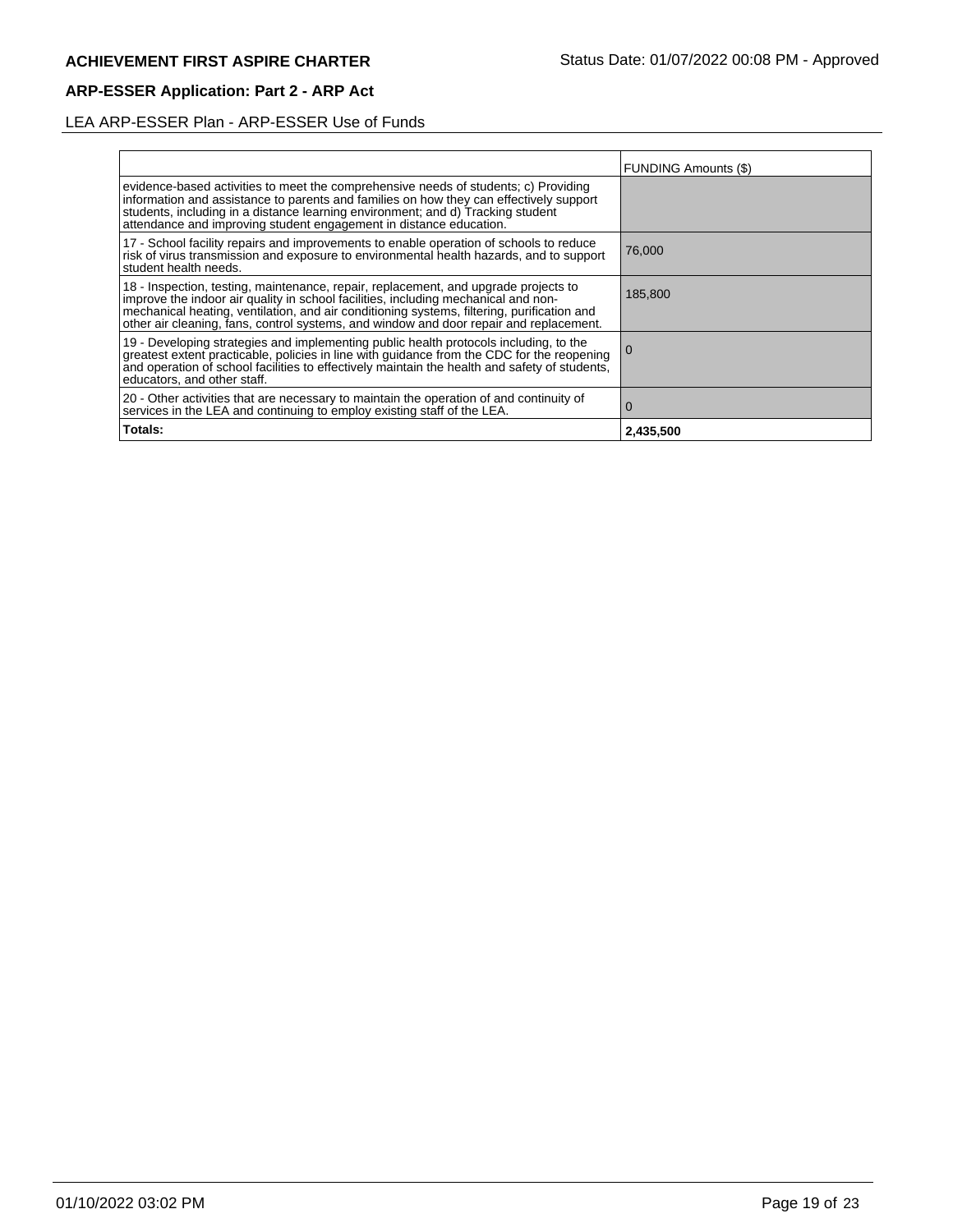## ARP-ESSER Application: Part 2 - ARP Act

LEA ARP-ESSER Plan - ARP-ESSER Use of Funds

| | FUNDING Amounts ($) |
|---|---|
| evidence-based activities to meet the comprehensive needs of students; c) Providing information and assistance to parents and families on how they can effectively support students, including in a distance learning environment; and d) Tracking student attendance and improving student engagement in distance education. | |
| 17 - School facility repairs and improvements to enable operation of schools to reduce risk of virus transmission and exposure to environmental health hazards, and to support student health needs. | 76,000 |
| 18 - Inspection, testing, maintenance, repair, replacement, and upgrade projects to improve the indoor air quality in school facilities, including mechanical and non-mechanical heating, ventilation, and air conditioning systems, filtering, purification and other air cleaning, fans, control systems, and window and door repair and replacement. | 185,800 |
| 19 - Developing strategies and implementing public health protocols including, to the greatest extent practicable, policies in line with guidance from the CDC for the reopening and operation of school facilities to effectively maintain the health and safety of students, educators, and other staff. | 0 |
| 20 - Other activities that are necessary to maintain the operation of and continuity of services in the LEA and continuing to employ existing staff of the LEA. | 0 |
| **Totals:** | **2,435,500** |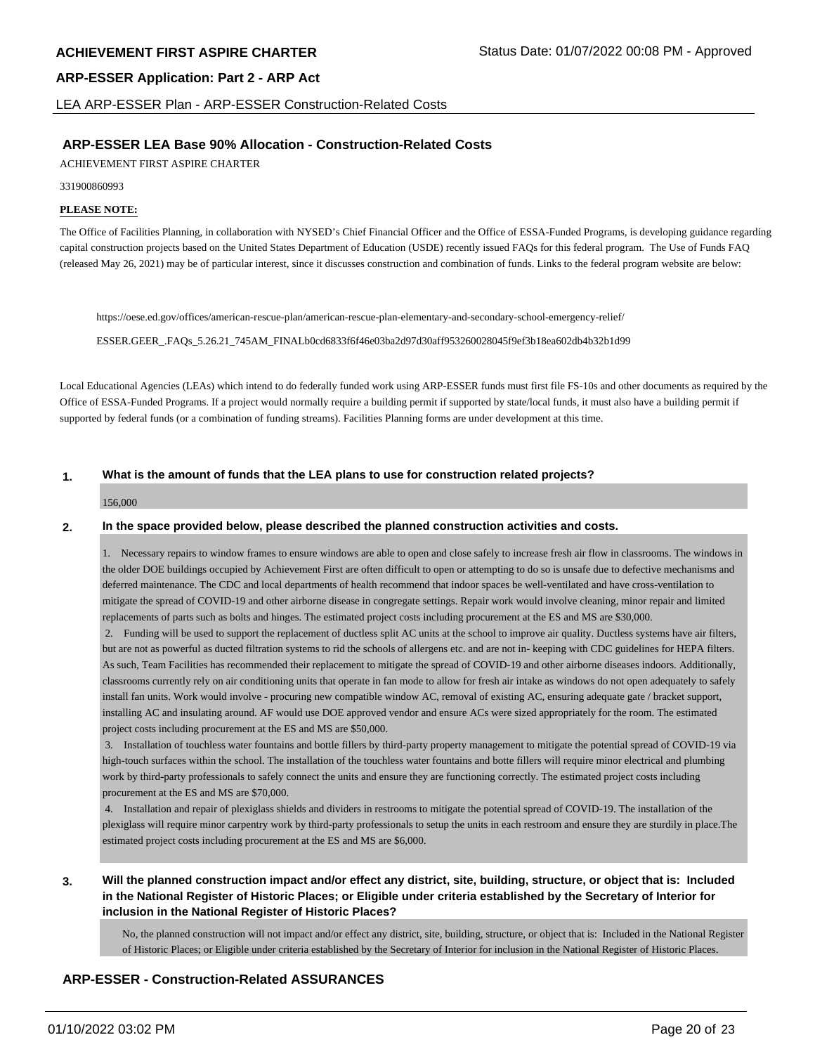## ARP-ESSER LEA Base 90% Allocation - Construction-Related Costs

ACHIEVEMENT FIRST ASPIRE CHARTER

331900860993

**PLEASE NOTE:**

The Office of Facilities Planning, in collaboration with NYSED's Chief Financial Officer and the Office of ESSA-Funded Programs, is developing guidance regarding capital construction projects based on the United States Department of Education (USDE) recently issued FAQs for this federal program. The Use of Funds FAQ (released May 26, 2021) may be of particular interest, since it discusses construction and combination of funds. Links to the federal program website are below:

https://oese.ed.gov/offices/american-rescue-plan/american-rescue-plan-elementary-and-secondary-school-emergency-relief/

ESSER.GEER_.FAQs_5.26.21_745AM_FINALb0cd6833f6f46e03ba2d97d30aff953260028045f9ef3b18ea602db4b32b1d99

Local Educational Agencies (LEAs) which intend to do federally funded work using ARP-ESSER funds must first file FS-10s and other documents as required by the Office of ESSA-Funded Programs. If a project would normally require a building permit if supported by state/local funds, it must also have a building permit if supported by federal funds (or a combination of funding streams). Facilities Planning forms are under development at this time.

**1. What is the amount of funds that the LEA plans to use for construction related projects?**

156,000

**2. In the space provided below, please described the planned construction activities and costs.**

1. Necessary repairs to window frames to ensure windows are able to open and close safely to increase fresh air flow in classrooms. The windows in the older DOE buildings occupied by Achievement First are often difficult to open or attempting to do so is unsafe due to defective mechanisms and deferred maintenance. The CDC and local departments of health recommend that indoor spaces be well-ventilated and have cross-ventilation to mitigate the spread of COVID-19 and other airborne disease in congregate settings. Repair work would involve cleaning, minor repair and limited replacements of parts such as bolts and hinges. The estimated project costs including procurement at the ES and MS are $30,000.
2. Funding will be used to support the replacement of ductless split AC units at the school to improve air quality. Ductless systems have air filters, but are not as powerful as ducted filtration systems to rid the schools of allergens etc. and are not in- keeping with CDC guidelines for HEPA filters. As such, Team Facilities has recommended their replacement to mitigate the spread of COVID-19 and other airborne diseases indoors. Additionally, classrooms currently rely on air conditioning units that operate in fan mode to allow for fresh air intake as windows do not open adequately to safely install fan units. Work would involve - procuring new compatible window AC, removal of existing AC, ensuring adequate gate / bracket support, installing AC and insulating around. AF would use DOE approved vendor and ensure ACs were sized appropriately for the room. The estimated project costs including procurement at the ES and MS are $50,000.
3. Installation of touchless water fountains and bottle fillers by third-party property management to mitigate the potential spread of COVID-19 via high-touch surfaces within the school. The installation of the touchless water fountains and botte fillers will require minor electrical and plumbing work by third-party professionals to safely connect the units and ensure they are functioning correctly. The estimated project costs including procurement at the ES and MS are $70,000.
4. Installation and repair of plexiglass shields and dividers in restrooms to mitigate the potential spread of COVID-19. The installation of the plexiglass will require minor carpentry work by third-party professionals to setup the units in each restroom and ensure they are sturdily in place.The estimated project costs including procurement at the ES and MS are $6,000.

**3. Will the planned construction impact and/or effect any district, site, building, structure, or object that is: Included in the National Register of Historic Places; or Eligible under criteria established by the Secretary of Interior for inclusion in the National Register of Historic Places?**

No, the planned construction will not impact and/or effect any district, site, building, structure, or object that is: Included in the National Register of Historic Places; or Eligible under criteria established by the Secretary of Interior for inclusion in the National Register of Historic Places.

## ARP-ESSER - Construction-Related ASSURANCES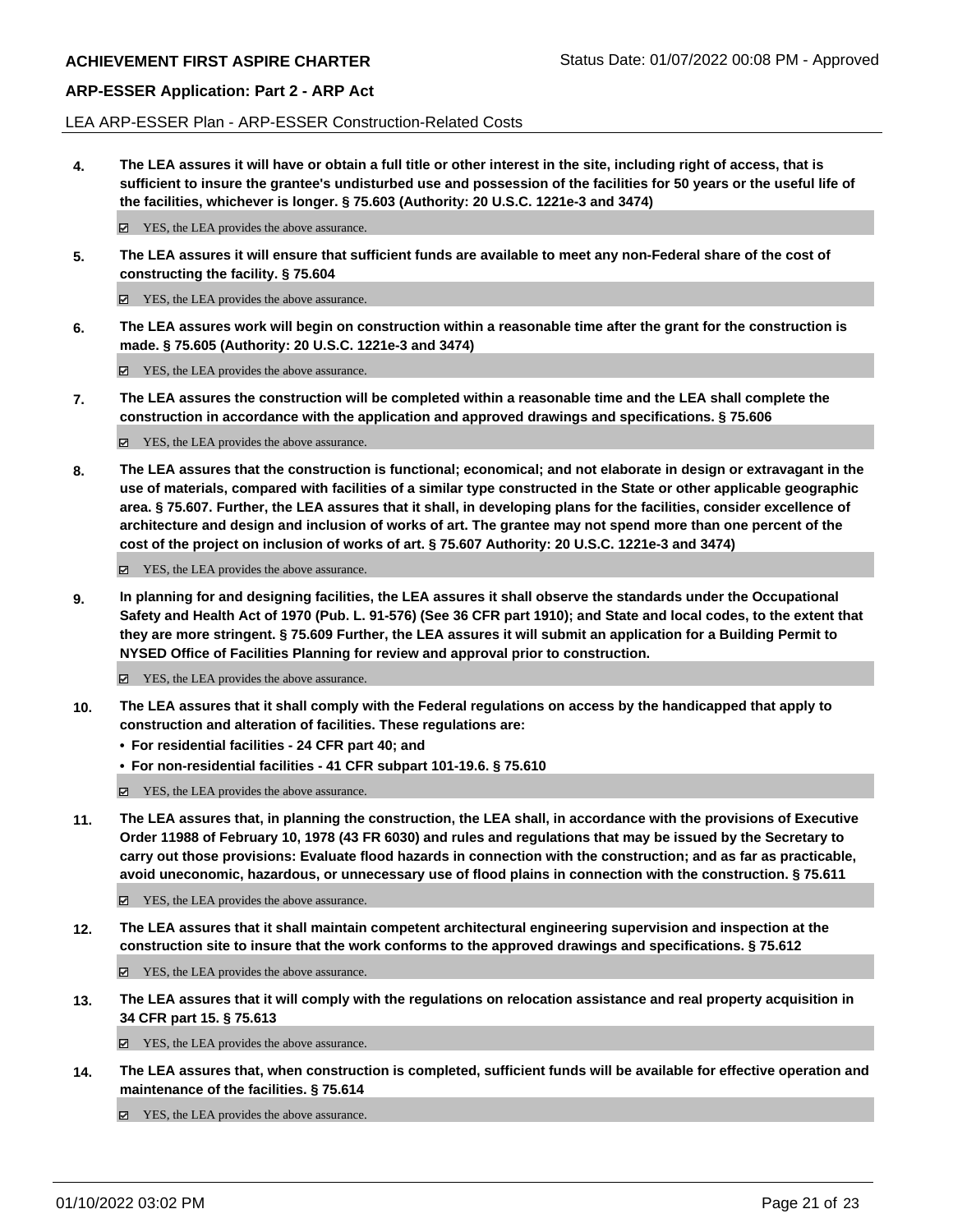LEA ARP-ESSER Plan - ARP-ESSER Construction-Related Costs

**4. The LEA assures it will have or obtain a full title or other interest in the site, including right of access, that is sufficient to insure the grantee's undisturbed use and possession of the facilities for 50 years or the useful life of the facilities, whichever is longer. § 75.603 (Authority: 20 U.S.C. 1221e-3 and 3474)**

☑ YES, the LEA provides the above assurance.

**5. The LEA assures it will ensure that sufficient funds are available to meet any non-Federal share of the cost of constructing the facility. § 75.604**

☑ YES, the LEA provides the above assurance.

**6. The LEA assures work will begin on construction within a reasonable time after the grant for the construction is made. § 75.605 (Authority: 20 U.S.C. 1221e-3 and 3474)**

☑ YES, the LEA provides the above assurance.

**7. The LEA assures the construction will be completed within a reasonable time and the LEA shall complete the construction in accordance with the application and approved drawings and specifications. § 75.606**

☑ YES, the LEA provides the above assurance.

**8. The LEA assures that the construction is functional; economical; and not elaborate in design or extravagant in the use of materials, compared with facilities of a similar type constructed in the State or other applicable geographic area. § 75.607. Further, the LEA assures that it shall, in developing plans for the facilities, consider excellence of architecture and design and inclusion of works of art. The grantee may not spend more than one percent of the cost of the project on inclusion of works of art. § 75.607 Authority: 20 U.S.C. 1221e-3 and 3474)**

☑ YES, the LEA provides the above assurance.

**9. In planning for and designing facilities, the LEA assures it shall observe the standards under the Occupational Safety and Health Act of 1970 (Pub. L. 91-576) (See 36 CFR part 1910); and State and local codes, to the extent that they are more stringent. § 75.609 Further, the LEA assures it will submit an application for a Building Permit to NYSED Office of Facilities Planning for review and approval prior to construction.**

☑ YES, the LEA provides the above assurance.

**10. The LEA assures that it shall comply with the Federal regulations on access by the handicapped that apply to construction and alteration of facilities. These regulations are:**

- **For residential facilities - 24 CFR part 40; and**
- **For non-residential facilities - 41 CFR subpart 101-19.6. § 75.610**

☑ YES, the LEA provides the above assurance.

**11. The LEA assures that, in planning the construction, the LEA shall, in accordance with the provisions of Executive Order 11988 of February 10, 1978 (43 FR 6030) and rules and regulations that may be issued by the Secretary to carry out those provisions: Evaluate flood hazards in connection with the construction; and as far as practicable, avoid uneconomic, hazardous, or unnecessary use of flood plains in connection with the construction. § 75.611**

☑ YES, the LEA provides the above assurance.

**12. The LEA assures that it shall maintain competent architectural engineering supervision and inspection at the construction site to insure that the work conforms to the approved drawings and specifications. § 75.612**

☑ YES, the LEA provides the above assurance.

**13. The LEA assures that it will comply with the regulations on relocation assistance and real property acquisition in 34 CFR part 15. § 75.613**

☑ YES, the LEA provides the above assurance.

**14. The LEA assures that, when construction is completed, sufficient funds will be available for effective operation and maintenance of the facilities. § 75.614**

☑ YES, the LEA provides the above assurance.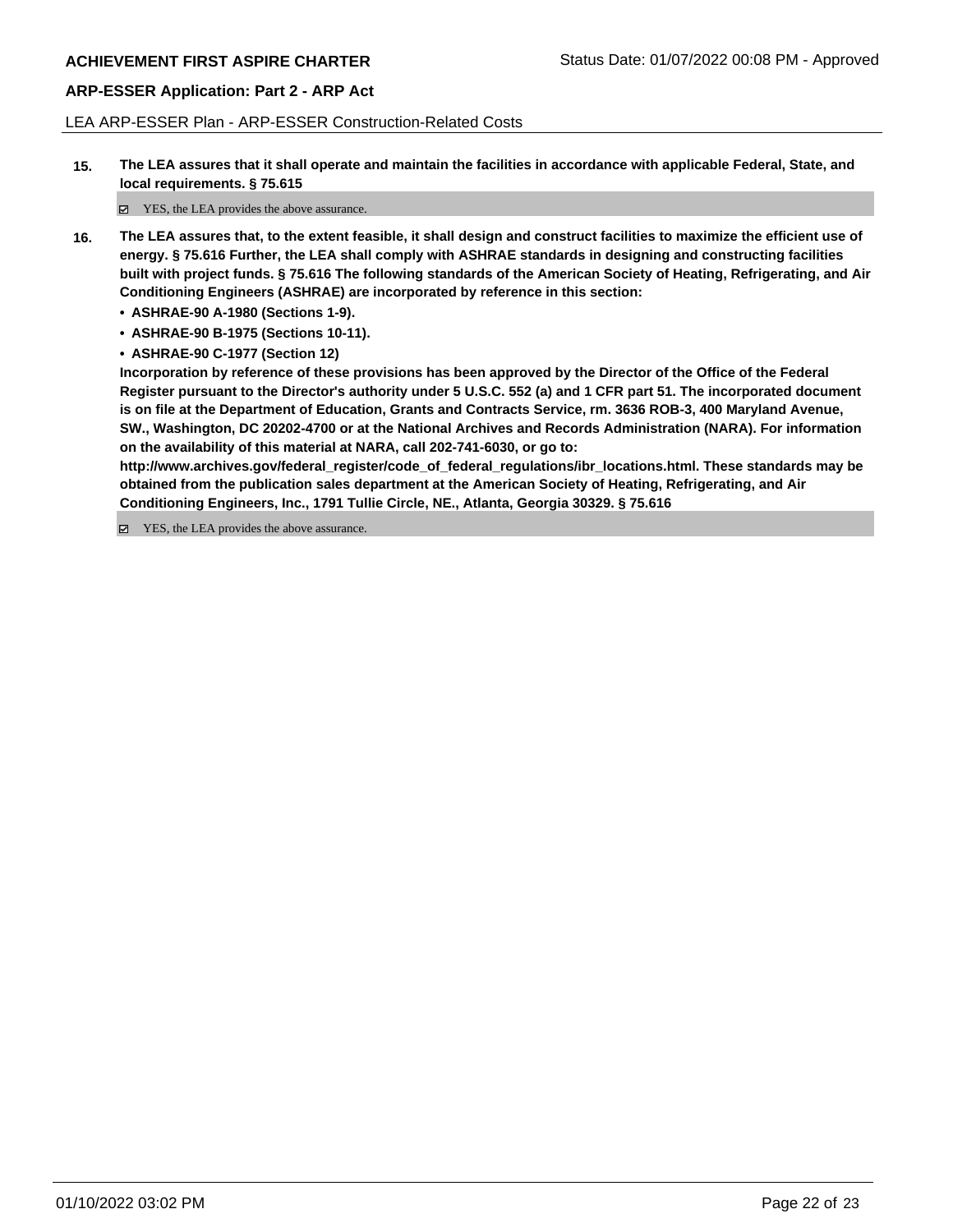LEA ARP-ESSER Plan - ARP-ESSER Construction-Related Costs

**15.** **The LEA assures that it shall operate and maintain the facilities in accordance with applicable Federal, State, and local requirements. § 75.615**

☑ YES, the LEA provides the above assurance.

**16.** **The LEA assures that, to the extent feasible, it shall design and construct facilities to maximize the efficient use of energy. § 75.616 Further, the LEA shall comply with ASHRAE standards in designing and constructing facilities built with project funds. § 75.616 The following standards of the American Society of Heating, Refrigerating, and Air Conditioning Engineers (ASHRAE) are incorporated by reference in this section:**

- **ASHRAE-90 A-1980 (Sections 1-9).**
- **ASHRAE-90 B-1975 (Sections 10-11).**
- **ASHRAE-90 C-1977 (Section 12)**

**Incorporation by reference of these provisions has been approved by the Director of the Office of the Federal Register pursuant to the Director's authority under 5 U.S.C. 552 (a) and 1 CFR part 51. The incorporated document is on file at the Department of Education, Grants and Contracts Service, rm. 3636 ROB-3, 400 Maryland Avenue, SW., Washington, DC 20202-4700 or at the National Archives and Records Administration (NARA). For information on the availability of this material at NARA, call 202-741-6030, or go to: http://www.archives.gov/federal_register/code_of_federal_regulations/ibr_locations.html. These standards may be obtained from the publication sales department at the American Society of Heating, Refrigerating, and Air Conditioning Engineers, Inc., 1791 Tullie Circle, NE., Atlanta, Georgia 30329. § 75.616**

☑ YES, the LEA provides the above assurance.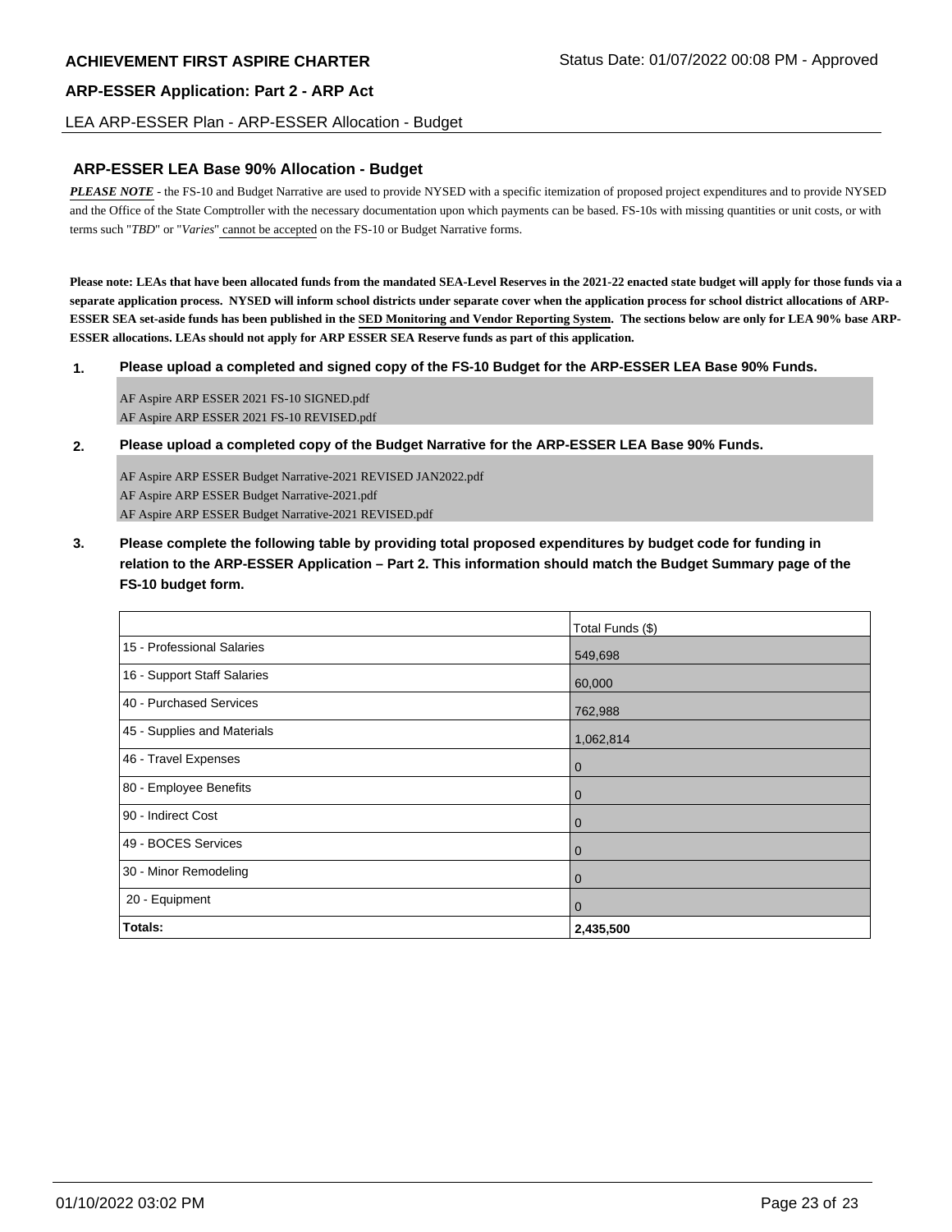## ARP-ESSER LEA Base 90% Allocation - Budget

***PLEASE NOTE*** - the FS-10 and Budget Narrative are used to provide NYSED with a specific itemization of proposed project expenditures and to provide NYSED and the Office of the State Comptroller with the necessary documentation upon which payments can be based. FS-10s with missing quantities or unit costs, or with terms such "*TBD*" or "*Varies*" cannot be accepted on the FS-10 or Budget Narrative forms.

**Please note: LEAs that have been allocated funds from the mandated SEA-Level Reserves in the 2021-22 enacted state budget will apply for those funds via a separate application process. NYSED will inform school districts under separate cover when the application process for school district allocations of ARP-ESSER SEA set-aside funds has been published in the SED Monitoring and Vendor Reporting System. The sections below are only for LEA 90% base ARP-ESSER allocations. LEAs should not apply for ARP ESSER SEA Reserve funds as part of this application.**

**1. Please upload a completed and signed copy of the FS-10 Budget for the ARP-ESSER LEA Base 90% Funds.**

AF Aspire ARP ESSER 2021 FS-10 SIGNED.pdf
AF Aspire ARP ESSER 2021 FS-10 REVISED.pdf

**2. Please upload a completed copy of the Budget Narrative for the ARP-ESSER LEA Base 90% Funds.**

AF Aspire ARP ESSER Budget Narrative-2021 REVISED JAN2022.pdf
AF Aspire ARP ESSER Budget Narrative-2021.pdf
AF Aspire ARP ESSER Budget Narrative-2021 REVISED.pdf

**3. Please complete the following table by providing total proposed expenditures by budget code for funding in relation to the ARP-ESSER Application – Part 2. This information should match the Budget Summary page of the FS-10 budget form.**

| | Total Funds ($) |
|---|---|
| 15 - Professional Salaries | 549,698 |
| 16 - Support Staff Salaries | 60,000 |
| 40 - Purchased Services | 762,988 |
| 45 - Supplies and Materials | 1,062,814 |
| 46 - Travel Expenses | 0 |
| 80 - Employee Benefits | 0 |
| 90 - Indirect Cost | 0 |
| 49 - BOCES Services | 0 |
| 30 - Minor Remodeling | 0 |
| 20 - Equipment | 0 |
| **Totals:** | **2,435,500** |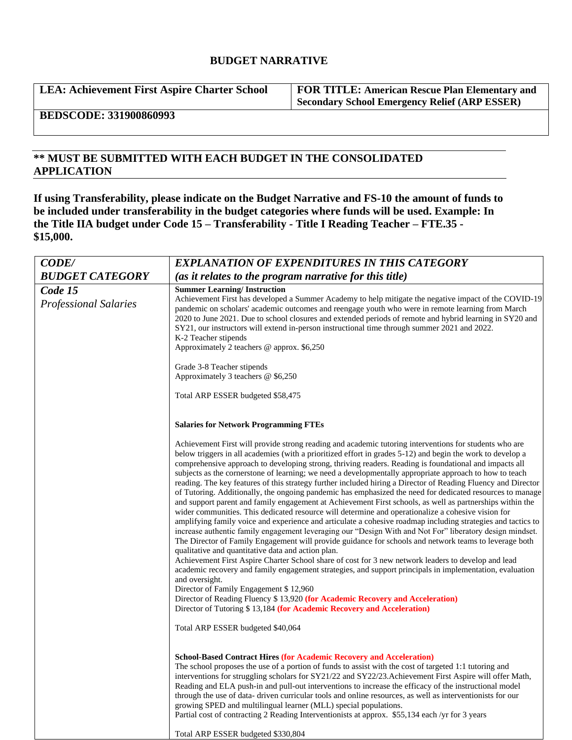# BUDGET NARRATIVE

| LEA: Achievement First Aspire Charter School | FOR TITLE: American Rescue Plan Elementary and Secondary School Emergency Relief (ARP ESSER) |
|---|---|
| BEDSCODE: 331900860993 | |

**\*\* MUST BE SUBMITTED WITH EACH BUDGET IN THE CONSOLIDATED APPLICATION**

**If using Transferability, please indicate on the Budget Narrative and FS-10 the amount of funds to be included under transferability in the budget categories where funds will be used. Example: In the Title IIA budget under Code 15 – Transferability - Title I Reading Teacher – FTE.35 - $15,000.**

| *CODE/ BUDGET CATEGORY* | *EXPLANATION OF EXPENDITURES IN THIS CATEGORY (as it relates to the program narrative for this title)* |
|---|---|
| *Code 15* *Professional Salaries* | **Summer Learning/ Instruction**<br>Achievement First has developed a Summer Academy to help mitigate the negative impact of the COVID-19 pandemic on scholars' academic outcomes and reengage youth who were in remote learning from March 2020 to June 2021. Due to school closures and extended periods of remote and hybrid learning in SY20 and SY21, our instructors will extend in-person instructional time through summer 2021 and 2022.<br>K-2 Teacher stipends<br>Approximately 2 teachers @ approx. $6,250<br><br>Grade 3-8 Teacher stipends<br>Approximately 3 teachers @ $6,250<br><br>Total ARP ESSER budgeted $58,475<br><br>**Salaries for Network Programming FTEs**<br><br>Achievement First will provide strong reading and academic tutoring interventions for students who are below triggers in all academies (with a prioritized effort in grades 5-12) and begin the work to develop a comprehensive approach to developing strong, thriving readers. Reading is foundational and impacts all subjects as the cornerstone of learning; we need a developmentally appropriate approach to how to teach reading. The key features of this strategy further included hiring a Director of Reading Fluency and Director of Tutoring. Additionally, the ongoing pandemic has emphasized the need for dedicated resources to manage and support parent and family engagement at Achievement First schools, as well as partnerships within the wider communities. This dedicated resource will determine and operationalize a cohesive vision for amplifying family voice and experience and articulate a cohesive roadmap including strategies and tactics to increase authentic family engagement leveraging our "Design With and Not For" liberatory design mindset. The Director of Family Engagement will provide guidance for schools and network teams to leverage both qualitative and quantitative data and action plan.<br>Achievement First Aspire Charter School share of cost for 3 new network leaders to develop and lead academic recovery and family engagement strategies, and support principals in implementation, evaluation and oversight.<br>Director of Family Engagement $ 12,960<br>Director of Reading Fluency $ 13,920 **(for Academic Recovery and Acceleration)**<br>Director of Tutoring $ 13,184 **(for Academic Recovery and Acceleration)**<br><br>Total ARP ESSER budgeted $40,064<br><br>**School-Based Contract Hires (for Academic Recovery and Acceleration)**<br>The school proposes the use of a portion of funds to assist with the cost of targeted 1:1 tutoring and interventions for struggling scholars for SY21/22 and SY22/23.Achievement First Aspire will offer Math, Reading and ELA push-in and pull-out interventions to increase the efficacy of the instructional model through the use of data- driven curricular tools and online resources, as well as interventionists for our growing SPED and multilingual learner (MLL) special populations.<br>Partial cost of contracting 2 Reading Interventionists at approx. $55,134 each /yr for 3 years<br><br>Total ARP ESSER budgeted $330,804 |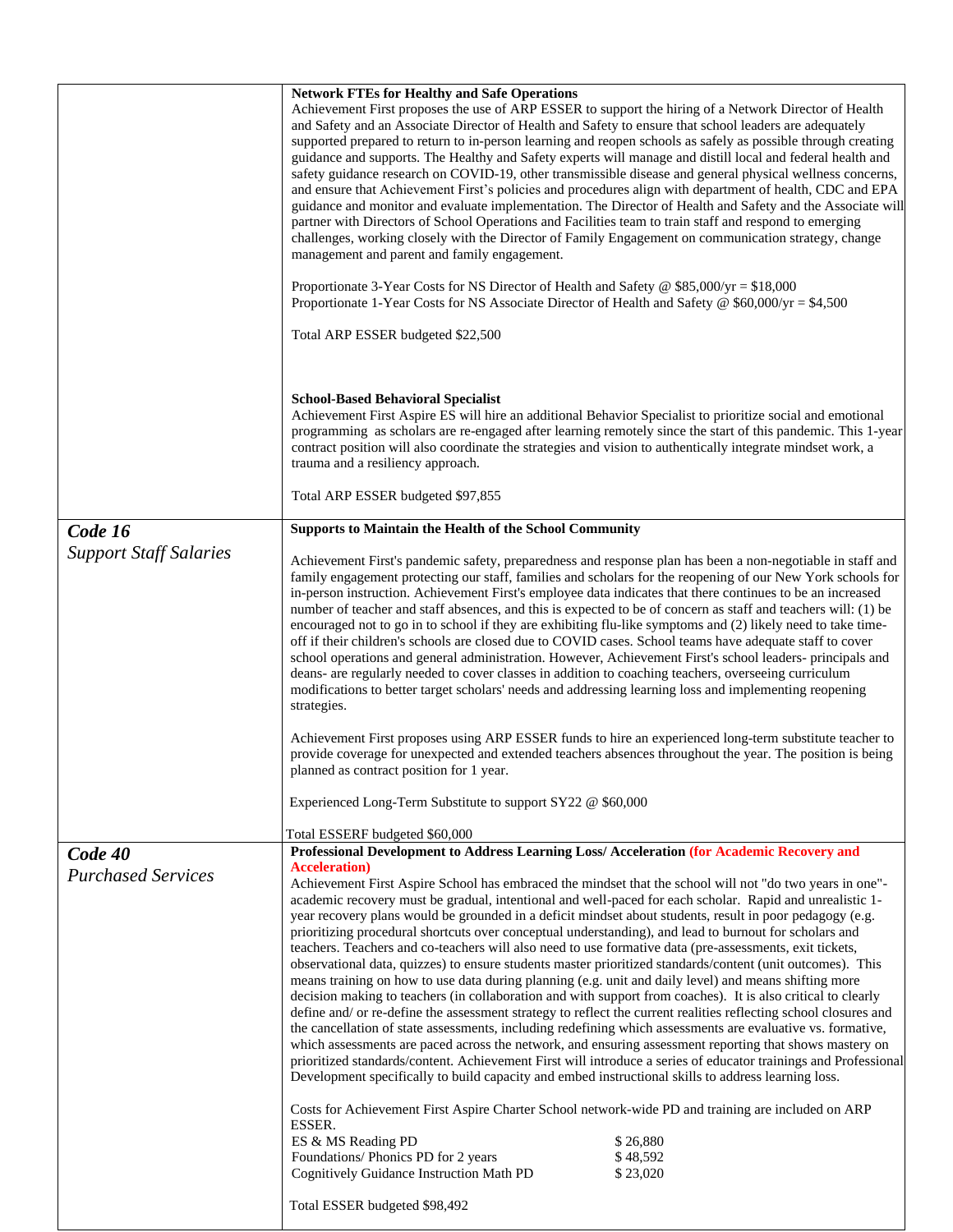| | |
|---|---|
| | **Network FTEs for Healthy and Safe Operations**<br>Achievement First proposes the use of ARP ESSER to support the hiring of a Network Director of Health and Safety and an Associate Director of Health and Safety to ensure that school leaders are adequately supported prepared to return to in-person learning and reopen schools as safely as possible through creating guidance and supports. The Healthy and Safety experts will manage and distill local and federal health and safety guidance research on COVID-19, other transmissible disease and general physical wellness concerns, and ensure that Achievement First's policies and procedures align with department of health, CDC and EPA guidance and monitor and evaluate implementation. The Director of Health and Safety and the Associate will partner with Directors of School Operations and Facilities team to train staff and respond to emerging challenges, working closely with the Director of Family Engagement on communication strategy, change management and parent and family engagement.<br><br>Proportionate 3-Year Costs for NS Director of Health and Safety @ $85,000/yr = $18,000<br>Proportionate 1-Year Costs for NS Associate Director of Health and Safety @ $60,000/yr = $4,500<br><br>Total ARP ESSER budgeted $22,500<br><br>**School-Based Behavioral Specialist**<br>Achievement First Aspire ES will hire an additional Behavior Specialist to prioritize social and emotional programming as scholars are re-engaged after learning remotely since the start of this pandemic. This 1-year contract position will also coordinate the strategies and vision to authentically integrate mindset work, a trauma and a resiliency approach.<br><br>Total ARP ESSER budgeted $97,855 |
| ***Code 16***<br>*Support Staff Salaries* | **Supports to Maintain the Health of the School Community**<br><br>Achievement First's pandemic safety, preparedness and response plan has been a non-negotiable in staff and family engagement protecting our staff, families and scholars for the reopening of our New York schools for in-person instruction. Achievement First's employee data indicates that there continues to be an increased number of teacher and staff absences, and this is expected to be of concern as staff and teachers will: (1) be encouraged not to go in to school if they are exhibiting flu-like symptoms and (2) likely need to take time-off if their children's schools are closed due to COVID cases. School teams have adequate staff to cover school operations and general administration. However, Achievement First's school leaders- principals and deans- are regularly needed to cover classes in addition to coaching teachers, overseeing curriculum modifications to better target scholars' needs and addressing learning loss and implementing reopening strategies.<br><br>Achievement First proposes using ARP ESSER funds to hire an experienced long-term substitute teacher to provide coverage for unexpected and extended teachers absences throughout the year. The position is being planned as contract position for 1 year.<br><br>Experienced Long-Term Substitute to support SY22 @ $60,000<br><br>Total ESSERF budgeted $60,000 |
| ***Code 40***<br>*Purchased Services* | **Professional Development to Address Learning Loss/ Acceleration** **(for Academic Recovery and Acceleration)**<br>Achievement First Aspire School has embraced the mindset that the school will not "do two years in one"- academic recovery must be gradual, intentional and well-paced for each scholar. Rapid and unrealistic 1-year recovery plans would be grounded in a deficit mindset about students, result in poor pedagogy (e.g. prioritizing procedural shortcuts over conceptual understanding), and lead to burnout for scholars and teachers. Teachers and co-teachers will also need to use formative data (pre-assessments, exit tickets, observational data, quizzes) to ensure students master prioritized standards/content (unit outcomes). This means training on how to use data during planning (e.g. unit and daily level) and means shifting more decision making to teachers (in collaboration and with support from coaches). It is also critical to clearly define and/ or re-define the assessment strategy to reflect the current realities reflecting school closures and the cancellation of state assessments, including redefining which assessments are evaluative vs. formative, which assessments are paced across the network, and ensuring assessment reporting that shows mastery on prioritized standards/content. Achievement First will introduce a series of educator trainings and Professional Development specifically to build capacity and embed instructional skills to address learning loss.<br><br>Costs for Achievement First Aspire Charter School network-wide PD and training are included on ARP ESSER.<br>ES & MS Reading PD $ 26,880<br>Foundations/ Phonics PD for 2 years $ 48,592<br>Cognitively Guidance Instruction Math PD $ 23,020<br><br>Total ESSER budgeted $98,492 |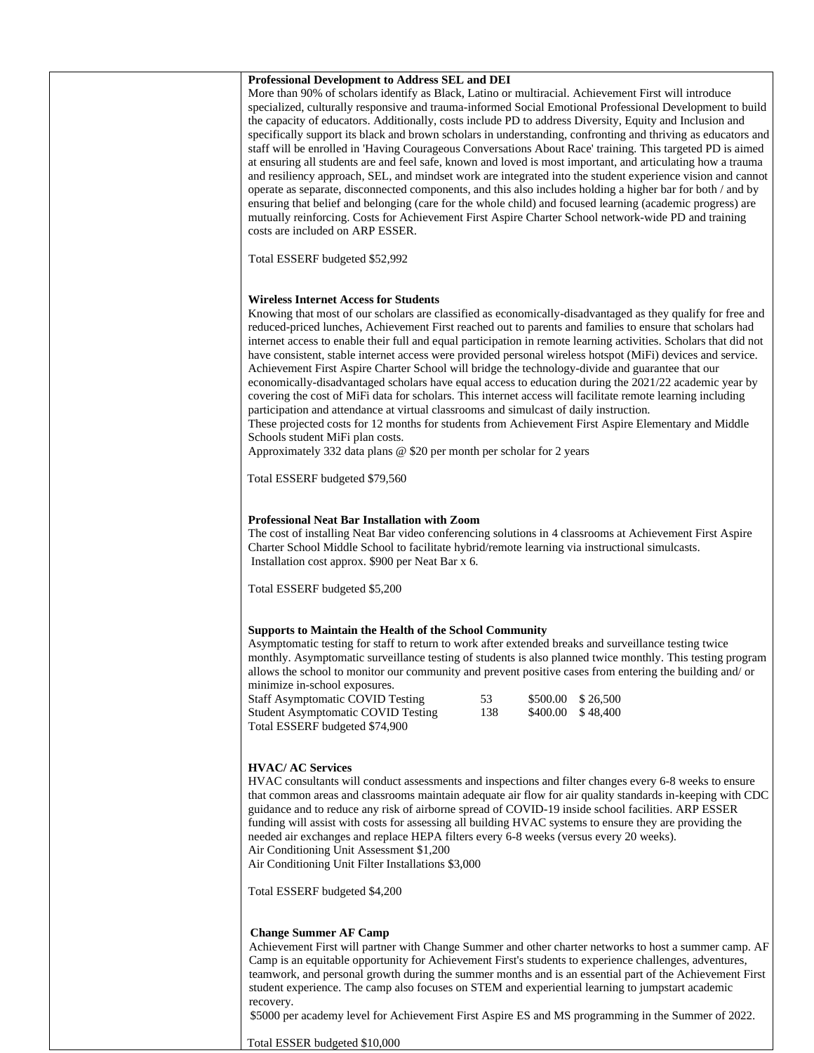**Professional Development to Address SEL and DEI**

More than 90% of scholars identify as Black, Latino or multiracial. Achievement First will introduce specialized, culturally responsive and trauma-informed Social Emotional Professional Development to build the capacity of educators. Additionally, costs include PD to address Diversity, Equity and Inclusion and specifically support its black and brown scholars in understanding, confronting and thriving as educators and staff will be enrolled in 'Having Courageous Conversations About Race' training. This targeted PD is aimed at ensuring all students are and feel safe, known and loved is most important, and articulating how a trauma and resiliency approach, SEL, and mindset work are integrated into the student experience vision and cannot operate as separate, disconnected components, and this also includes holding a higher bar for both / and by ensuring that belief and belonging (care for the whole child) and focused learning (academic progress) are mutually reinforcing. Costs for Achievement First Aspire Charter School network-wide PD and training costs are included on ARP ESSER.

Total ESSERF budgeted $52,992

**Wireless Internet Access for Students**

Knowing that most of our scholars are classified as economically-disadvantaged as they qualify for free and reduced-priced lunches, Achievement First reached out to parents and families to ensure that scholars had internet access to enable their full and equal participation in remote learning activities. Scholars that did not have consistent, stable internet access were provided personal wireless hotspot (MiFi) devices and service. Achievement First Aspire Charter School will bridge the technology-divide and guarantee that our economically-disadvantaged scholars have equal access to education during the 2021/22 academic year by covering the cost of MiFi data for scholars. This internet access will facilitate remote learning including participation and attendance at virtual classrooms and simulcast of daily instruction.
These projected costs for 12 months for students from Achievement First Aspire Elementary and Middle Schools student MiFi plan costs.
Approximately 332 data plans @ $20 per month per scholar for 2 years

Total ESSERF budgeted $79,560

**Professional Neat Bar Installation with Zoom**

The cost of installing Neat Bar video conferencing solutions in 4 classrooms at Achievement First Aspire Charter School Middle School to facilitate hybrid/remote learning via instructional simulcasts.
Installation cost approx. $900 per Neat Bar x 6.

Total ESSERF budgeted $5,200

**Supports to Maintain the Health of the School Community**

Asymptomatic testing for staff to return to work after extended breaks and surveillance testing twice monthly. Asymptomatic surveillance testing of students is also planned twice monthly. This testing program allows the school to monitor our community and prevent positive cases from entering the building and/ or minimize in-school exposures.

| | | | |
|---|---|---|---|
| Staff Asymptomatic COVID Testing | 53 | $500.00 | $ 26,500 |
| Student Asymptomatic COVID Testing | 138 | $400.00 | $ 48,400 |

Total ESSERF budgeted $74,900

**HVAC/ AC Services**

HVAC consultants will conduct assessments and inspections and filter changes every 6-8 weeks to ensure that common areas and classrooms maintain adequate air flow for air quality standards in-keeping with CDC guidance and to reduce any risk of airborne spread of COVID-19 inside school facilities. ARP ESSER funding will assist with costs for assessing all building HVAC systems to ensure they are providing the needed air exchanges and replace HEPA filters every 6-8 weeks (versus every 20 weeks).
Air Conditioning Unit Assessment $1,200
Air Conditioning Unit Filter Installations $3,000

Total ESSERF budgeted $4,200

**Change Summer AF Camp**

Achievement First will partner with Change Summer and other charter networks to host a summer camp. AF Camp is an equitable opportunity for Achievement First's students to experience challenges, adventures, teamwork, and personal growth during the summer months and is an essential part of the Achievement First student experience. The camp also focuses on STEM and experiential learning to jumpstart academic recovery.
$5000 per academy level for Achievement First Aspire ES and MS programming in the Summer of 2022.

Total ESSER budgeted $10,000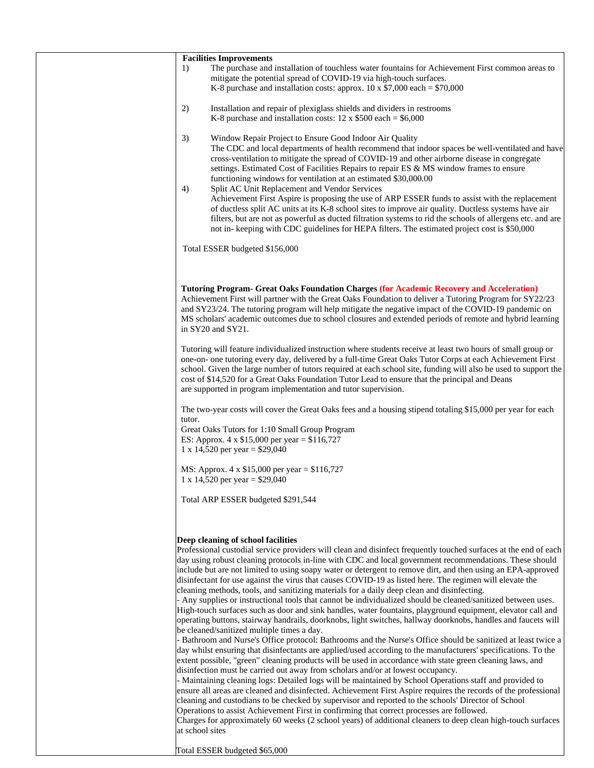**Facilities Improvements**

1) The purchase and installation of touchless water fountains for Achievement First common areas to mitigate the potential spread of COVID-19 via high-touch surfaces.
   K-8 purchase and installation costs: approx. 10 x $7,000 each = $70,000

2) Installation and repair of plexiglass shields and dividers in restrooms
   K-8 purchase and installation costs: 12 x $500 each = $6,000

3) Window Repair Project to Ensure Good Indoor Air Quality
   The CDC and local departments of health recommend that indoor spaces be well-ventilated and have cross-ventilation to mitigate the spread of COVID-19 and other airborne disease in congregate settings. Estimated Cost of Facilities Repairs to repair ES & MS window frames to ensure functioning windows for ventilation at an estimated $30,000.00

4) Split AC Unit Replacement and Vendor Services
   Achievement First Aspire is proposing the use of ARP ESSER funds to assist with the replacement of ductless split AC units at its K-8 school sites to improve air quality. Ductless systems have air filters, but are not as powerful as ducted filtration systems to rid the schools of allergens etc. and are not in- keeping with CDC guidelines for HEPA filters. The estimated project cost is $50,000

Total ESSER budgeted $156,000

**Tutoring Program- Great Oaks Foundation Charges (for Academic Recovery and Acceleration)**

Achievement First will partner with the Great Oaks Foundation to deliver a Tutoring Program for SY22/23 and SY23/24. The tutoring program will help mitigate the negative impact of the COVID-19 pandemic on MS scholars' academic outcomes due to school closures and extended periods of remote and hybrid learning in SY20 and SY21.

Tutoring will feature individualized instruction where students receive at least two hours of small group or one-on- one tutoring every day, delivered by a full-time Great Oaks Tutor Corps at each Achievement First school. Given the large number of tutors required at each school site, funding will also be used to support the cost of $14,520 for a Great Oaks Foundation Tutor Lead to ensure that the principal and Deans are supported in program implementation and tutor supervision.

The two-year costs will cover the Great Oaks fees and a housing stipend totaling $15,000 per year for each tutor.

Great Oaks Tutors for 1:10 Small Group Program
ES: Approx. 4 x $15,000 per year = $116,727
1 x 14,520 per year = $29,040

MS: Approx. 4 x $15,000 per year = $116,727
1 x 14,520 per year = $29,040

Total ARP ESSER budgeted $291,544

**Deep cleaning of school facilities**

Professional custodial service providers will clean and disinfect frequently touched surfaces at the end of each day using robust cleaning protocols in-line with CDC and local government recommendations. These should include but are not limited to using soapy water or detergent to remove dirt, and then using an EPA-approved disinfectant for use against the virus that causes COVID-19 as listed here. The regimen will elevate the cleaning methods, tools, and sanitizing materials for a daily deep clean and disinfecting.

- Any supplies or instructional tools that cannot be individualized should be cleaned/sanitized between uses. High-touch surfaces such as door and sink handles, water fountains, playground equipment, elevator call and operating buttons, stairway handrails, doorknobs, light switches, hallway doorknobs, handles and faucets will be cleaned/sanitized multiple times a day.
- Bathroom and Nurse's Office protocol: Bathrooms and the Nurse's Office should be sanitized at least twice a day whilst ensuring that disinfectants are applied/used according to the manufacturers' specifications. To the extent possible, "green" cleaning products will be used in accordance with state green cleaning laws, and disinfection must be carried out away from scholars and/or at lowest occupancy.
- Maintaining cleaning logs: Detailed logs will be maintained by School Operations staff and provided to ensure all areas are cleaned and disinfected. Achievement First Aspire requires the records of the professional cleaning and custodians to be checked by supervisor and reported to the schools' Director of School Operations to assist Achievement First in confirming that correct processes are followed.

Charges for approximately 60 weeks (2 school years) of additional cleaners to deep clean high-touch surfaces at school sites

Total ESSER budgeted $65,000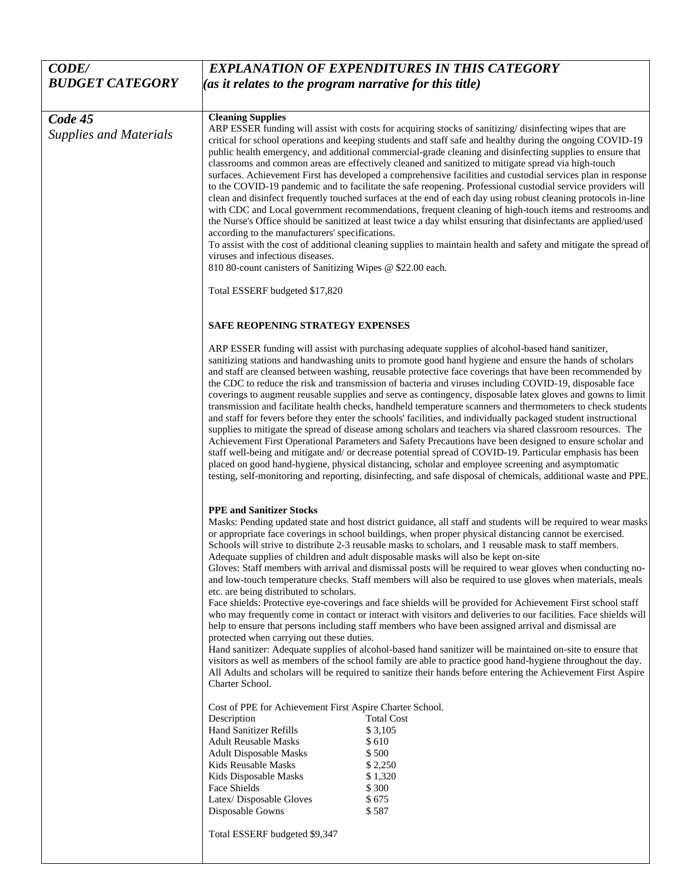| *CODE/ BUDGET CATEGORY* | *EXPLANATION OF EXPENDITURES IN THIS CATEGORY (as it relates to the program narrative for this title)* |
|---|---|
| ***Code 45*** *Supplies and Materials* | **Cleaning Supplies**<br>ARP ESSER funding will assist with costs for acquiring stocks of sanitizing/ disinfecting wipes that are critical for school operations and keeping students and staff safe and healthy during the ongoing COVID-19 public health emergency, and additional commercial-grade cleaning and disinfecting supplies to ensure that classrooms and common areas are effectively cleaned and sanitized to mitigate spread via high-touch surfaces. Achievement First has developed a comprehensive facilities and custodial services plan in response to the COVID-19 pandemic and to facilitate the safe reopening. Professional custodial service providers will clean and disinfect frequently touched surfaces at the end of each day using robust cleaning protocols in-line with CDC and Local government recommendations, frequent cleaning of high-touch items and restrooms and the Nurse's Office should be sanitized at least twice a day whilst ensuring that disinfectants are applied/used according to the manufacturers' specifications.<br>To assist with the cost of additional cleaning supplies to maintain health and safety and mitigate the spread of viruses and infectious diseases.<br>810 80-count canisters of Sanitizing Wipes @ $22.00 each.<br><br>Total ESSERF budgeted $17,820<br><br>**SAFE REOPENING STRATEGY EXPENSES**<br><br>ARP ESSER funding will assist with purchasing adequate supplies of alcohol-based hand sanitizer, sanitizing stations and handwashing units to promote good hand hygiene and ensure the hands of scholars and staff are cleansed between washing, reusable protective face coverings that have been recommended by the CDC to reduce the risk and transmission of bacteria and viruses including COVID-19, disposable face coverings to augment reusable supplies and serve as contingency, disposable latex gloves and gowns to limit transmission and facilitate health checks, handheld temperature scanners and thermometers to check students and staff for fevers before they enter the schools' facilities, and individually packaged student instructional supplies to mitigate the spread of disease among scholars and teachers via shared classroom resources. The Achievement First Operational Parameters and Safety Precautions have been designed to ensure scholar and staff well-being and mitigate and/ or decrease potential spread of COVID-19. Particular emphasis has been placed on good hand-hygiene, physical distancing, scholar and employee screening and asymptomatic testing, self-monitoring and reporting, disinfecting, and safe disposal of chemicals, additional waste and PPE.<br><br>**PPE and Sanitizer Stocks**<br>Masks: Pending updated state and host district guidance, all staff and students will be required to wear masks or appropriate face coverings in school buildings, when proper physical distancing cannot be exercised. Schools will strive to distribute 2-3 reusable masks to scholars, and 1 reusable mask to staff members. Adequate supplies of children and adult disposable masks will also be kept on-site<br>Gloves: Staff members with arrival and dismissal posts will be required to wear gloves when conducting no- and low-touch temperature checks. Staff members will also be required to use gloves when materials, meals etc. are being distributed to scholars.<br>Face shields: Protective eye-coverings and face shields will be provided for Achievement First school staff who may frequently come in contact or interact with visitors and deliveries to our facilities. Face shields will help to ensure that persons including staff members who have been assigned arrival and dismissal are protected when carrying out these duties.<br>Hand sanitizer: Adequate supplies of alcohol-based hand sanitizer will be maintained on-site to ensure that visitors as well as members of the school family are able to practice good hand-hygiene throughout the day. All Adults and scholars will be required to sanitize their hands before entering the Achievement First Aspire Charter School.<br><br>Cost of PPE for Achievement First Aspire Charter School.<br>Description — Total Cost<br>Hand Sanitizer Refills — $ 3,105<br>Adult Reusable Masks — $ 610<br>Adult Disposable Masks — $ 500<br>Kids Reusable Masks — $ 2,250<br>Kids Disposable Masks — $ 1,320<br>Face Shields — $ 300<br>Latex/ Disposable Gloves — $ 675<br>Disposable Gowns — $ 587<br><br>Total ESSERF budgeted $9,347 |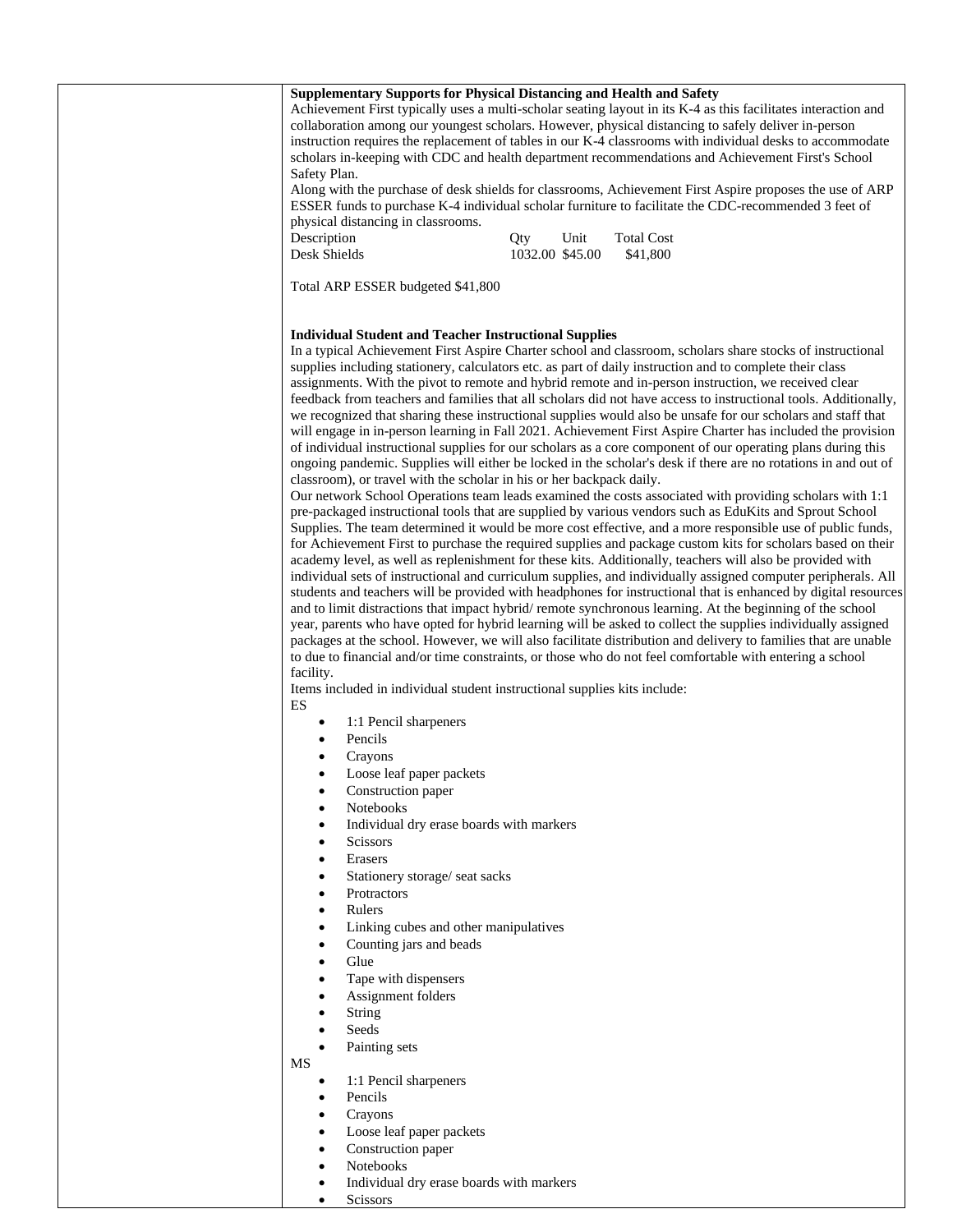**Supplementary Supports for Physical Distancing and Health and Safety**

Achievement First typically uses a multi-scholar seating layout in its K-4 as this facilitates interaction and collaboration among our youngest scholars. However, physical distancing to safely deliver in-person instruction requires the replacement of tables in our K-4 classrooms with individual desks to accommodate scholars in-keeping with CDC and health department recommendations and Achievement First's School Safety Plan.

Along with the purchase of desk shields for classrooms, Achievement First Aspire proposes the use of ARP ESSER funds to purchase K-4 individual scholar furniture to facilitate the CDC-recommended 3 feet of physical distancing in classrooms.

| Description | Qty | Unit | Total Cost |
|---|---|---|---|
| Desk Shields | 1032.00 | $45.00 | $41,800 |

Total ARP ESSER budgeted $41,800

**Individual Student and Teacher Instructional Supplies**

In a typical Achievement First Aspire Charter school and classroom, scholars share stocks of instructional supplies including stationery, calculators etc. as part of daily instruction and to complete their class assignments. With the pivot to remote and hybrid remote and in-person instruction, we received clear feedback from teachers and families that all scholars did not have access to instructional tools. Additionally, we recognized that sharing these instructional supplies would also be unsafe for our scholars and staff that will engage in in-person learning in Fall 2021. Achievement First Aspire Charter has included the provision of individual instructional supplies for our scholars as a core component of our operating plans during this ongoing pandemic. Supplies will either be locked in the scholar's desk if there are no rotations in and out of classroom), or travel with the scholar in his or her backpack daily.

Our network School Operations team leads examined the costs associated with providing scholars with 1:1 pre-packaged instructional tools that are supplied by various vendors such as EduKits and Sprout School Supplies. The team determined it would be more cost effective, and a more responsible use of public funds, for Achievement First to purchase the required supplies and package custom kits for scholars based on their academy level, as well as replenishment for these kits. Additionally, teachers will also be provided with individual sets of instructional and curriculum supplies, and individually assigned computer peripherals. All students and teachers will be provided with headphones for instructional that is enhanced by digital resources and to limit distractions that impact hybrid/ remote synchronous learning. At the beginning of the school year, parents who have opted for hybrid learning will be asked to collect the supplies individually assigned packages at the school. However, we will also facilitate distribution and delivery to families that are unable to due to financial and/or time constraints, or those who do not feel comfortable with entering a school facility.

Items included in individual student instructional supplies kits include:

ES

- 1:1 Pencil sharpeners
- Pencils
- Crayons
- Loose leaf paper packets
- Construction paper
- Notebooks
- Individual dry erase boards with markers
- Scissors
- Erasers
- Stationery storage/ seat sacks
- Protractors
- Rulers
- Linking cubes and other manipulatives
- Counting jars and beads
- Glue
- Tape with dispensers
- Assignment folders
- String
- Seeds
- Painting sets

MS

- 1:1 Pencil sharpeners
- Pencils
- Crayons
- Loose leaf paper packets
- Construction paper
- Notebooks
- Individual dry erase boards with markers
- Scissors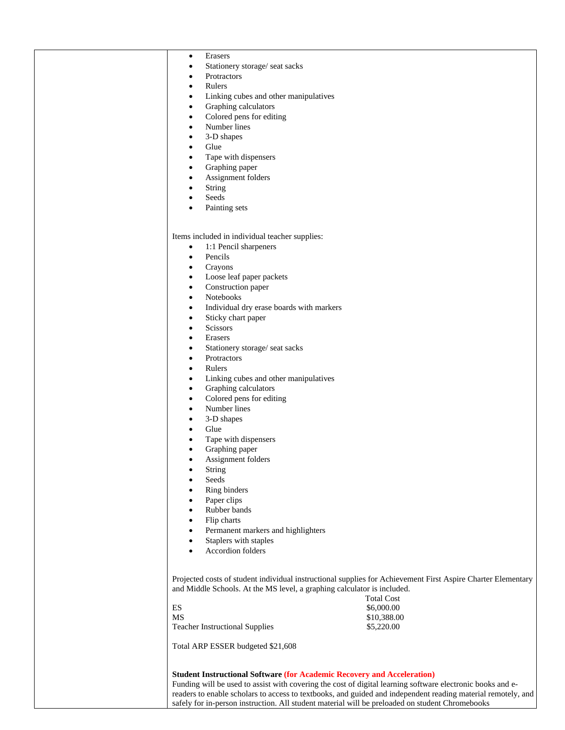- Erasers
- Stationery storage/ seat sacks
- Protractors
- Rulers
- Linking cubes and other manipulatives
- Graphing calculators
- Colored pens for editing
- Number lines
- 3-D shapes
- Glue
- Tape with dispensers
- Graphing paper
- Assignment folders
- String
- Seeds
- Painting sets

Items included in individual teacher supplies:

- 1:1 Pencil sharpeners
- Pencils
- Crayons
- Loose leaf paper packets
- Construction paper
- Notebooks
- Individual dry erase boards with markers
- Sticky chart paper
- Scissors
- Erasers
- Stationery storage/ seat sacks
- Protractors
- Rulers
- Linking cubes and other manipulatives
- Graphing calculators
- Colored pens for editing
- Number lines
- 3-D shapes
- Glue
- Tape with dispensers
- Graphing paper
- Assignment folders
- String
- Seeds
- Ring binders
- Paper clips
- Rubber bands
- Flip charts
- Permanent markers and highlighters
- Staplers with staples
- Accordion folders

Projected costs of student individual instructional supplies for Achievement First Aspire Charter Elementary and Middle Schools. At the MS level, a graphing calculator is included.

| | Total Cost |
|---|---|
| ES | $6,000.00 |
| MS | $10,388.00 |
| Teacher Instructional Supplies | $5,220.00 |

Total ARP ESSER budgeted $21,608

**Student Instructional Software (for Academic Recovery and Acceleration)**

Funding will be used to assist with covering the cost of digital learning software electronic books and e-readers to enable scholars to access to textbooks, and guided and independent reading material remotely, and safely for in-person instruction. All student material will be preloaded on student Chromebooks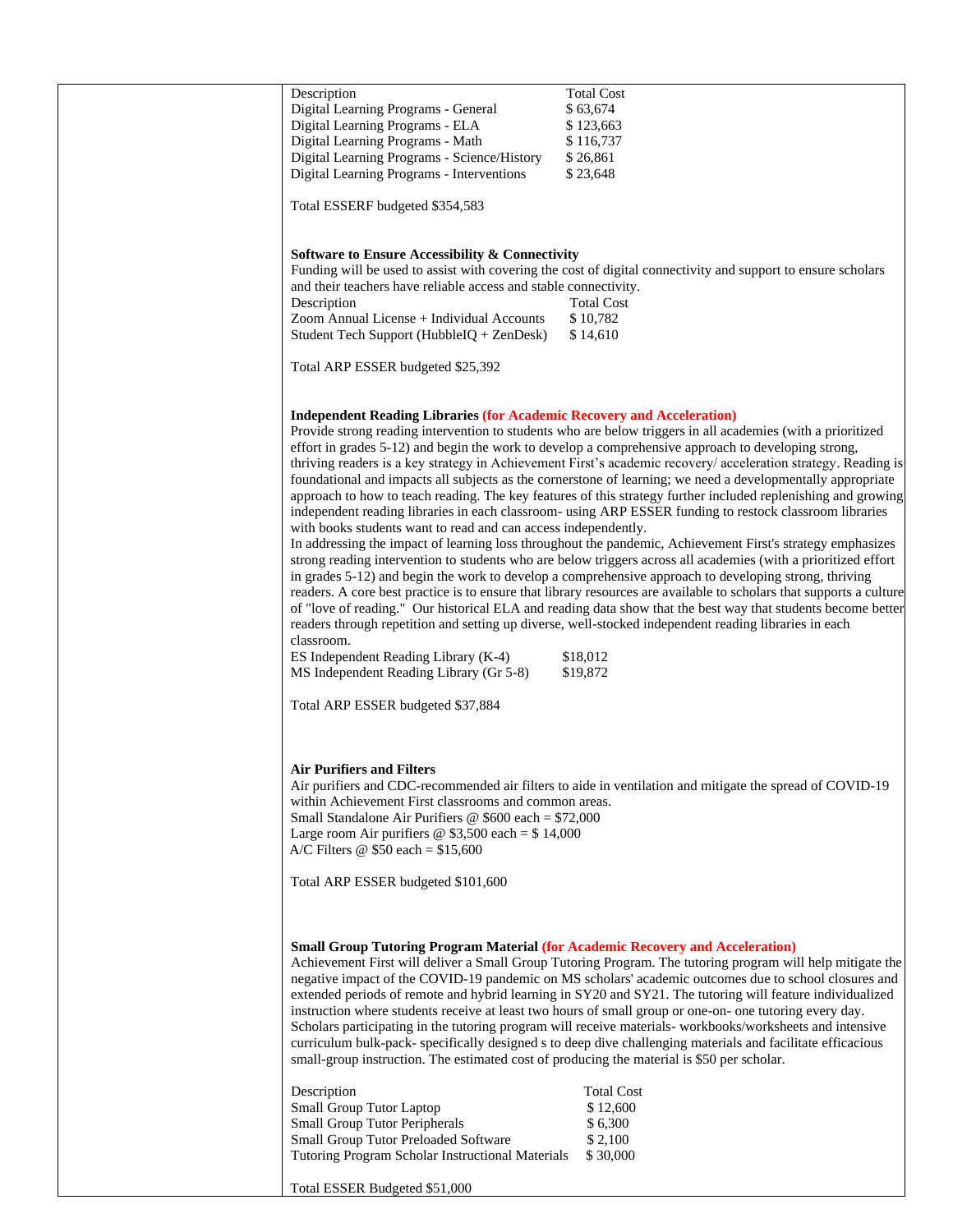| Description | Total Cost |
|---|---|
| Digital Learning Programs - General | $ 63,674 |
| Digital Learning Programs - ELA | $ 123,663 |
| Digital Learning Programs - Math | $ 116,737 |
| Digital Learning Programs - Science/History | $ 26,861 |
| Digital Learning Programs - Interventions | $ 23,648 |

Total ESSERF budgeted $354,583

**Software to Ensure Accessibility & Connectivity**

Funding will be used to assist with covering the cost of digital connectivity and support to ensure scholars and their teachers have reliable access and stable connectivity.

| Description | Total Cost |
|---|---|
| Zoom Annual License + Individual Accounts | $ 10,782 |
| Student Tech Support (HubbleIQ + ZenDesk) | $ 14,610 |

Total ARP ESSER budgeted $25,392

**Independent Reading Libraries (for Academic Recovery and Acceleration)**

Provide strong reading intervention to students who are below triggers in all academies (with a prioritized effort in grades 5-12) and begin the work to develop a comprehensive approach to developing strong, thriving readers is a key strategy in Achievement First's academic recovery/ acceleration strategy. Reading is foundational and impacts all subjects as the cornerstone of learning; we need a developmentally appropriate approach to how to teach reading. The key features of this strategy further included replenishing and growing independent reading libraries in each classroom- using ARP ESSER funding to restock classroom libraries with books students want to read and can access independently.

In addressing the impact of learning loss throughout the pandemic, Achievement First's strategy emphasizes strong reading intervention to students who are below triggers across all academies (with a prioritized effort in grades 5-12) and begin the work to develop a comprehensive approach to developing strong, thriving readers. A core best practice is to ensure that library resources are available to scholars that supports a culture of "love of reading." Our historical ELA and reading data show that the best way that students become better readers through repetition and setting up diverse, well-stocked independent reading libraries in each classroom.

| | |
|---|---|
| ES Independent Reading Library (K-4) | $18,012 |
| MS Independent Reading Library (Gr 5-8) | $19,872 |

Total ARP ESSER budgeted $37,884

**Air Purifiers and Filters**

Air purifiers and CDC-recommended air filters to aide in ventilation and mitigate the spread of COVID-19 within Achievement First classrooms and common areas.

Small Standalone Air Purifiers @ $600 each = $72,000
Large room Air purifiers @ $3,500 each = $ 14,000
A/C Filters @ $50 each = $15,600

Total ARP ESSER budgeted $101,600

**Small Group Tutoring Program Material (for Academic Recovery and Acceleration)**

Achievement First will deliver a Small Group Tutoring Program. The tutoring program will help mitigate the negative impact of the COVID-19 pandemic on MS scholars' academic outcomes due to school closures and extended periods of remote and hybrid learning in SY20 and SY21. The tutoring will feature individualized instruction where students receive at least two hours of small group or one-on- one tutoring every day. Scholars participating in the tutoring program will receive materials- workbooks/worksheets and intensive curriculum bulk-pack- specifically designed s to deep dive challenging materials and facilitate efficacious small-group instruction. The estimated cost of producing the material is $50 per scholar.

| Description | Total Cost |
|---|---|
| Small Group Tutor Laptop | $ 12,600 |
| Small Group Tutor Peripherals | $ 6,300 |
| Small Group Tutor Preloaded Software | $ 2,100 |
| Tutoring Program Scholar Instructional Materials | $ 30,000 |

Total ESSER Budgeted $51,000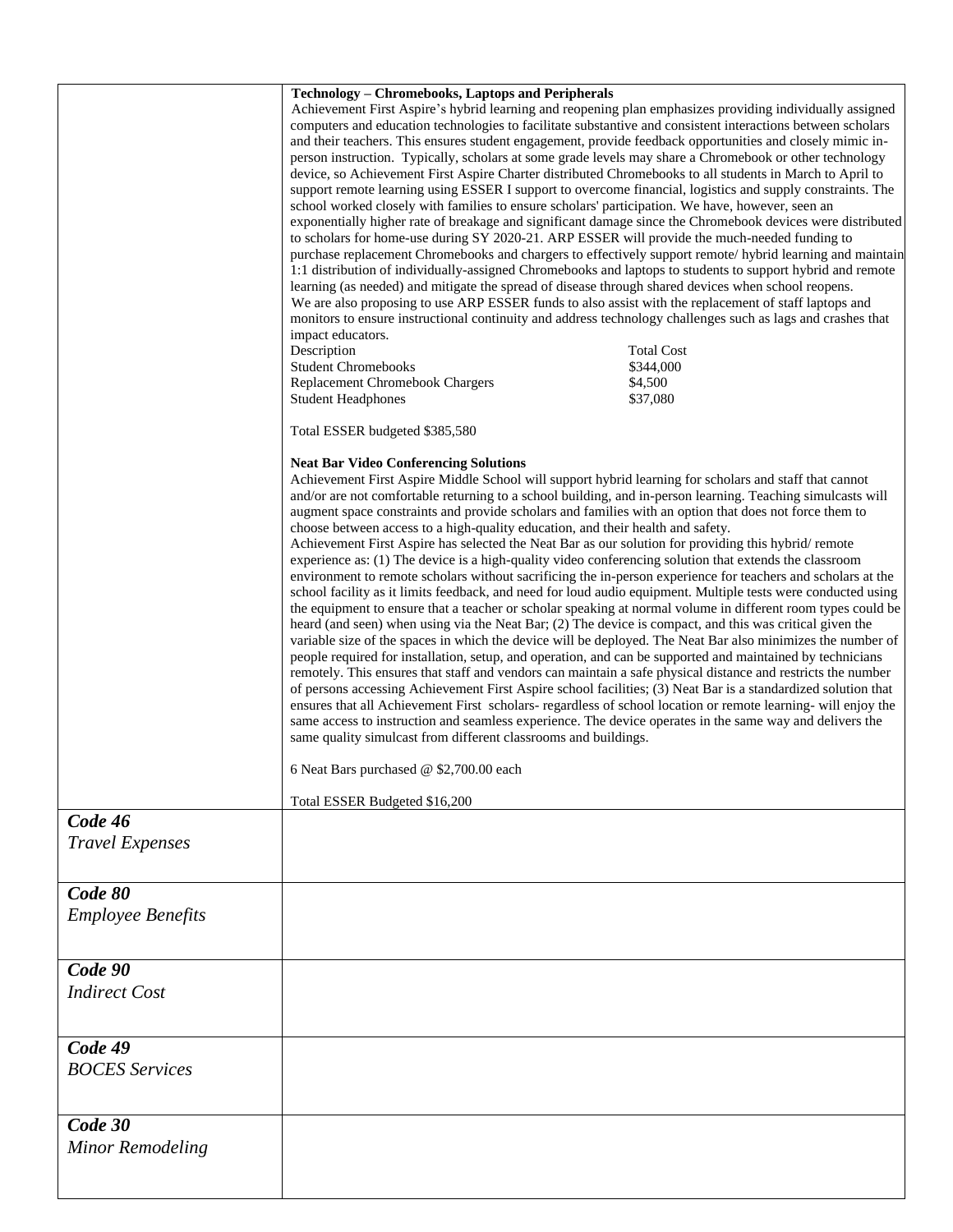| | |
|---|---|
| | **Technology – Chromebooks, Laptops and Peripherals**<br>Achievement First Aspire's hybrid learning and reopening plan emphasizes providing individually assigned computers and education technologies to facilitate substantive and consistent interactions between scholars and their teachers. This ensures student engagement, provide feedback opportunities and closely mimic in-person instruction. Typically, scholars at some grade levels may share a Chromebook or other technology device, so Achievement First Aspire Charter distributed Chromebooks to all students in March to April to support remote learning using ESSER I support to overcome financial, logistics and supply constraints. The school worked closely with families to ensure scholars' participation. We have, however, seen an exponentially higher rate of breakage and significant damage since the Chromebook devices were distributed to scholars for home-use during SY 2020-21. ARP ESSER will provide the much-needed funding to purchase replacement Chromebooks and chargers to effectively support remote/ hybrid learning and maintain 1:1 distribution of individually-assigned Chromebooks and laptops to students to support hybrid and remote learning (as needed) and mitigate the spread of disease through shared devices when school reopens.<br>We are also proposing to use ARP ESSER funds to also assist with the replacement of staff laptops and monitors to ensure instructional continuity and address technology challenges such as lags and crashes that impact educators.<br>Description — Total Cost<br>Student Chromebooks — $344,000<br>Replacement Chromebook Chargers — $4,500<br>Student Headphones — $37,080<br><br>Total ESSER budgeted $385,580<br><br>**Neat Bar Video Conferencing Solutions**<br>Achievement First Aspire Middle School will support hybrid learning for scholars and staff that cannot and/or are not comfortable returning to a school building, and in-person learning. Teaching simulcasts will augment space constraints and provide scholars and families with an option that does not force them to choose between access to a high-quality education, and their health and safety.<br>Achievement First Aspire has selected the Neat Bar as our solution for providing this hybrid/ remote experience as: (1) The device is a high-quality video conferencing solution that extends the classroom environment to remote scholars without sacrificing the in-person experience for teachers and scholars at the school facility as it limits feedback, and need for loud audio equipment. Multiple tests were conducted using the equipment to ensure that a teacher or scholar speaking at normal volume in different room types could be heard (and seen) when using via the Neat Bar; (2) The device is compact, and this was critical given the variable size of the spaces in which the device will be deployed. The Neat Bar also minimizes the number of people required for installation, setup, and operation, and can be supported and maintained by technicians remotely. This ensures that staff and vendors can maintain a safe physical distance and restricts the number of persons accessing Achievement First Aspire school facilities; (3) Neat Bar is a standardized solution that ensures that all Achievement First scholars- regardless of school location or remote learning- will enjoy the same access to instruction and seamless experience. The device operates in the same way and delivers the same quality simulcast from different classrooms and buildings.<br><br>6 Neat Bars purchased @ $2,700.00 each<br><br>Total ESSER Budgeted $16,200 |
| ***Code 46***<br>*Travel Expenses* | |
| ***Code 80***<br>*Employee Benefits* | |
| ***Code 90***<br>*Indirect Cost* | |
| ***Code 49***<br>*BOCES Services* | |
| ***Code 30***<br>*Minor Remodeling* | |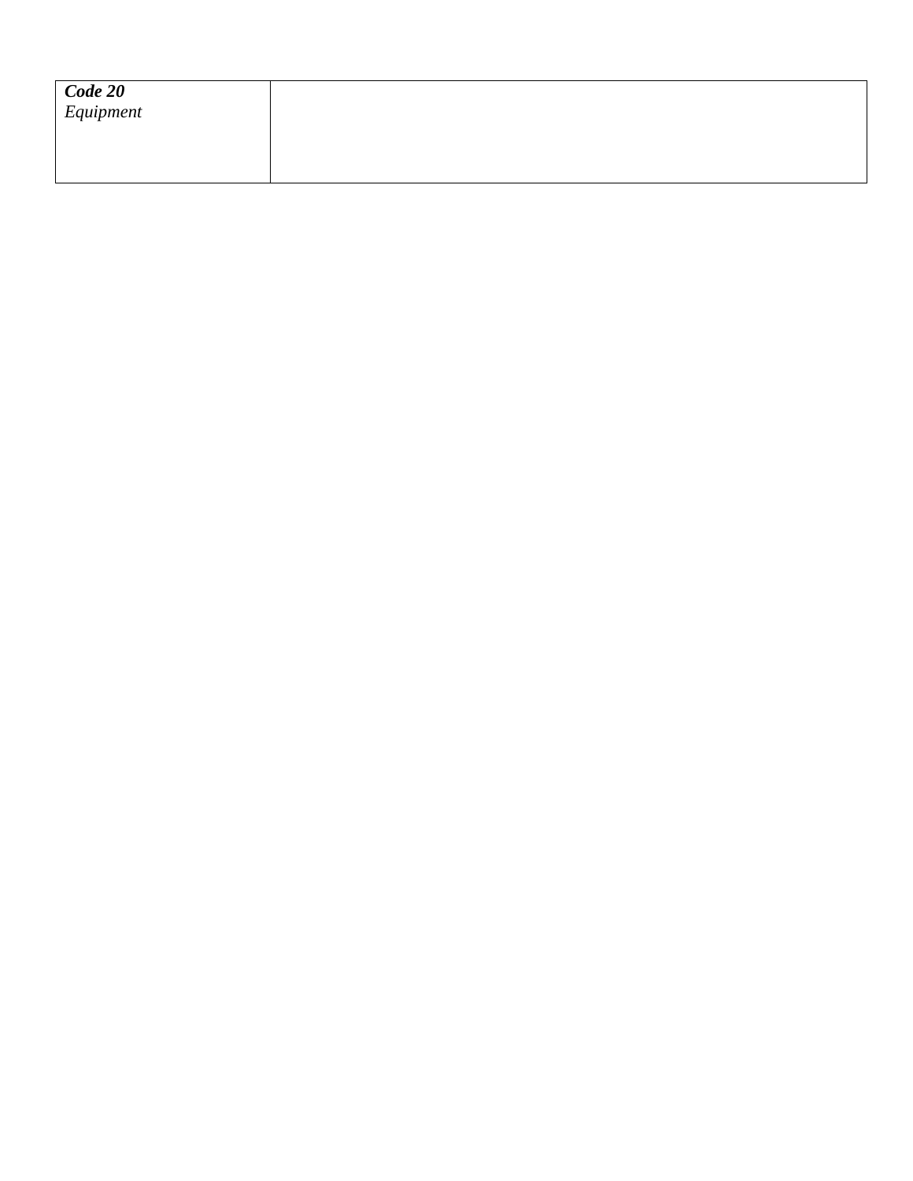| ***Code 20***<br>*Equipment* | |
|---|---|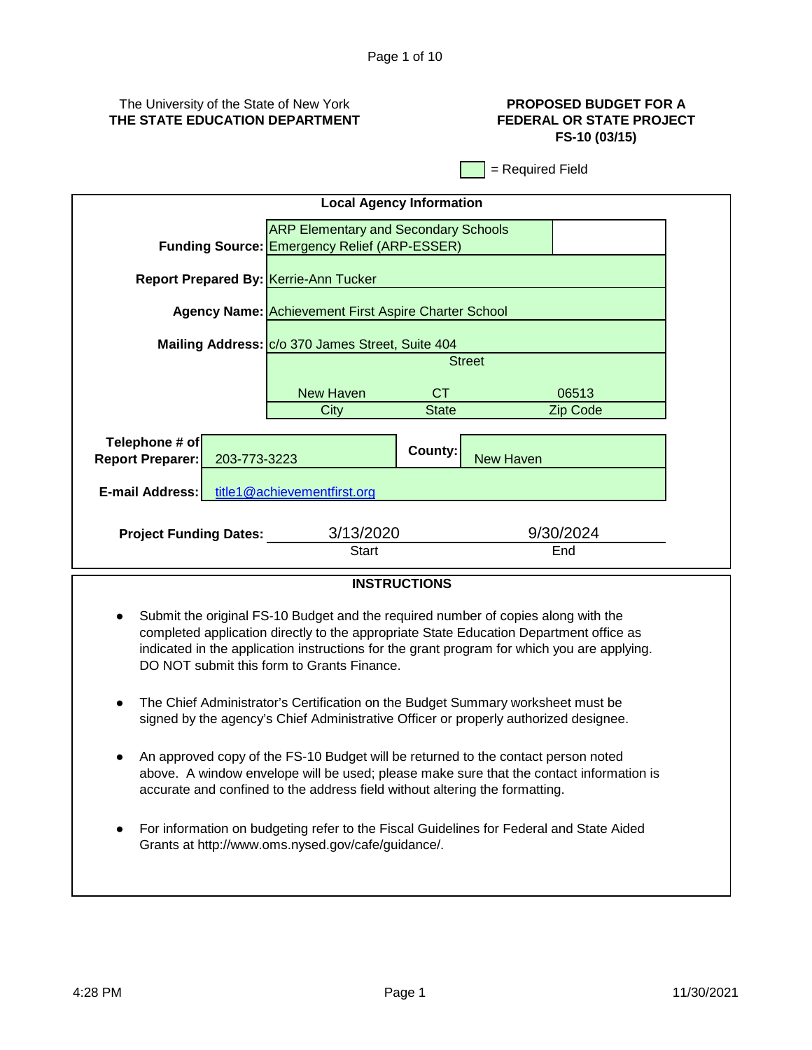The University of the State of New York
**THE STATE EDUCATION DEPARTMENT**

**PROPOSED BUDGET FOR A FEDERAL OR STATE PROJECT**
**FS-10 (03/15)**

= Required Field

## Local Agency Information

| | |
|---|---|
| **Funding Source:** | ARP Elementary and Secondary Schools Emergency Relief (ARP-ESSER) |
| **Report Prepared By:** | Kerrie-Ann Tucker |
| **Agency Name:** | Achievement First Aspire Charter School |
| **Mailing Address:** | c/o 370 James Street, Suite 404 (Street) |
| | New Haven (City), CT (State), 06513 (Zip Code) |
| **Telephone # of Report Preparer:** | 203-773-3223 |
| **County:** | New Haven |
| **E-mail Address:** | title1@achievementfirst.org |
| **Project Funding Dates:** | 3/13/2020 (Start) – 9/30/2024 (End) |

## INSTRUCTIONS

- Submit the original FS-10 Budget and the required number of copies along with the completed application directly to the appropriate State Education Department office as indicated in the application instructions for the grant program for which you are applying. DO NOT submit this form to Grants Finance.

- The Chief Administrator's Certification on the Budget Summary worksheet must be signed by the agency's Chief Administrative Officer or properly authorized designee.

- An approved copy of the FS-10 Budget will be returned to the contact person noted above. A window envelope will be used; please make sure that the contact information is accurate and confined to the address field without altering the formatting.

- For information on budgeting refer to the Fiscal Guidelines for Federal and State Aided Grants at http://www.oms.nysed.gov/cafe/guidance/.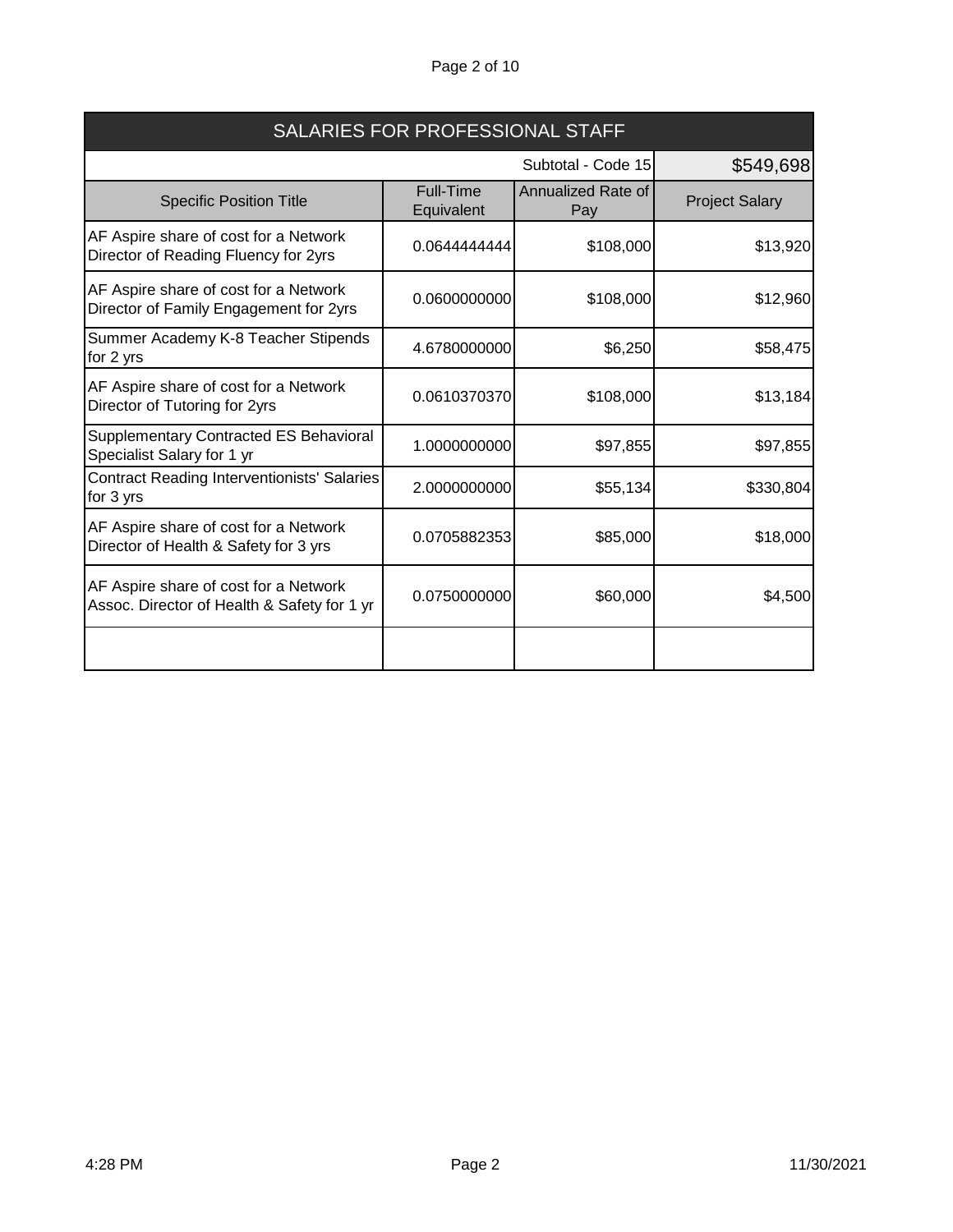| SALARIES FOR PROFESSIONAL STAFF | | | |
|---|---|---|---|
| | | Subtotal - Code 15 | $549,698 |
| Specific Position Title | Full-Time Equivalent | Annualized Rate of Pay | Project Salary |
| AF Aspire share of cost for a Network Director of Reading Fluency for 2yrs | 0.0644444444 | $108,000 | $13,920 |
| AF Aspire share of cost for a Network Director of Family Engagement for 2yrs | 0.0600000000 | $108,000 | $12,960 |
| Summer Academy K-8 Teacher Stipends for 2 yrs | 4.6780000000 | $6,250 | $58,475 |
| AF Aspire share of cost for a Network Director of Tutoring for 2yrs | 0.0610370370 | $108,000 | $13,184 |
| Supplementary Contracted ES Behavioral Specialist Salary for 1 yr | 1.0000000000 | $97,855 | $97,855 |
| Contract Reading Interventionists' Salaries for 3 yrs | 2.0000000000 | $55,134 | $330,804 |
| AF Aspire share of cost for a Network Director of Health & Safety for 3 yrs | 0.0705882353 | $85,000 | $18,000 |
| AF Aspire share of cost for a Network Assoc. Director of Health & Safety for 1 yr | 0.0750000000 | $60,000 | $4,500 |
| | | | |

4:28 PM 11/30/2021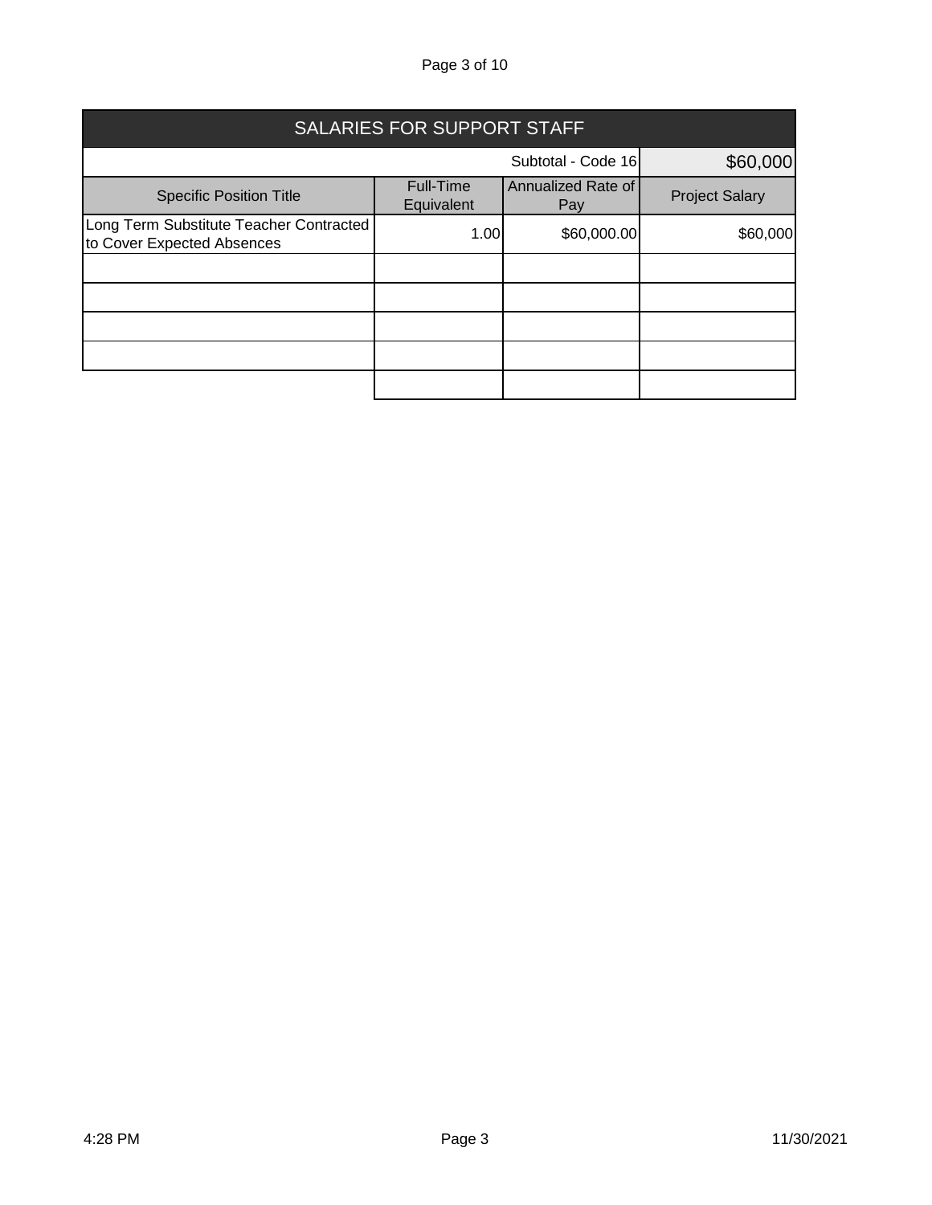## SALARIES FOR SUPPORT STAFF

| | | Subtotal - Code 16 | $60,000 |
|---|---|---|---|
| Specific Position Title | Full-Time Equivalent | Annualized Rate of Pay | Project Salary |
| Long Term Substitute Teacher Contracted to Cover Expected Absences | 1.00 | $60,000.00 | $60,000 |
| | | | |
| | | | |
| | | | |
| | | | |
| | | | |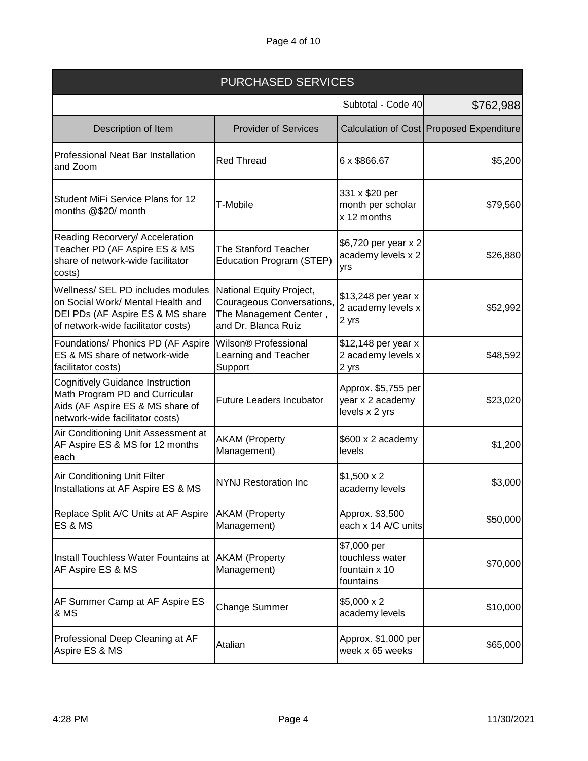| PURCHASED SERVICES | | | |
|---|---|---|---|
| | | Subtotal - Code 40 | $762,988 |
| Description of Item | Provider of Services | Calculation of Cost | Proposed Expenditure |
| Professional Neat Bar Installation and Zoom | Red Thread | 6 x $866.67 | $5,200 |
| Student MiFi Service Plans for 12 months @$20/ month | T-Mobile | 331 x $20 per month per scholar x 12 months | $79,560 |
| Reading Recorvery/ Acceleration Teacher PD (AF Aspire ES & MS share of network-wide facilitator costs) | The Stanford Teacher Education Program (STEP) | $6,720 per year x 2 academy levels x 2 yrs | $26,880 |
| Wellness/ SEL PD includes modules on Social Work/ Mental Health and DEI PDs (AF Aspire ES & MS share of network-wide facilitator costs) | National Equity Project, Courageous Conversations, The Management Center , and Dr. Blanca Ruiz | $13,248 per year x 2 academy levels x 2 yrs | $52,992 |
| Foundations/ Phonics PD (AF Aspire ES & MS share of network-wide facilitator costs) | Wilson® Professional Learning and Teacher Support | $12,148 per year x 2 academy levels x 2 yrs | $48,592 |
| Cognitively Guidance Instruction Math Program PD and Curricular Aids (AF Aspire ES & MS share of network-wide facilitator costs) | Future Leaders Incubator | Approx. $5,755 per year x 2 academy levels x 2 yrs | $23,020 |
| Air Conditioning Unit Assessment at AF Aspire ES & MS for 12 months each | AKAM (Property Management) | $600 x 2 academy levels | $1,200 |
| Air Conditioning Unit Filter Installations at AF Aspire ES & MS | NYNJ Restoration Inc | $1,500 x 2 academy levels | $3,000 |
| Replace Split A/C Units at AF Aspire ES & MS | AKAM (Property Management) | Approx. $3,500 each x 14 A/C units | $50,000 |
| Install Touchless Water Fountains at AF Aspire ES & MS | AKAM (Property Management) | $7,000 per touchless water fountain x 10 fountains | $70,000 |
| AF Summer Camp at AF Aspire ES & MS | Change Summer | $5,000 x 2 academy levels | $10,000 |
| Professional Deep Cleaning at AF Aspire ES & MS | Atalian | Approx. $1,000 per week x 65 weeks | $65,000 |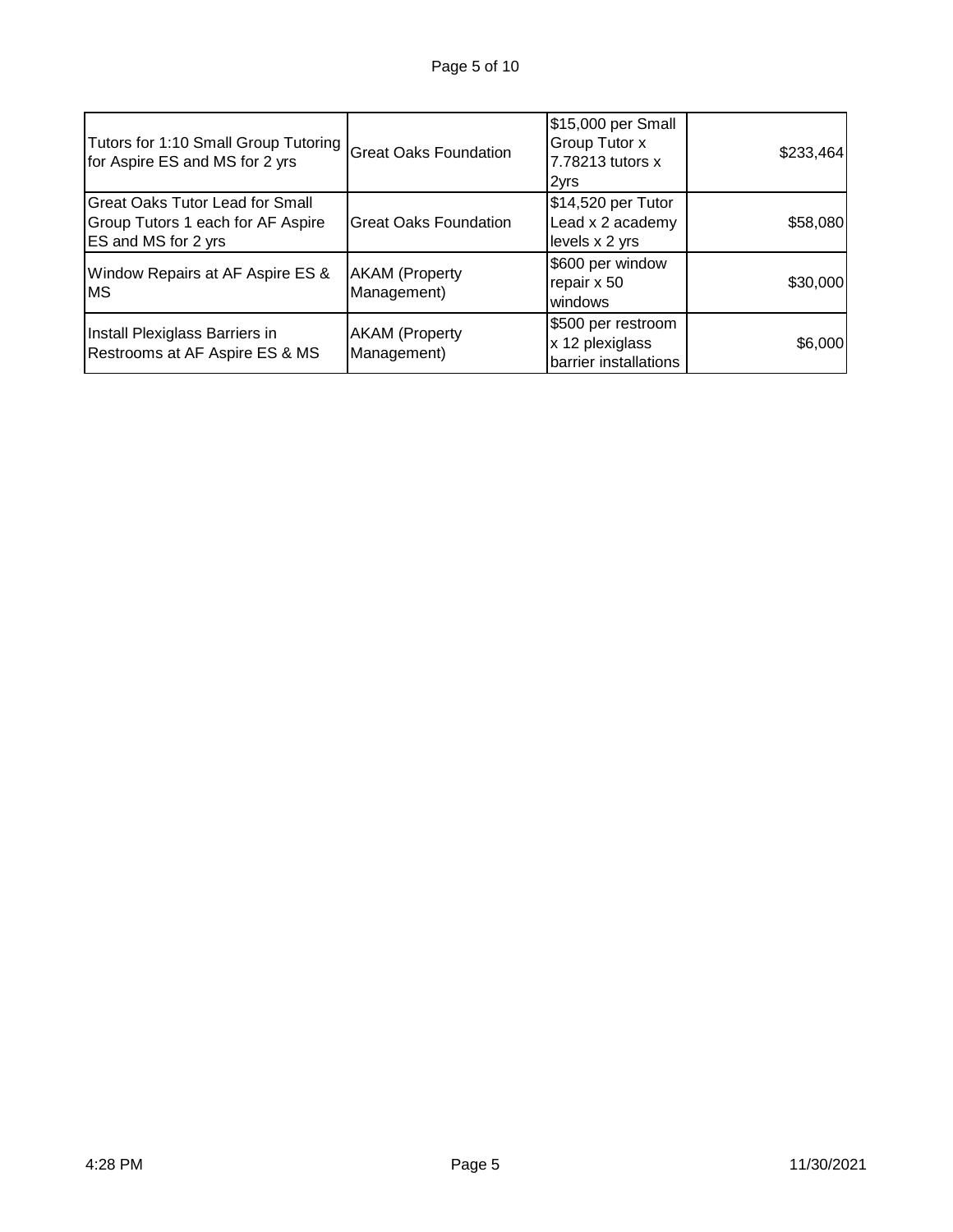| | | | |
|---|---|---|---|
| Tutors for 1:10 Small Group Tutoring for Aspire ES and MS for 2 yrs | Great Oaks Foundation | $15,000 per Small Group Tutor x 7.78213 tutors x 2yrs | $233,464 |
| Great Oaks Tutor Lead for Small Group Tutors 1 each for AF Aspire ES and MS for 2 yrs | Great Oaks Foundation | $14,520 per Tutor Lead x 2 academy levels x 2 yrs | $58,080 |
| Window Repairs at AF Aspire ES & MS | AKAM (Property Management) | $600 per window repair x 50 windows | $30,000 |
| Install Plexiglass Barriers in Restrooms at AF Aspire ES & MS | AKAM (Property Management) | $500 per restroom x 12 plexiglass barrier installations | $6,000 |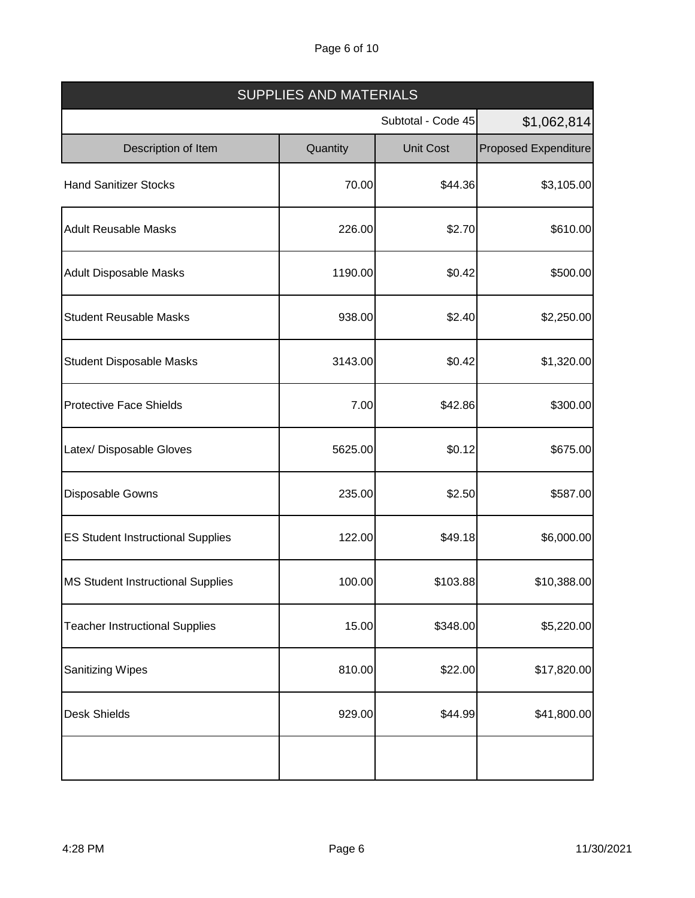| SUPPLIES AND MATERIALS | | | |
|---|---|---|---|
| | | Subtotal - Code 45 | $1,062,814 |
| Description of Item | Quantity | Unit Cost | Proposed Expenditure |
| Hand Sanitizer Stocks | 70.00 | $44.36 | $3,105.00 |
| Adult Reusable Masks | 226.00 | $2.70 | $610.00 |
| Adult Disposable Masks | 1190.00 | $0.42 | $500.00 |
| Student Reusable Masks | 938.00 | $2.40 | $2,250.00 |
| Student Disposable Masks | 3143.00 | $0.42 | $1,320.00 |
| Protective Face Shields | 7.00 | $42.86 | $300.00 |
| Latex/ Disposable Gloves | 5625.00 | $0.12 | $675.00 |
| Disposable Gowns | 235.00 | $2.50 | $587.00 |
| ES Student Instructional Supplies | 122.00 | $49.18 | $6,000.00 |
| MS Student Instructional Supplies | 100.00 | $103.88 | $10,388.00 |
| Teacher Instructional Supplies | 15.00 | $348.00 | $5,220.00 |
| Sanitizing Wipes | 810.00 | $22.00 | $17,820.00 |
| Desk Shields | 929.00 | $44.99 | $41,800.00 |
| | | | |

4:28 PM 11/30/2021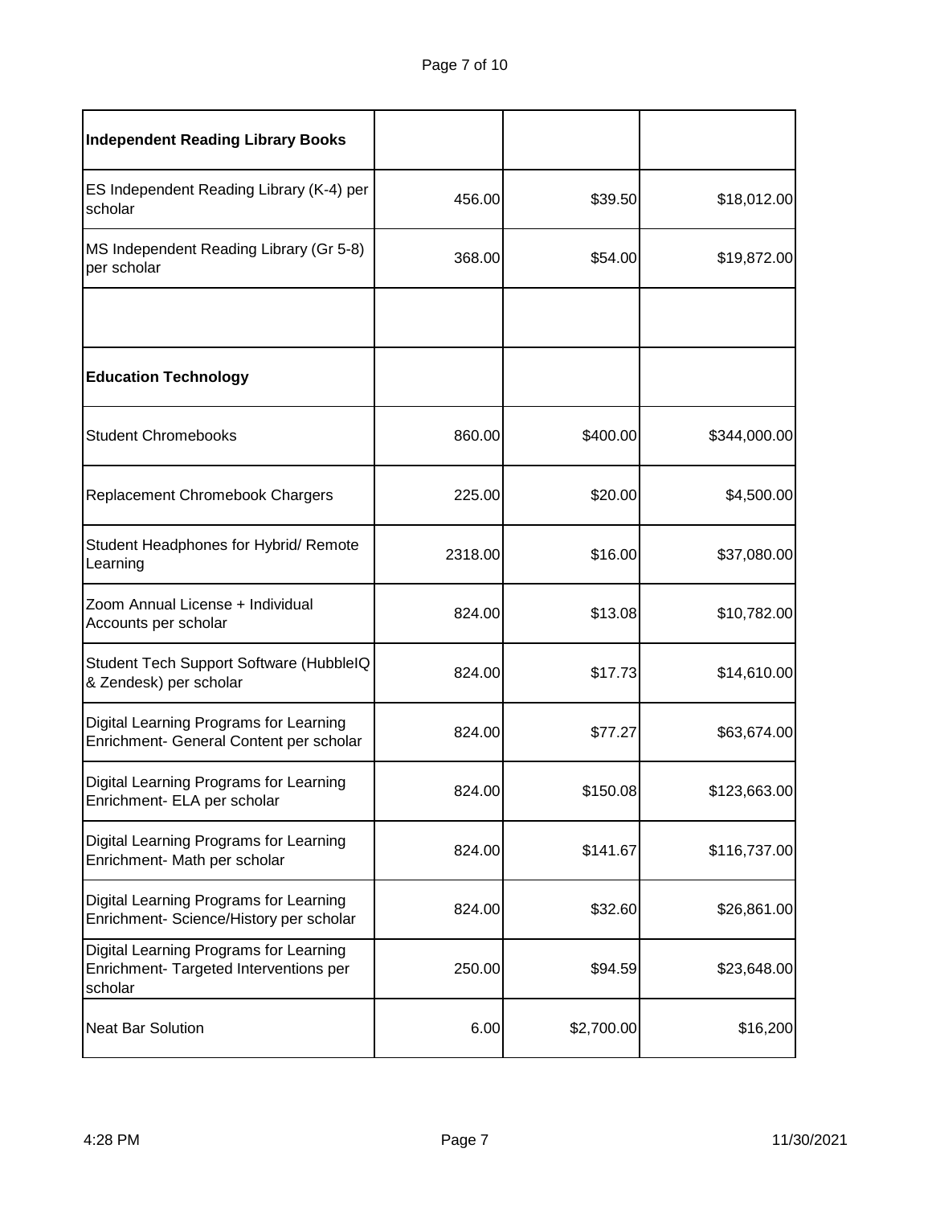| **Independent Reading Library Books** | | | |
|---|---|---|---|
| ES Independent Reading Library (K-4) per scholar | 456.00 | $39.50 | $18,012.00 |
| MS Independent Reading Library (Gr 5-8) per scholar | 368.00 | $54.00 | $19,872.00 |
| | | | |
| **Education Technology** | | | |
| Student Chromebooks | 860.00 | $400.00 | $344,000.00 |
| Replacement Chromebook Chargers | 225.00 | $20.00 | $4,500.00 |
| Student Headphones for Hybrid/ Remote Learning | 2318.00 | $16.00 | $37,080.00 |
| Zoom Annual License + Individual Accounts per scholar | 824.00 | $13.08 | $10,782.00 |
| Student Tech Support Software (HubbleIQ & Zendesk) per scholar | 824.00 | $17.73 | $14,610.00 |
| Digital Learning Programs for Learning Enrichment- General Content per scholar | 824.00 | $77.27 | $63,674.00 |
| Digital Learning Programs for Learning Enrichment- ELA per scholar | 824.00 | $150.08 | $123,663.00 |
| Digital Learning Programs for Learning Enrichment- Math per scholar | 824.00 | $141.67 | $116,737.00 |
| Digital Learning Programs for Learning Enrichment- Science/History per scholar | 824.00 | $32.60 | $26,861.00 |
| Digital Learning Programs for Learning Enrichment- Targeted Interventions per scholar | 250.00 | $94.59 | $23,648.00 |
| Neat Bar Solution | 6.00 | $2,700.00 | $16,200 |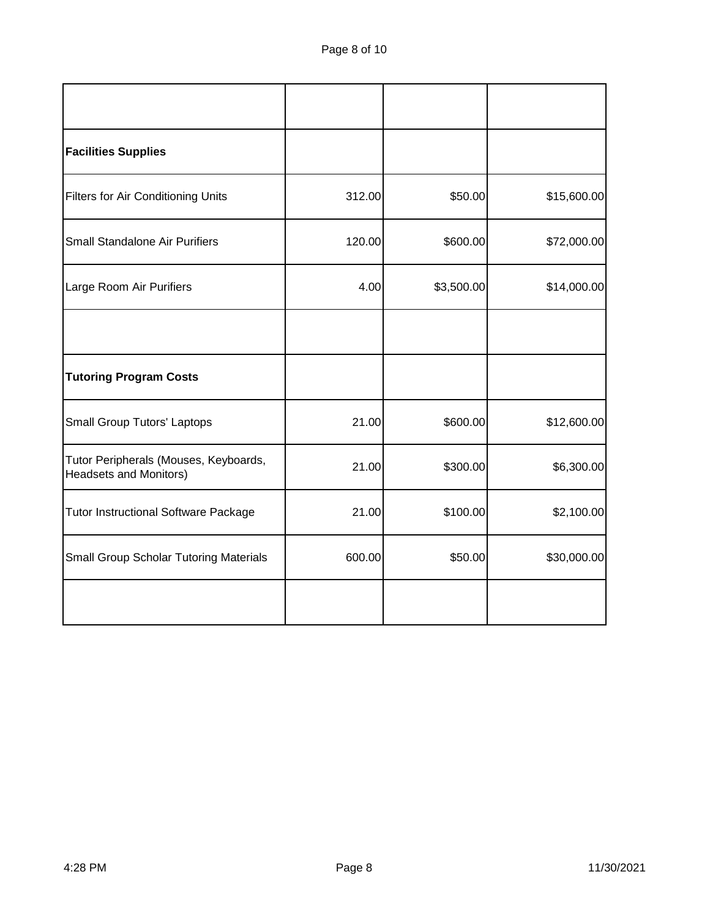| | | | |
|---|---|---|---|
| **Facilities Supplies** | | | |
| Filters for Air Conditioning Units | 312.00 | $50.00 | $15,600.00 |
| Small Standalone Air Purifiers | 120.00 | $600.00 | $72,000.00 |
| Large Room Air Purifiers | 4.00 | $3,500.00 | $14,000.00 |
| | | | |
| **Tutoring Program Costs** | | | |
| Small Group Tutors' Laptops | 21.00 | $600.00 | $12,600.00 |
| Tutor Peripherals (Mouses, Keyboards, Headsets and Monitors) | 21.00 | $300.00 | $6,300.00 |
| Tutor Instructional Software Package | 21.00 | $100.00 | $2,100.00 |
| Small Group Scholar Tutoring Materials | 600.00 | $50.00 | $30,000.00 |
| | | | |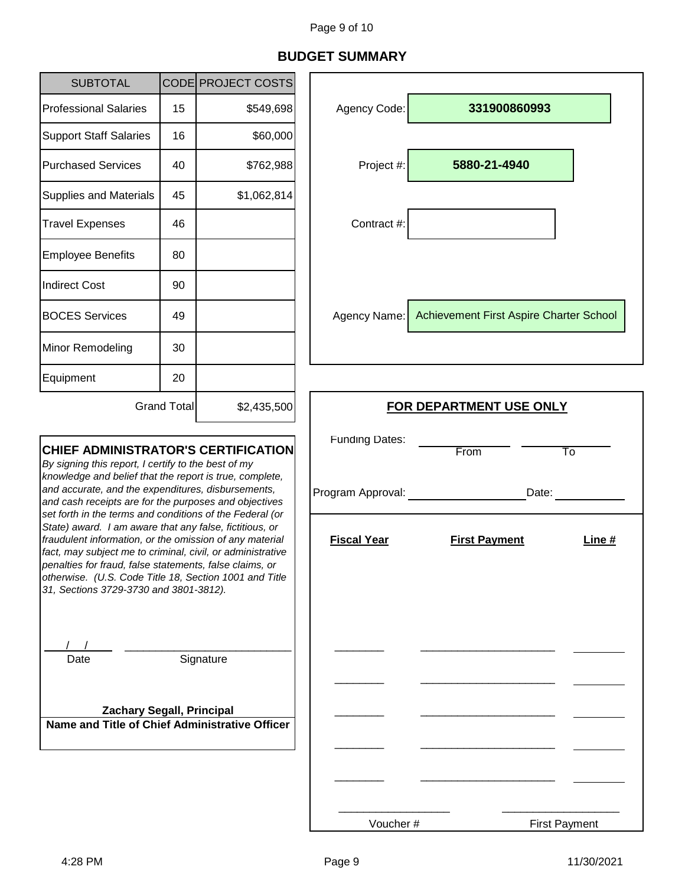## BUDGET SUMMARY

| SUBTOTAL | CODE | PROJECT COSTS |
|---|---|---|
| Professional Salaries | 15 | $549,698 |
| Support Staff Salaries | 16 | $60,000 |
| Purchased Services | 40 | $762,988 |
| Supplies and Materials | 45 | $1,062,814 |
| Travel Expenses | 46 | |
| Employee Benefits | 80 | |
| Indirect Cost | 90 | |
| BOCES Services | 49 | |
| Minor Remodeling | 30 | |
| Equipment | 20 | |
| | Grand Total | $2,435,500 |

Agency Code: **331900860993**

Project #: **5880-21-4940**

Contract #:

Agency Name: Achievement First Aspire Charter School

**CHIEF ADMINISTRATOR'S CERTIFICATION**

*By signing this report, I certify to the best of my knowledge and belief that the report is true, complete, and accurate, and the expenditures, disbursements, and cash receipts are for the purposes and objectives set forth in the terms and conditions of the Federal (or State) award. I am aware that any false, fictitious, or fraudulent information, or the omission of any material fact, may subject me to criminal, civil, or administrative penalties for fraud, false statements, false claims, or otherwise. (U.S. Code Title 18, Section 1001 and Title 31, Sections 3729-3730 and 3801-3812).*

___/___/___ Date

______________________ Signature

**Zachary Segall, Principal**

**Name and Title of Chief Administrative Officer**

**FOR DEPARTMENT USE ONLY**

Funding Dates: ____________ From ____________ To

Program Approval: ____________________ Date: ____________

| Fiscal Year | First Payment | Line # |
|---|---|---|
| | | |
| | | |
| | | |
| | | |
| | | |

______________________ Voucher #

______________________ First Payment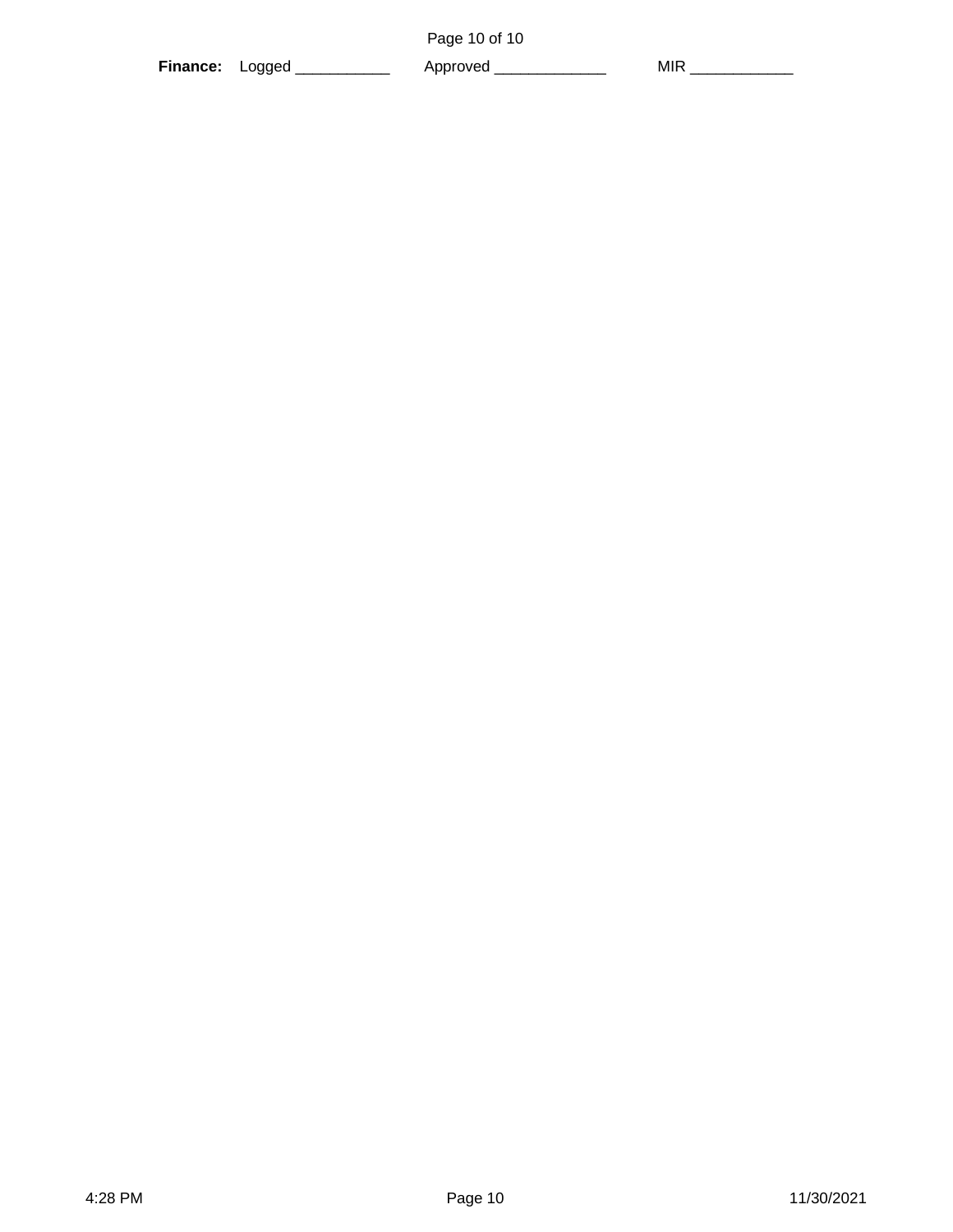**Finance:** Logged ___________ Approved _____________ MIR ____________